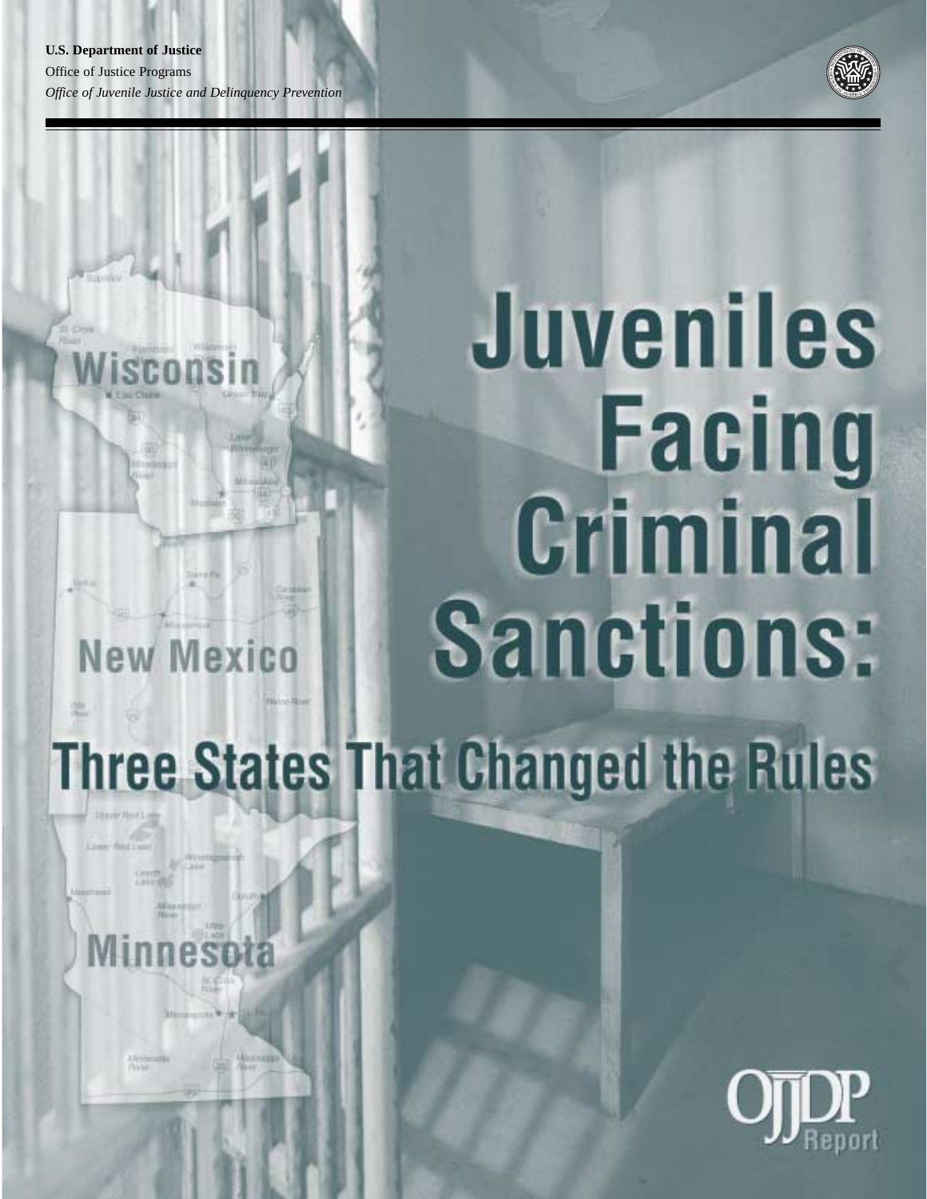**U.S. Department of Justice**
Office of Justice Programs
*Office of Juvenile Justice and Delinquency Prevention*

# Juveniles Facing Criminal Sanctions:

## Three States That Changed the Rules

Wisconsin

New Mexico

Minnesota

OJJDP Report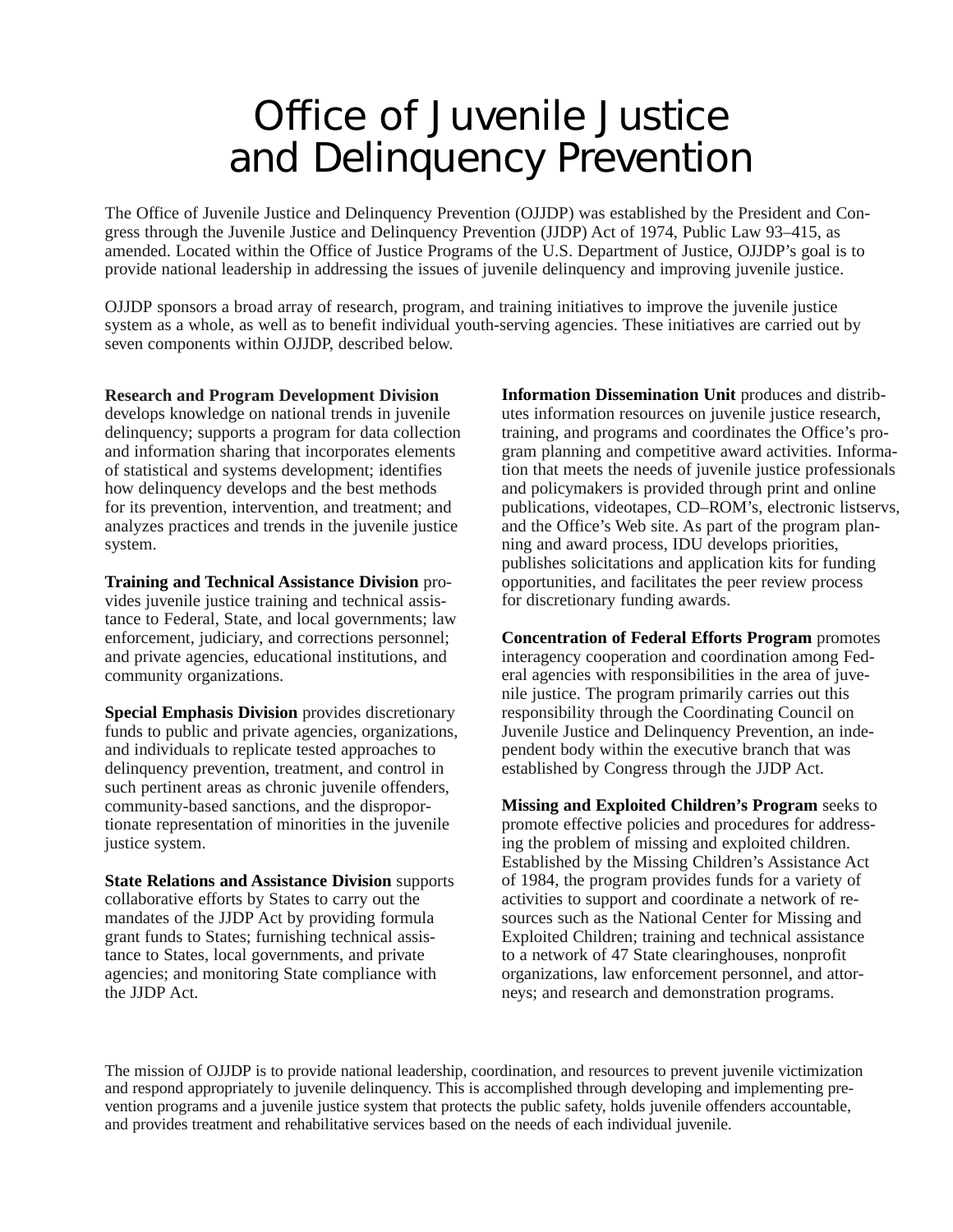# Office of Juvenile Justice and Delinquency Prevention

The Office of Juvenile Justice and Delinquency Prevention (OJJDP) was established by the President and Congress through the Juvenile Justice and Delinquency Prevention (JJDP) Act of 1974, Public Law 93–415, as amended. Located within the Office of Justice Programs of the U.S. Department of Justice, OJJDP's goal is to provide national leadership in addressing the issues of juvenile delinquency and improving juvenile justice.

OJJDP sponsors a broad array of research, program, and training initiatives to improve the juvenile justice system as a whole, as well as to benefit individual youth-serving agencies. These initiatives are carried out by seven components within OJJDP, described below.

**Research and Program Development Division** develops knowledge on national trends in juvenile delinquency; supports a program for data collection and information sharing that incorporates elements of statistical and systems development; identifies how delinquency develops and the best methods for its prevention, intervention, and treatment; and analyzes practices and trends in the juvenile justice system.

**Training and Technical Assistance Division** provides juvenile justice training and technical assistance to Federal, State, and local governments; law enforcement, judiciary, and corrections personnel; and private agencies, educational institutions, and community organizations.

**Special Emphasis Division** provides discretionary funds to public and private agencies, organizations, and individuals to replicate tested approaches to delinquency prevention, treatment, and control in such pertinent areas as chronic juvenile offenders, community-based sanctions, and the disproportionate representation of minorities in the juvenile justice system.

**State Relations and Assistance Division** supports collaborative efforts by States to carry out the mandates of the JJDP Act by providing formula grant funds to States; furnishing technical assistance to States, local governments, and private agencies; and monitoring State compliance with the JJDP Act.

**Information Dissemination Unit** produces and distributes information resources on juvenile justice research, training, and programs and coordinates the Office's program planning and competitive award activities. Information that meets the needs of juvenile justice professionals and policymakers is provided through print and online publications, videotapes, CD–ROM's, electronic listservs, and the Office's Web site. As part of the program planning and award process, IDU develops priorities, publishes solicitations and application kits for funding opportunities, and facilitates the peer review process for discretionary funding awards.

**Concentration of Federal Efforts Program** promotes interagency cooperation and coordination among Federal agencies with responsibilities in the area of juvenile justice. The program primarily carries out this responsibility through the Coordinating Council on Juvenile Justice and Delinquency Prevention, an independent body within the executive branch that was established by Congress through the JJDP Act.

**Missing and Exploited Children's Program** seeks to promote effective policies and procedures for addressing the problem of missing and exploited children. Established by the Missing Children's Assistance Act of 1984, the program provides funds for a variety of activities to support and coordinate a network of resources such as the National Center for Missing and Exploited Children; training and technical assistance to a network of 47 State clearinghouses, nonprofit organizations, law enforcement personnel, and attorneys; and research and demonstration programs.

The mission of OJJDP is to provide national leadership, coordination, and resources to prevent juvenile victimization and respond appropriately to juvenile delinquency. This is accomplished through developing and implementing prevention programs and a juvenile justice system that protects the public safety, holds juvenile offenders accountable, and provides treatment and rehabilitative services based on the needs of each individual juvenile.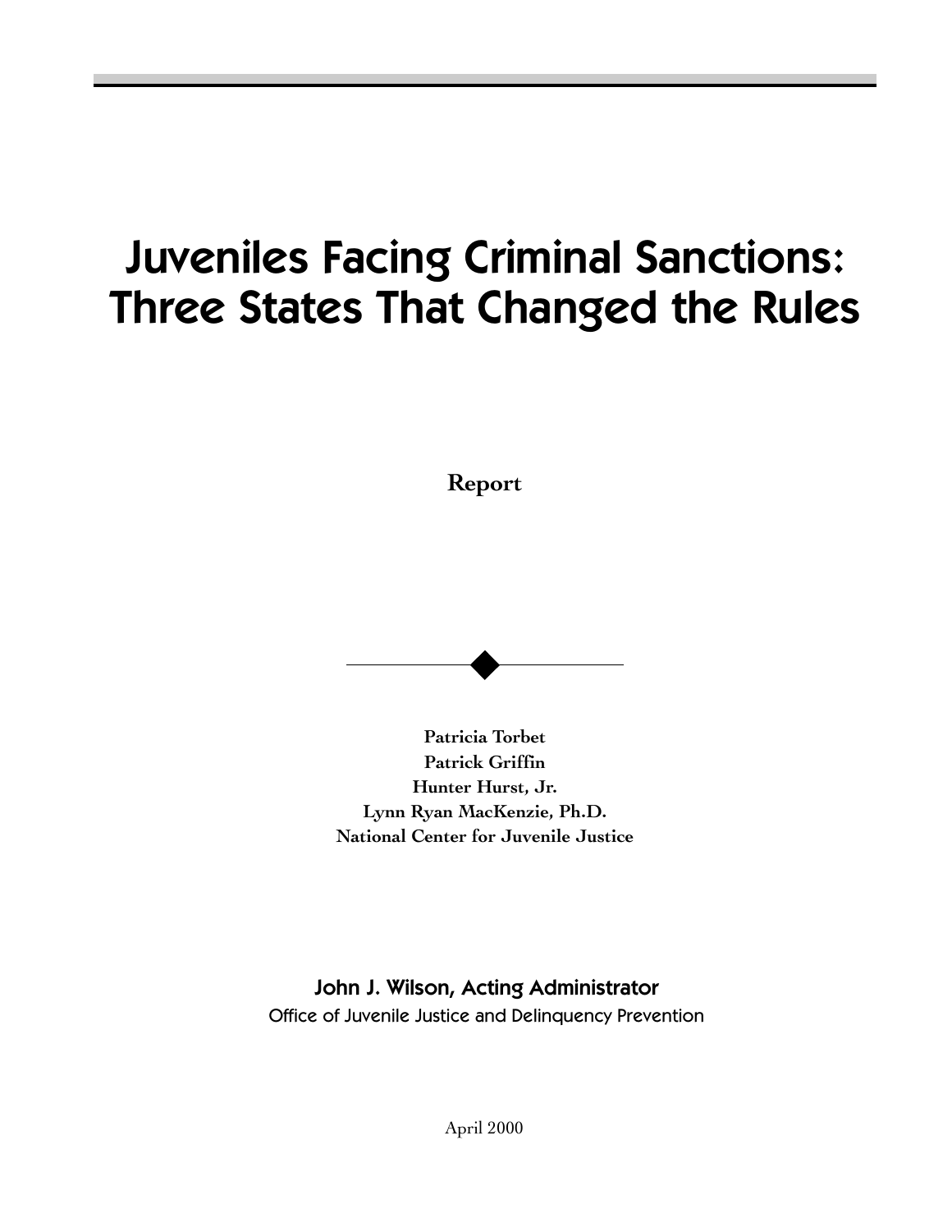# Juveniles Facing Criminal Sanctions: Three States That Changed the Rules

**Report**

**Patricia Torbet**
**Patrick Griffin**
**Hunter Hurst, Jr.**
**Lynn Ryan MacKenzie, Ph.D.**
**National Center for Juvenile Justice**

**John J. Wilson, Acting Administrator**
Office of Juvenile Justice and Delinquency Prevention

April 2000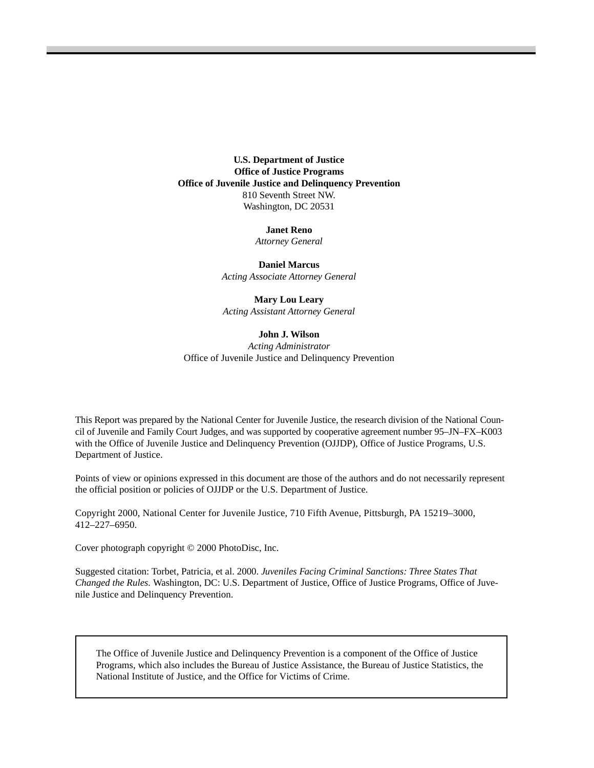**U.S. Department of Justice**
**Office of Justice Programs**
**Office of Juvenile Justice and Delinquency Prevention**
810 Seventh Street NW.
Washington, DC 20531

**Janet Reno**
*Attorney General*

**Daniel Marcus**
*Acting Associate Attorney General*

**Mary Lou Leary**
*Acting Assistant Attorney General*

**John J. Wilson**
*Acting Administrator*
Office of Juvenile Justice and Delinquency Prevention

This Report was prepared by the National Center for Juvenile Justice, the research division of the National Council of Juvenile and Family Court Judges, and was supported by cooperative agreement number 95–JN–FX–K003 with the Office of Juvenile Justice and Delinquency Prevention (OJJDP), Office of Justice Programs, U.S. Department of Justice.

Points of view or opinions expressed in this document are those of the authors and do not necessarily represent the official position or policies of OJJDP or the U.S. Department of Justice.

Copyright 2000, National Center for Juvenile Justice, 710 Fifth Avenue, Pittsburgh, PA 15219–3000, 412–227–6950.

Cover photograph copyright © 2000 PhotoDisc, Inc.

Suggested citation: Torbet, Patricia, et al. 2000. *Juveniles Facing Criminal Sanctions: Three States That Changed the Rules.* Washington, DC: U.S. Department of Justice, Office of Justice Programs, Office of Juvenile Justice and Delinquency Prevention.

The Office of Juvenile Justice and Delinquency Prevention is a component of the Office of Justice Programs, which also includes the Bureau of Justice Assistance, the Bureau of Justice Statistics, the National Institute of Justice, and the Office for Victims of Crime.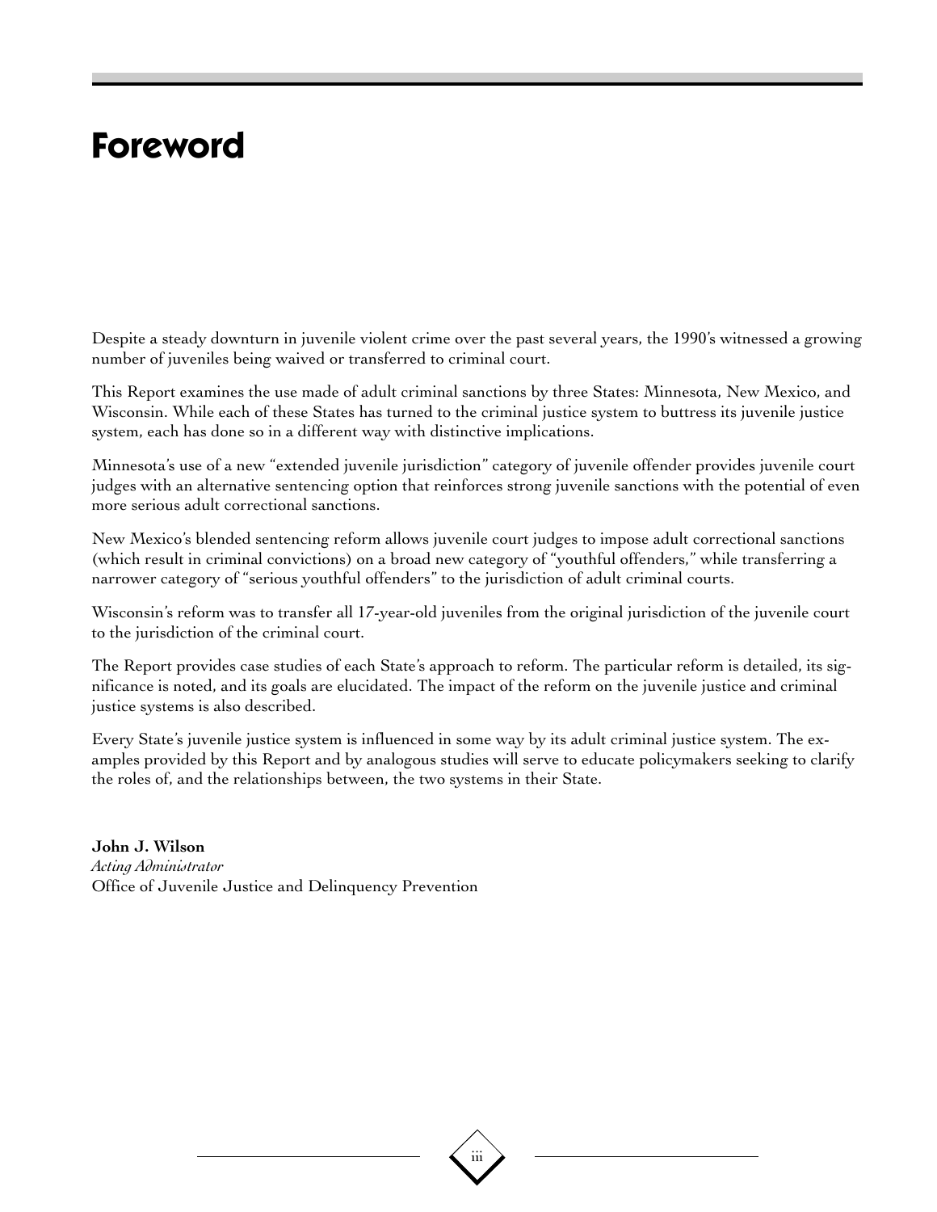# Foreword

Despite a steady downturn in juvenile violent crime over the past several years, the 1990's witnessed a growing number of juveniles being waived or transferred to criminal court.

This Report examines the use made of adult criminal sanctions by three States: Minnesota, New Mexico, and Wisconsin. While each of these States has turned to the criminal justice system to buttress its juvenile justice system, each has done so in a different way with distinctive implications.

Minnesota's use of a new "extended juvenile jurisdiction" category of juvenile offender provides juvenile court judges with an alternative sentencing option that reinforces strong juvenile sanctions with the potential of even more serious adult correctional sanctions.

New Mexico's blended sentencing reform allows juvenile court judges to impose adult correctional sanctions (which result in criminal convictions) on a broad new category of "youthful offenders," while transferring a narrower category of "serious youthful offenders" to the jurisdiction of adult criminal courts.

Wisconsin's reform was to transfer all 17-year-old juveniles from the original jurisdiction of the juvenile court to the jurisdiction of the criminal court.

The Report provides case studies of each State's approach to reform. The particular reform is detailed, its significance is noted, and its goals are elucidated. The impact of the reform on the juvenile justice and criminal justice systems is also described.

Every State's juvenile justice system is influenced in some way by its adult criminal justice system. The examples provided by this Report and by analogous studies will serve to educate policymakers seeking to clarify the roles of, and the relationships between, the two systems in their State.

**John J. Wilson**
*Acting Administrator*
Office of Juvenile Justice and Delinquency Prevention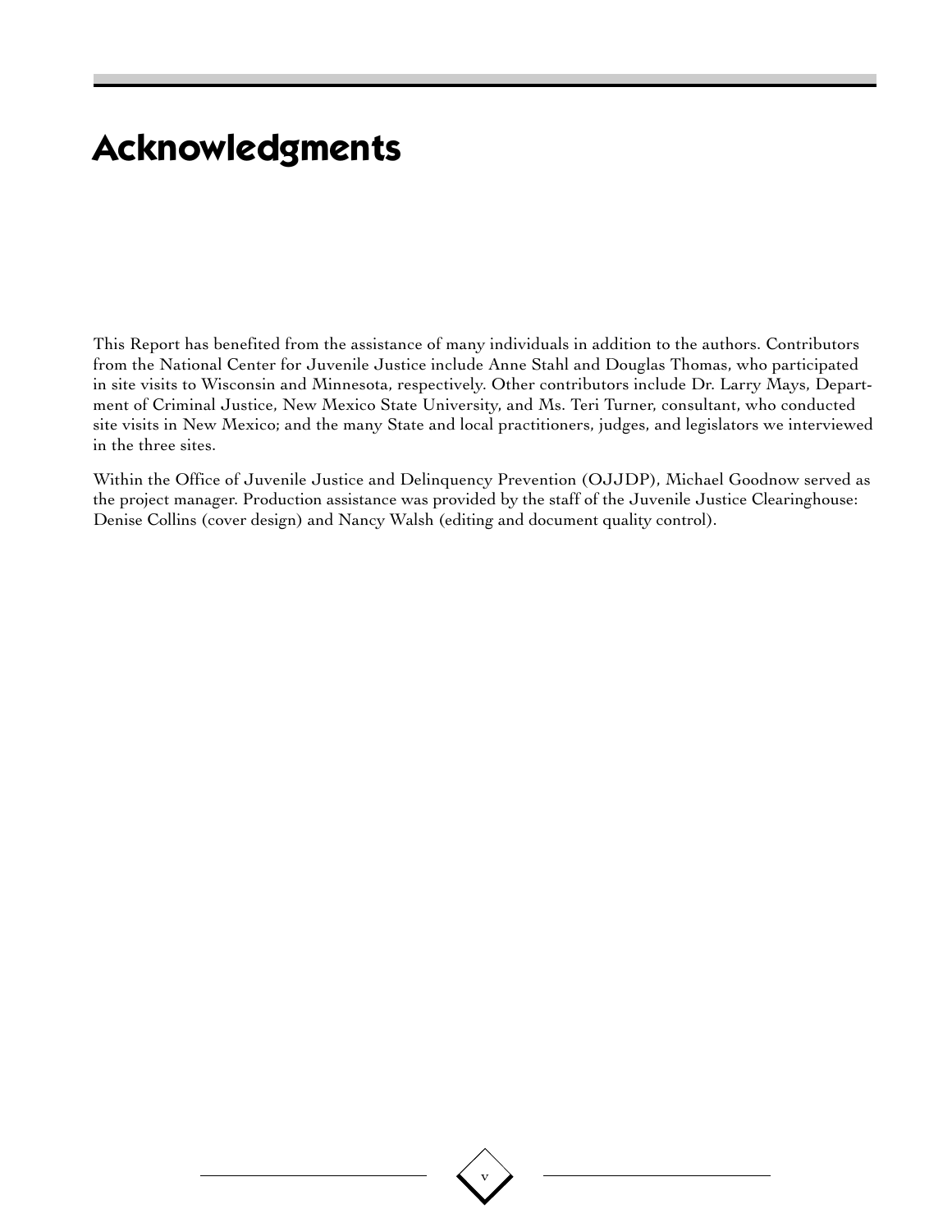# Acknowledgments

This Report has benefited from the assistance of many individuals in addition to the authors. Contributors from the National Center for Juvenile Justice include Anne Stahl and Douglas Thomas, who participated in site visits to Wisconsin and Minnesota, respectively. Other contributors include Dr. Larry Mays, Department of Criminal Justice, New Mexico State University, and Ms. Teri Turner, consultant, who conducted site visits in New Mexico; and the many State and local practitioners, judges, and legislators we interviewed in the three sites.

Within the Office of Juvenile Justice and Delinquency Prevention (OJJDP), Michael Goodnow served as the project manager. Production assistance was provided by the staff of the Juvenile Justice Clearinghouse: Denise Collins (cover design) and Nancy Walsh (editing and document quality control).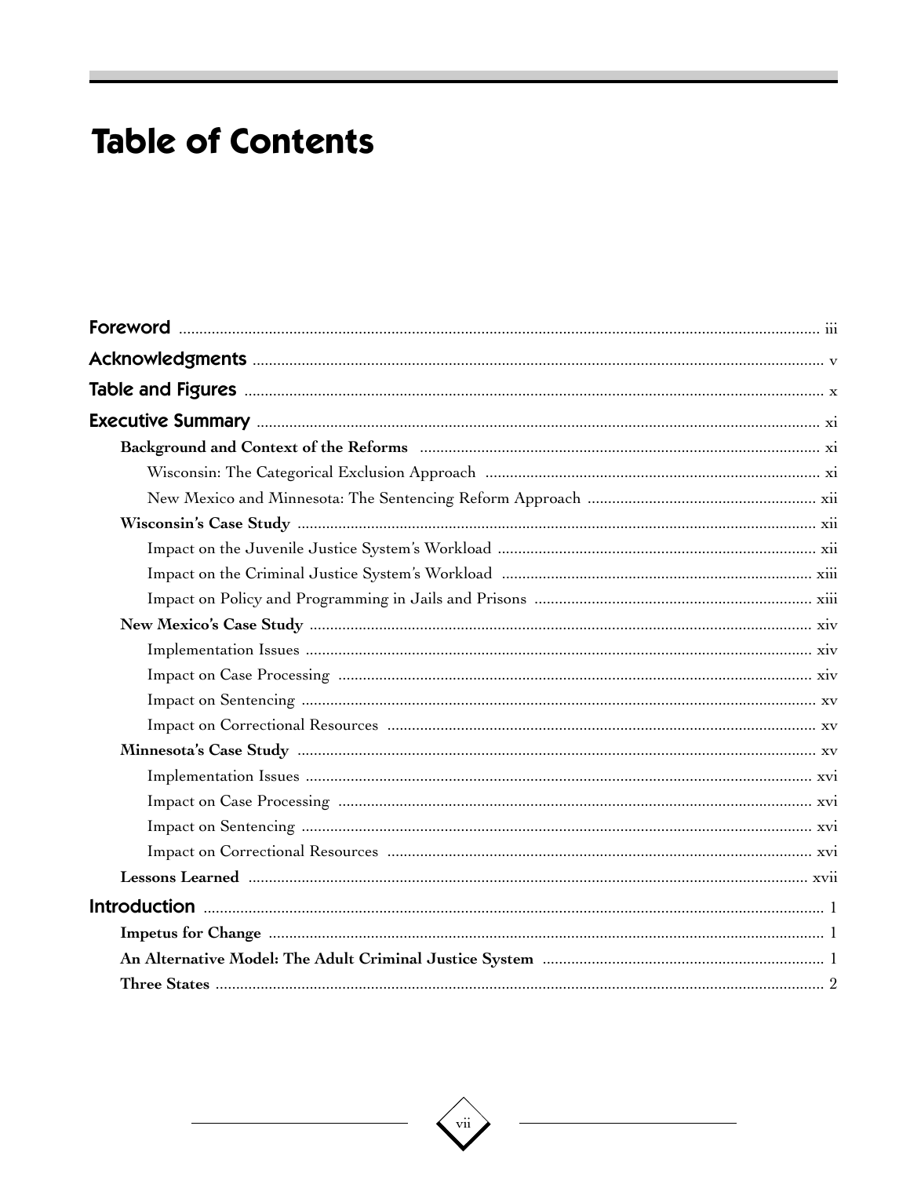# Table of Contents

**Foreword** ... iii

**Acknowledgments** ... v

**Table and Figures** ... x

**Executive Summary** ... xi

- **Background and Context of the Reforms** ... xi
  - Wisconsin: The Categorical Exclusion Approach ... xi
  - New Mexico and Minnesota: The Sentencing Reform Approach ... xii
- **Wisconsin's Case Study** ... xii
  - Impact on the Juvenile Justice System's Workload ... xii
  - Impact on the Criminal Justice System's Workload ... xiii
  - Impact on Policy and Programming in Jails and Prisons ... xiii
- **New Mexico's Case Study** ... xiv
  - Implementation Issues ... xiv
  - Impact on Case Processing ... xiv
  - Impact on Sentencing ... xv
  - Impact on Correctional Resources ... xv
- **Minnesota's Case Study** ... xv
  - Implementation Issues ... xvi
  - Impact on Case Processing ... xvi
  - Impact on Sentencing ... xvi
  - Impact on Correctional Resources ... xvi
- **Lessons Learned** ... xvii

**Introduction** ... 1

- **Impetus for Change** ... 1
- **An Alternative Model: The Adult Criminal Justice System** ... 1
- **Three States** ... 2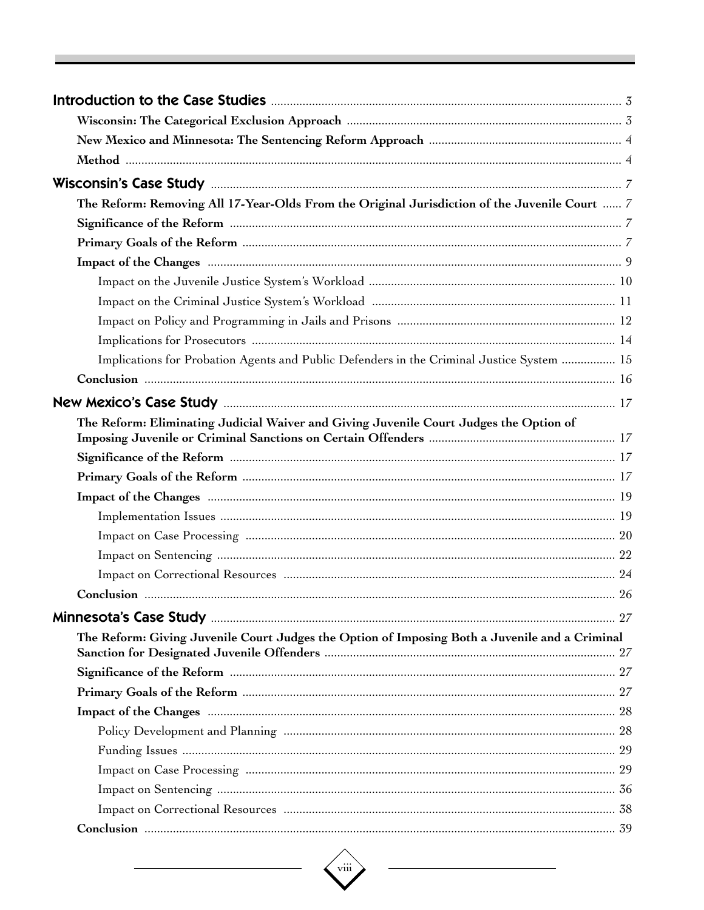Introduction to the Case Studies .......... 3

- **Wisconsin: The Categorical Exclusion Approach** .......... 3
- **New Mexico and Minnesota: The Sentencing Reform Approach** .......... 4
- **Method** .......... 4

Wisconsin's Case Study .......... 7

- **The Reform: Removing All 17-Year-Olds From the Original Jurisdiction of the Juvenile Court** .......... 7
- **Significance of the Reform** .......... 7
- **Primary Goals of the Reform** .......... 7
- **Impact of the Changes** .......... 9
  - Impact on the Juvenile Justice System's Workload .......... 10
  - Impact on the Criminal Justice System's Workload .......... 11
  - Impact on Policy and Programming in Jails and Prisons .......... 12
  - Implications for Prosecutors .......... 14
  - Implications for Probation Agents and Public Defenders in the Criminal Justice System .......... 15
- **Conclusion** .......... 16

New Mexico's Case Study .......... 17

- **The Reform: Eliminating Judicial Waiver and Giving Juvenile Court Judges the Option of Imposing Juvenile or Criminal Sanctions on Certain Offenders** .......... 17
- **Significance of the Reform** .......... 17
- **Primary Goals of the Reform** .......... 17
- **Impact of the Changes** .......... 19
  - Implementation Issues .......... 19
  - Impact on Case Processing .......... 20
  - Impact on Sentencing .......... 22
  - Impact on Correctional Resources .......... 24
- **Conclusion** .......... 26

Minnesota's Case Study .......... 27

- **The Reform: Giving Juvenile Court Judges the Option of Imposing Both a Juvenile and a Criminal Sanction for Designated Juvenile Offenders** .......... 27
- **Significance of the Reform** .......... 27
- **Primary Goals of the Reform** .......... 27
- **Impact of the Changes** .......... 28
  - Policy Development and Planning .......... 28
  - Funding Issues .......... 29
  - Impact on Case Processing .......... 29
  - Impact on Sentencing .......... 36
  - Impact on Correctional Resources .......... 38
- **Conclusion** .......... 39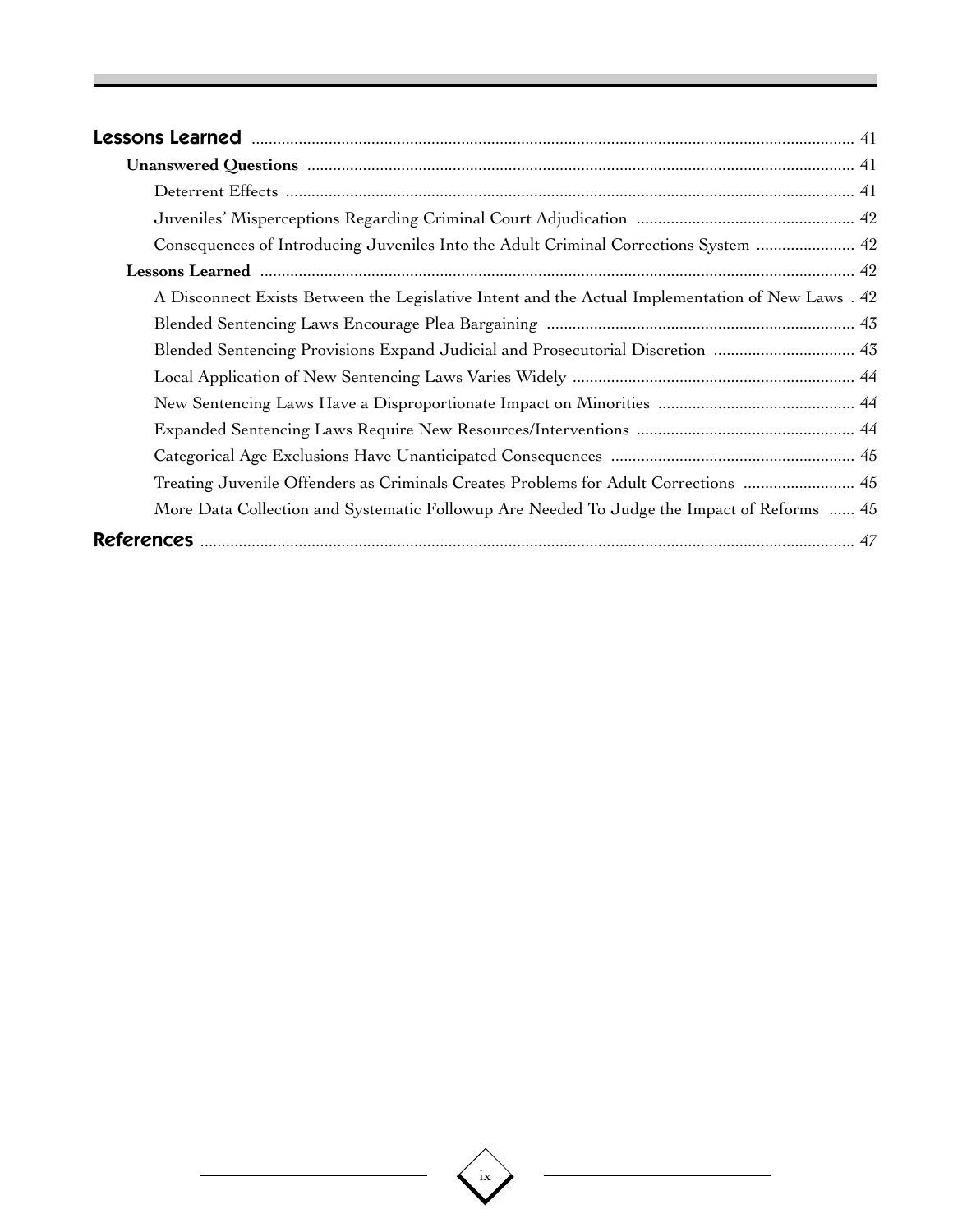**Lessons Learned** ............................................................ 41

- **Unanswered Questions** ............................................................ 41
  - Deterrent Effects ............................................................ 41
  - Juveniles' Misperceptions Regarding Criminal Court Adjudication ............................................................ 42
  - Consequences of Introducing Juveniles Into the Adult Criminal Corrections System ............................................................ 42
- **Lessons Learned** ............................................................ 42
  - A Disconnect Exists Between the Legislative Intent and the Actual Implementation of New Laws . 42
  - Blended Sentencing Laws Encourage Plea Bargaining ............................................................ 43
  - Blended Sentencing Provisions Expand Judicial and Prosecutorial Discretion ............................................................ 43
  - Local Application of New Sentencing Laws Varies Widely ............................................................ 44
  - New Sentencing Laws Have a Disproportionate Impact on Minorities ............................................................ 44
  - Expanded Sentencing Laws Require New Resources/Interventions ............................................................ 44
  - Categorical Age Exclusions Have Unanticipated Consequences ............................................................ 45
  - Treating Juvenile Offenders as Criminals Creates Problems for Adult Corrections ............................................................ 45
  - More Data Collection and Systematic Followup Are Needed To Judge the Impact of Reforms ...... 45

**References** ............................................................ 47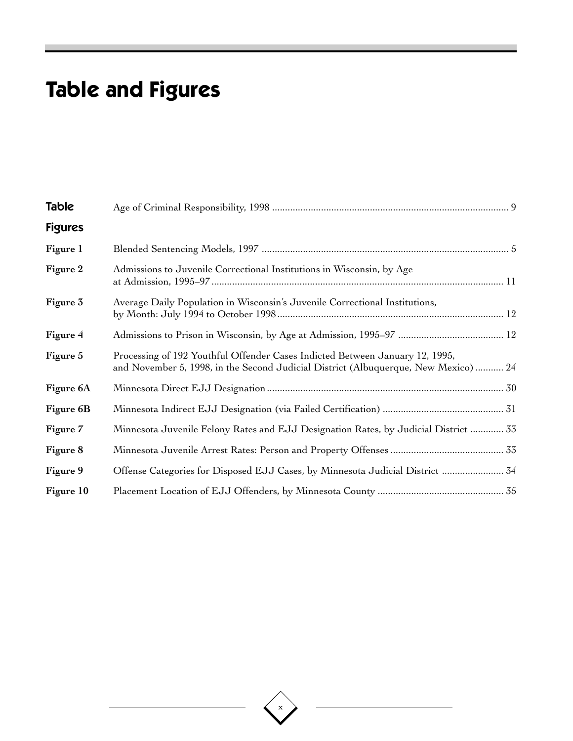# Table and Figures

| | | |
|---|---|---|
| **Table** | Age of Criminal Responsibility, 1998 | 9 |
| **Figures** | | |
| **Figure 1** | Blended Sentencing Models, 1997 | 5 |
| **Figure 2** | Admissions to Juvenile Correctional Institutions in Wisconsin, by Age at Admission, 1995–97 | 11 |
| **Figure 3** | Average Daily Population in Wisconsin's Juvenile Correctional Institutions, by Month: July 1994 to October 1998 | 12 |
| **Figure 4** | Admissions to Prison in Wisconsin, by Age at Admission, 1995–97 | 12 |
| **Figure 5** | Processing of 192 Youthful Offender Cases Indicted Between January 12, 1995, and November 5, 1998, in the Second Judicial District (Albuquerque, New Mexico) | 24 |
| **Figure 6A** | Minnesota Direct EJJ Designation | 30 |
| **Figure 6B** | Minnesota Indirect EJJ Designation (via Failed Certification) | 31 |
| **Figure 7** | Minnesota Juvenile Felony Rates and EJJ Designation Rates, by Judicial District | 33 |
| **Figure 8** | Minnesota Juvenile Arrest Rates: Person and Property Offenses | 33 |
| **Figure 9** | Offense Categories for Disposed EJJ Cases, by Minnesota Judicial District | 34 |
| **Figure 10** | Placement Location of EJJ Offenders, by Minnesota County | 35 |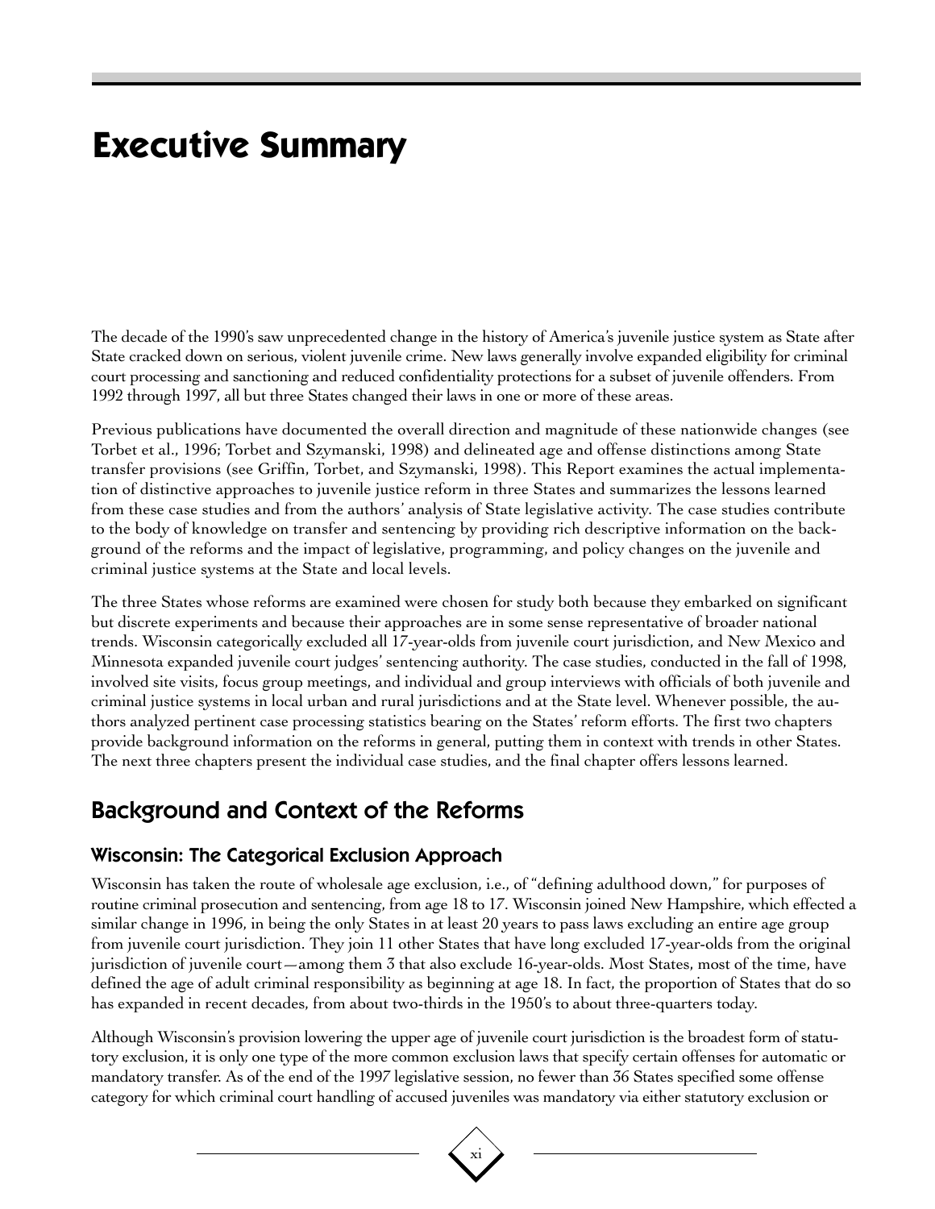# Executive Summary

The decade of the 1990's saw unprecedented change in the history of America's juvenile justice system as State after State cracked down on serious, violent juvenile crime. New laws generally involve expanded eligibility for criminal court processing and sanctioning and reduced confidentiality protections for a subset of juvenile offenders. From 1992 through 1997, all but three States changed their laws in one or more of these areas.

Previous publications have documented the overall direction and magnitude of these nationwide changes (see Torbet et al., 1996; Torbet and Szymanski, 1998) and delineated age and offense distinctions among State transfer provisions (see Griffin, Torbet, and Szymanski, 1998). This Report examines the actual implementation of distinctive approaches to juvenile justice reform in three States and summarizes the lessons learned from these case studies and from the authors' analysis of State legislative activity. The case studies contribute to the body of knowledge on transfer and sentencing by providing rich descriptive information on the background of the reforms and the impact of legislative, programming, and policy changes on the juvenile and criminal justice systems at the State and local levels.

The three States whose reforms are examined were chosen for study both because they embarked on significant but discrete experiments and because their approaches are in some sense representative of broader national trends. Wisconsin categorically excluded all 17-year-olds from juvenile court jurisdiction, and New Mexico and Minnesota expanded juvenile court judges' sentencing authority. The case studies, conducted in the fall of 1998, involved site visits, focus group meetings, and individual and group interviews with officials of both juvenile and criminal justice systems in local urban and rural jurisdictions and at the State level. Whenever possible, the authors analyzed pertinent case processing statistics bearing on the States' reform efforts. The first two chapters provide background information on the reforms in general, putting them in context with trends in other States. The next three chapters present the individual case studies, and the final chapter offers lessons learned.

## Background and Context of the Reforms

### Wisconsin: The Categorical Exclusion Approach

Wisconsin has taken the route of wholesale age exclusion, i.e., of "defining adulthood down," for purposes of routine criminal prosecution and sentencing, from age 18 to 17. Wisconsin joined New Hampshire, which effected a similar change in 1996, in being the only States in at least 20 years to pass laws excluding an entire age group from juvenile court jurisdiction. They join 11 other States that have long excluded 17-year-olds from the original jurisdiction of juvenile court—among them 3 that also exclude 16-year-olds. Most States, most of the time, have defined the age of adult criminal responsibility as beginning at age 18. In fact, the proportion of States that do so has expanded in recent decades, from about two-thirds in the 1950's to about three-quarters today.

Although Wisconsin's provision lowering the upper age of juvenile court jurisdiction is the broadest form of statutory exclusion, it is only one type of the more common exclusion laws that specify certain offenses for automatic or mandatory transfer. As of the end of the 1997 legislative session, no fewer than 36 States specified some offense category for which criminal court handling of accused juveniles was mandatory via either statutory exclusion or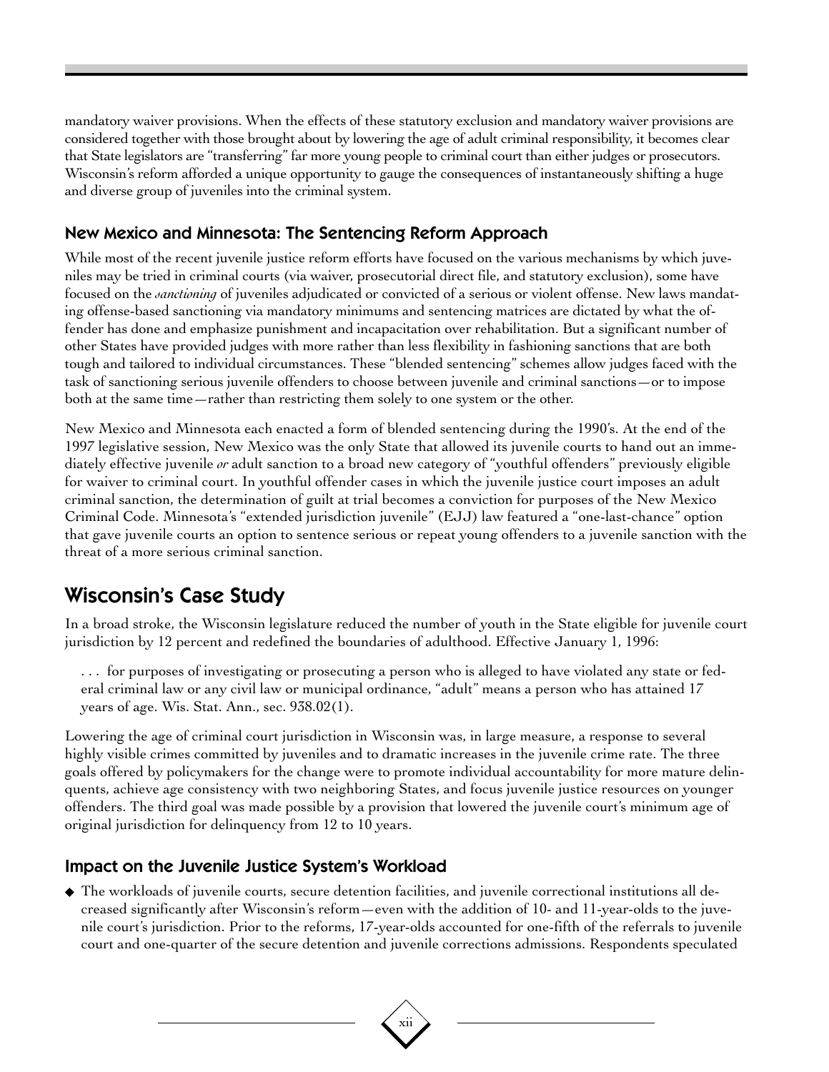mandatory waiver provisions. When the effects of these statutory exclusion and mandatory waiver provisions are considered together with those brought about by lowering the age of adult criminal responsibility, it becomes clear that State legislators are "transferring" far more young people to criminal court than either judges or prosecutors. Wisconsin's reform afforded a unique opportunity to gauge the consequences of instantaneously shifting a huge and diverse group of juveniles into the criminal system.

### New Mexico and Minnesota: The Sentencing Reform Approach

While most of the recent juvenile justice reform efforts have focused on the various mechanisms by which juveniles may be tried in criminal courts (via waiver, prosecutorial direct file, and statutory exclusion), some have focused on the *sanctioning* of juveniles adjudicated or convicted of a serious or violent offense. New laws mandating offense-based sanctioning via mandatory minimums and sentencing matrices are dictated by what the offender has done and emphasize punishment and incapacitation over rehabilitation. But a significant number of other States have provided judges with more rather than less flexibility in fashioning sanctions that are both tough and tailored to individual circumstances. These "blended sentencing" schemes allow judges faced with the task of sanctioning serious juvenile offenders to choose between juvenile and criminal sanctions—or to impose both at the same time—rather than restricting them solely to one system or the other.

New Mexico and Minnesota each enacted a form of blended sentencing during the 1990's. At the end of the 1997 legislative session, New Mexico was the only State that allowed its juvenile courts to hand out an immediately effective juvenile *or* adult sanction to a broad new category of "youthful offenders" previously eligible for waiver to criminal court. In youthful offender cases in which the juvenile justice court imposes an adult criminal sanction, the determination of guilt at trial becomes a conviction for purposes of the New Mexico Criminal Code. Minnesota's "extended jurisdiction juvenile" (EJJ) law featured a "one-last-chance" option that gave juvenile courts an option to sentence serious or repeat young offenders to a juvenile sanction with the threat of a more serious criminal sanction.

## Wisconsin's Case Study

In a broad stroke, the Wisconsin legislature reduced the number of youth in the State eligible for juvenile court jurisdiction by 12 percent and redefined the boundaries of adulthood. Effective January 1, 1996:

> . . . for purposes of investigating or prosecuting a person who is alleged to have violated any state or federal criminal law or any civil law or municipal ordinance, "adult" means a person who has attained 17 years of age. Wis. Stat. Ann., sec. 938.02(1).

Lowering the age of criminal court jurisdiction in Wisconsin was, in large measure, a response to several highly visible crimes committed by juveniles and to dramatic increases in the juvenile crime rate. The three goals offered by policymakers for the change were to promote individual accountability for more mature delinquents, achieve age consistency with two neighboring States, and focus juvenile justice resources on younger offenders. The third goal was made possible by a provision that lowered the juvenile court's minimum age of original jurisdiction for delinquency from 12 to 10 years.

### Impact on the Juvenile Justice System's Workload

- The workloads of juvenile courts, secure detention facilities, and juvenile correctional institutions all decreased significantly after Wisconsin's reform—even with the addition of 10- and 11-year-olds to the juvenile court's jurisdiction. Prior to the reforms, 17-year-olds accounted for one-fifth of the referrals to juvenile court and one-quarter of the secure detention and juvenile corrections admissions. Respondents speculated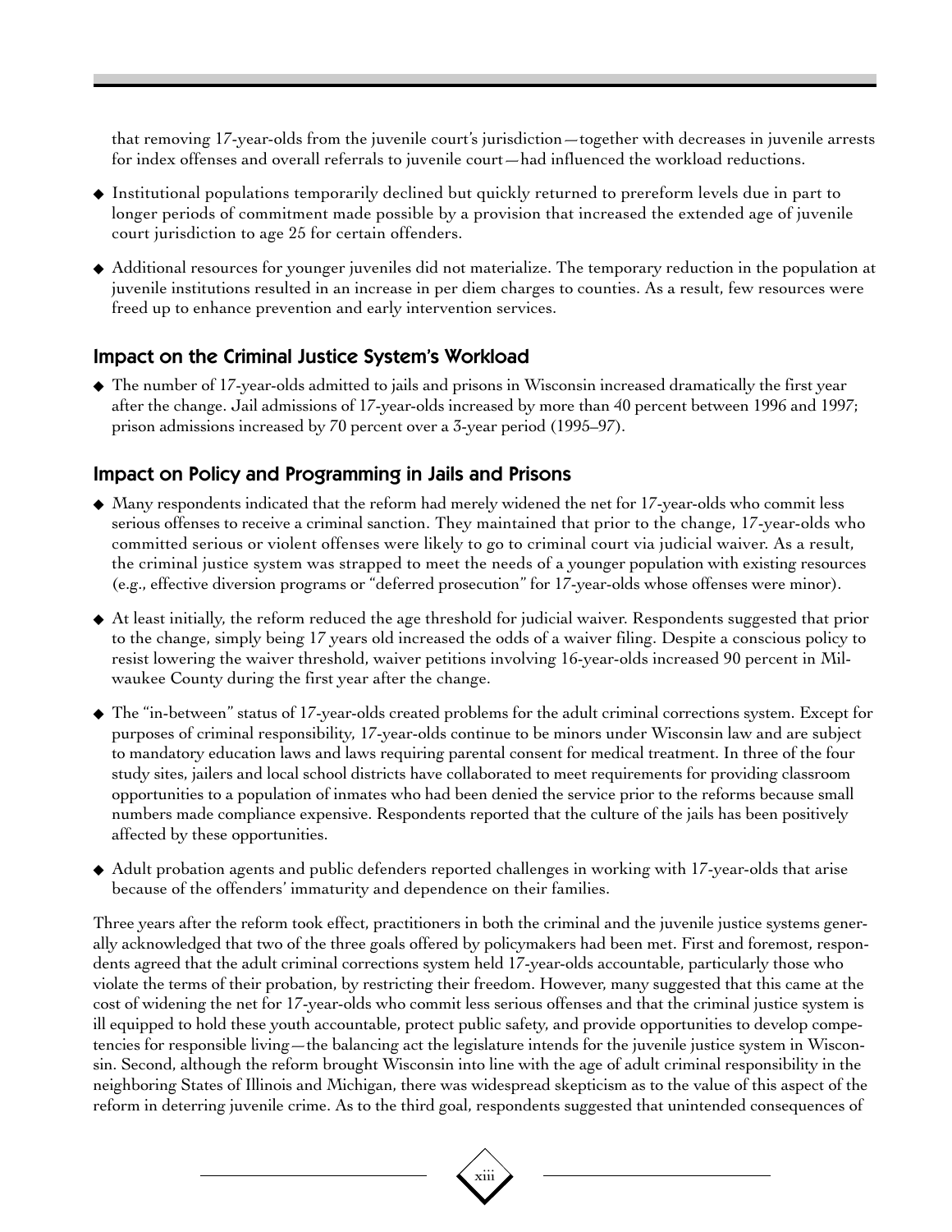that removing 17-year-olds from the juvenile court's jurisdiction—together with decreases in juvenile arrests for index offenses and overall referrals to juvenile court—had influenced the workload reductions.

- Institutional populations temporarily declined but quickly returned to prereform levels due in part to longer periods of commitment made possible by a provision that increased the extended age of juvenile court jurisdiction to age 25 for certain offenders.
- Additional resources for younger juveniles did not materialize. The temporary reduction in the population at juvenile institutions resulted in an increase in per diem charges to counties. As a result, few resources were freed up to enhance prevention and early intervention services.

## Impact on the Criminal Justice System's Workload

- The number of 17-year-olds admitted to jails and prisons in Wisconsin increased dramatically the first year after the change. Jail admissions of 17-year-olds increased by more than 40 percent between 1996 and 1997; prison admissions increased by 70 percent over a 3-year period (1995–97).

## Impact on Policy and Programming in Jails and Prisons

- Many respondents indicated that the reform had merely widened the net for 17-year-olds who commit less serious offenses to receive a criminal sanction. They maintained that prior to the change, 17-year-olds who committed serious or violent offenses were likely to go to criminal court via judicial waiver. As a result, the criminal justice system was strapped to meet the needs of a younger population with existing resources (e.g., effective diversion programs or "deferred prosecution" for 17-year-olds whose offenses were minor).
- At least initially, the reform reduced the age threshold for judicial waiver. Respondents suggested that prior to the change, simply being 17 years old increased the odds of a waiver filing. Despite a conscious policy to resist lowering the waiver threshold, waiver petitions involving 16-year-olds increased 90 percent in Milwaukee County during the first year after the change.
- The "in-between" status of 17-year-olds created problems for the adult criminal corrections system. Except for purposes of criminal responsibility, 17-year-olds continue to be minors under Wisconsin law and are subject to mandatory education laws and laws requiring parental consent for medical treatment. In three of the four study sites, jailers and local school districts have collaborated to meet requirements for providing classroom opportunities to a population of inmates who had been denied the service prior to the reforms because small numbers made compliance expensive. Respondents reported that the culture of the jails has been positively affected by these opportunities.
- Adult probation agents and public defenders reported challenges in working with 17-year-olds that arise because of the offenders' immaturity and dependence on their families.

Three years after the reform took effect, practitioners in both the criminal and the juvenile justice systems generally acknowledged that two of the three goals offered by policymakers had been met. First and foremost, respondents agreed that the adult criminal corrections system held 17-year-olds accountable, particularly those who violate the terms of their probation, by restricting their freedom. However, many suggested that this came at the cost of widening the net for 17-year-olds who commit less serious offenses and that the criminal justice system is ill equipped to hold these youth accountable, protect public safety, and provide opportunities to develop competencies for responsible living—the balancing act the legislature intends for the juvenile justice system in Wisconsin. Second, although the reform brought Wisconsin into line with the age of adult criminal responsibility in the neighboring States of Illinois and Michigan, there was widespread skepticism as to the value of this aspect of the reform in deterring juvenile crime. As to the third goal, respondents suggested that unintended consequences of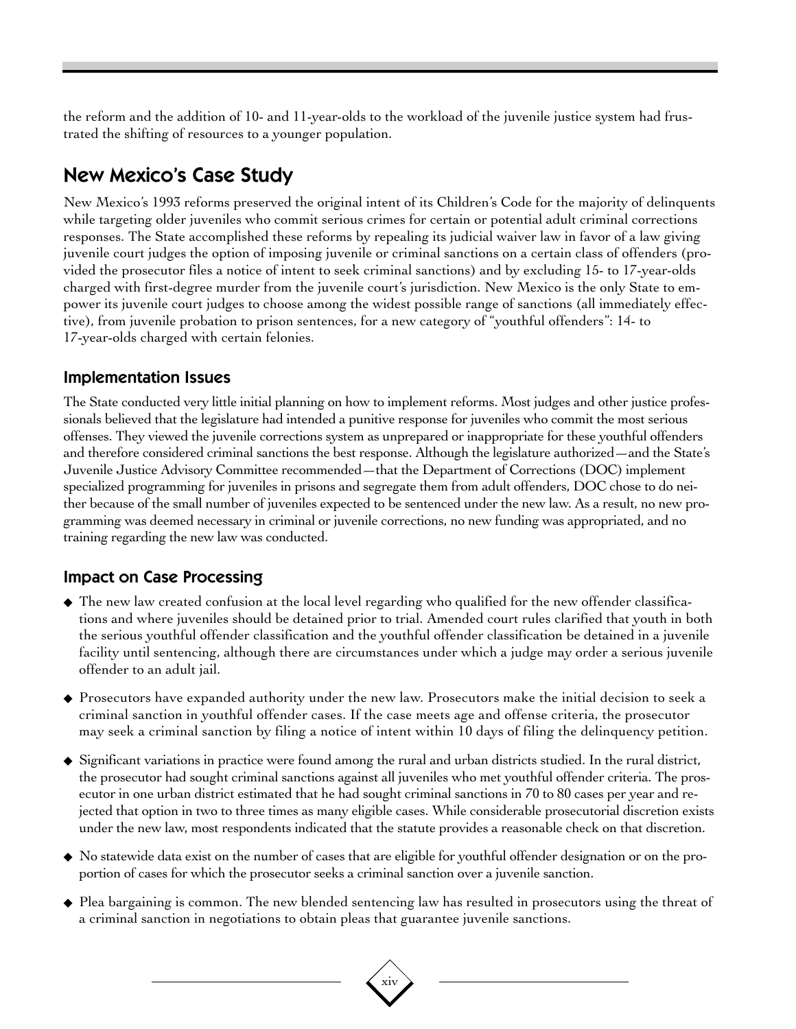the reform and the addition of 10- and 11-year-olds to the workload of the juvenile justice system had frustrated the shifting of resources to a younger population.

## New Mexico's Case Study

New Mexico's 1993 reforms preserved the original intent of its Children's Code for the majority of delinquents while targeting older juveniles who commit serious crimes for certain or potential adult criminal corrections responses. The State accomplished these reforms by repealing its judicial waiver law in favor of a law giving juvenile court judges the option of imposing juvenile or criminal sanctions on a certain class of offenders (provided the prosecutor files a notice of intent to seek criminal sanctions) and by excluding 15- to 17-year-olds charged with first-degree murder from the juvenile court's jurisdiction. New Mexico is the only State to empower its juvenile court judges to choose among the widest possible range of sanctions (all immediately effective), from juvenile probation to prison sentences, for a new category of "youthful offenders": 14- to 17-year-olds charged with certain felonies.

### Implementation Issues

The State conducted very little initial planning on how to implement reforms. Most judges and other justice professionals believed that the legislature had intended a punitive response for juveniles who commit the most serious offenses. They viewed the juvenile corrections system as unprepared or inappropriate for these youthful offenders and therefore considered criminal sanctions the best response. Although the legislature authorized—and the State's Juvenile Justice Advisory Committee recommended—that the Department of Corrections (DOC) implement specialized programming for juveniles in prisons and segregate them from adult offenders, DOC chose to do neither because of the small number of juveniles expected to be sentenced under the new law. As a result, no new programming was deemed necessary in criminal or juvenile corrections, no new funding was appropriated, and no training regarding the new law was conducted.

### Impact on Case Processing

- The new law created confusion at the local level regarding who qualified for the new offender classifications and where juveniles should be detained prior to trial. Amended court rules clarified that youth in both the serious youthful offender classification and the youthful offender classification be detained in a juvenile facility until sentencing, although there are circumstances under which a judge may order a serious juvenile offender to an adult jail.
- Prosecutors have expanded authority under the new law. Prosecutors make the initial decision to seek a criminal sanction in youthful offender cases. If the case meets age and offense criteria, the prosecutor may seek a criminal sanction by filing a notice of intent within 10 days of filing the delinquency petition.
- Significant variations in practice were found among the rural and urban districts studied. In the rural district, the prosecutor had sought criminal sanctions against all juveniles who met youthful offender criteria. The prosecutor in one urban district estimated that he had sought criminal sanctions in 70 to 80 cases per year and rejected that option in two to three times as many eligible cases. While considerable prosecutorial discretion exists under the new law, most respondents indicated that the statute provides a reasonable check on that discretion.
- No statewide data exist on the number of cases that are eligible for youthful offender designation or on the proportion of cases for which the prosecutor seeks a criminal sanction over a juvenile sanction.
- Plea bargaining is common. The new blended sentencing law has resulted in prosecutors using the threat of a criminal sanction in negotiations to obtain pleas that guarantee juvenile sanctions.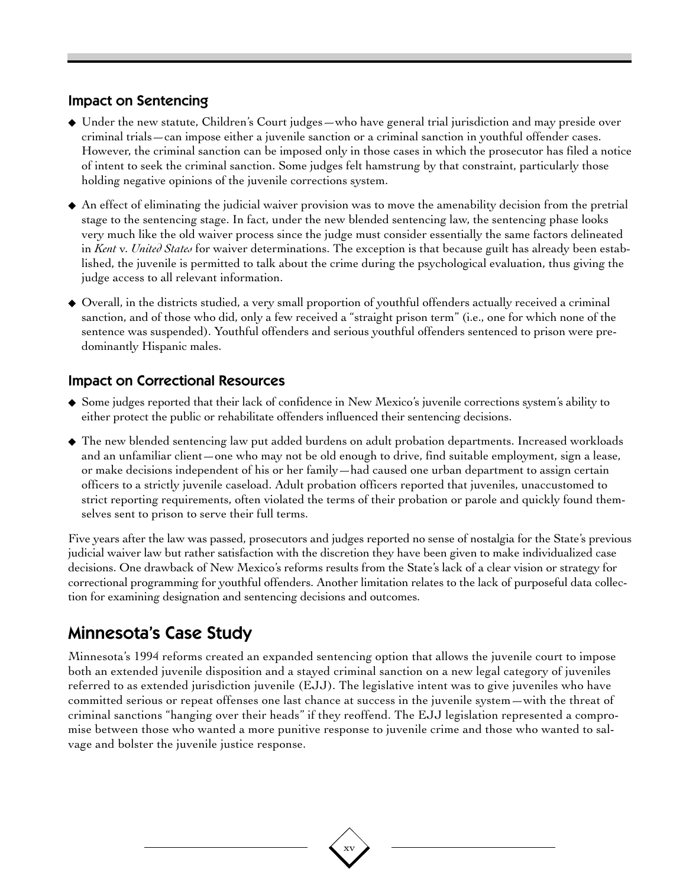### Impact on Sentencing

- Under the new statute, Children's Court judges—who have general trial jurisdiction and may preside over criminal trials—can impose either a juvenile sanction or a criminal sanction in youthful offender cases. However, the criminal sanction can be imposed only in those cases in which the prosecutor has filed a notice of intent to seek the criminal sanction. Some judges felt hamstrung by that constraint, particularly those holding negative opinions of the juvenile corrections system.
- An effect of eliminating the judicial waiver provision was to move the amenability decision from the pretrial stage to the sentencing stage. In fact, under the new blended sentencing law, the sentencing phase looks very much like the old waiver process since the judge must consider essentially the same factors delineated in *Kent* v. *United States* for waiver determinations. The exception is that because guilt has already been established, the juvenile is permitted to talk about the crime during the psychological evaluation, thus giving the judge access to all relevant information.
- Overall, in the districts studied, a very small proportion of youthful offenders actually received a criminal sanction, and of those who did, only a few received a "straight prison term" (i.e., one for which none of the sentence was suspended). Youthful offenders and serious youthful offenders sentenced to prison were predominantly Hispanic males.

### Impact on Correctional Resources

- Some judges reported that their lack of confidence in New Mexico's juvenile corrections system's ability to either protect the public or rehabilitate offenders influenced their sentencing decisions.
- The new blended sentencing law put added burdens on adult probation departments. Increased workloads and an unfamiliar client—one who may not be old enough to drive, find suitable employment, sign a lease, or make decisions independent of his or her family—had caused one urban department to assign certain officers to a strictly juvenile caseload. Adult probation officers reported that juveniles, unaccustomed to strict reporting requirements, often violated the terms of their probation or parole and quickly found themselves sent to prison to serve their full terms.

Five years after the law was passed, prosecutors and judges reported no sense of nostalgia for the State's previous judicial waiver law but rather satisfaction with the discretion they have been given to make individualized case decisions. One drawback of New Mexico's reforms results from the State's lack of a clear vision or strategy for correctional programming for youthful offenders. Another limitation relates to the lack of purposeful data collection for examining designation and sentencing decisions and outcomes.

## Minnesota's Case Study

Minnesota's 1994 reforms created an expanded sentencing option that allows the juvenile court to impose both an extended juvenile disposition and a stayed criminal sanction on a new legal category of juveniles referred to as extended jurisdiction juvenile (EJJ). The legislative intent was to give juveniles who have committed serious or repeat offenses one last chance at success in the juvenile system—with the threat of criminal sanctions "hanging over their heads" if they reoffend. The EJJ legislation represented a compromise between those who wanted a more punitive response to juvenile crime and those who wanted to salvage and bolster the juvenile justice response.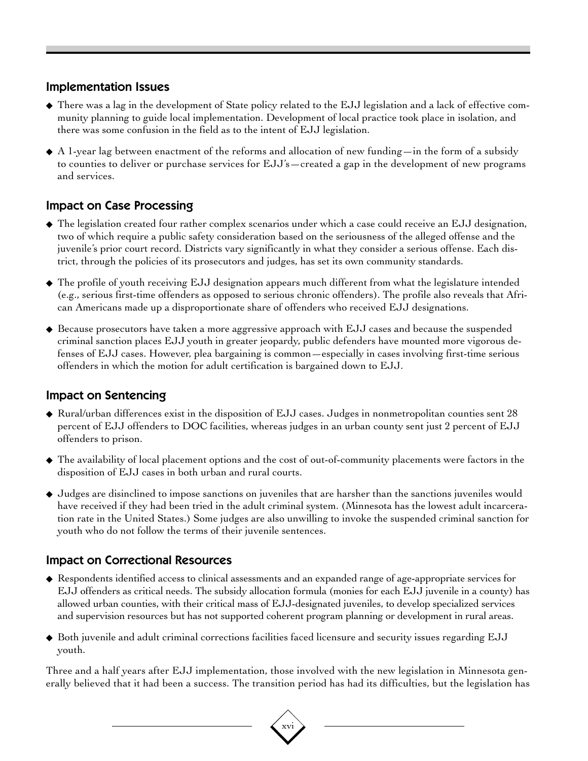## Implementation Issues

- There was a lag in the development of State policy related to the EJJ legislation and a lack of effective community planning to guide local implementation. Development of local practice took place in isolation, and there was some confusion in the field as to the intent of EJJ legislation.
- A 1-year lag between enactment of the reforms and allocation of new funding—in the form of a subsidy to counties to deliver or purchase services for EJJ's—created a gap in the development of new programs and services.

## Impact on Case Processing

- The legislation created four rather complex scenarios under which a case could receive an EJJ designation, two of which require a public safety consideration based on the seriousness of the alleged offense and the juvenile's prior court record. Districts vary significantly in what they consider a serious offense. Each district, through the policies of its prosecutors and judges, has set its own community standards.
- The profile of youth receiving EJJ designation appears much different from what the legislature intended (e.g., serious first-time offenders as opposed to serious chronic offenders). The profile also reveals that African Americans made up a disproportionate share of offenders who received EJJ designations.
- Because prosecutors have taken a more aggressive approach with EJJ cases and because the suspended criminal sanction places EJJ youth in greater jeopardy, public defenders have mounted more vigorous defenses of EJJ cases. However, plea bargaining is common—especially in cases involving first-time serious offenders in which the motion for adult certification is bargained down to EJJ.

## Impact on Sentencing

- Rural/urban differences exist in the disposition of EJJ cases. Judges in nonmetropolitan counties sent 28 percent of EJJ offenders to DOC facilities, whereas judges in an urban county sent just 2 percent of EJJ offenders to prison.
- The availability of local placement options and the cost of out-of-community placements were factors in the disposition of EJJ cases in both urban and rural courts.
- Judges are disinclined to impose sanctions on juveniles that are harsher than the sanctions juveniles would have received if they had been tried in the adult criminal system. (Minnesota has the lowest adult incarceration rate in the United States.) Some judges are also unwilling to invoke the suspended criminal sanction for youth who do not follow the terms of their juvenile sentences.

## Impact on Correctional Resources

- Respondents identified access to clinical assessments and an expanded range of age-appropriate services for EJJ offenders as critical needs. The subsidy allocation formula (monies for each EJJ juvenile in a county) has allowed urban counties, with their critical mass of EJJ-designated juveniles, to develop specialized services and supervision resources but has not supported coherent program planning or development in rural areas.
- Both juvenile and adult criminal corrections facilities faced licensure and security issues regarding EJJ youth.

Three and a half years after EJJ implementation, those involved with the new legislation in Minnesota generally believed that it had been a success. The transition period has had its difficulties, but the legislation has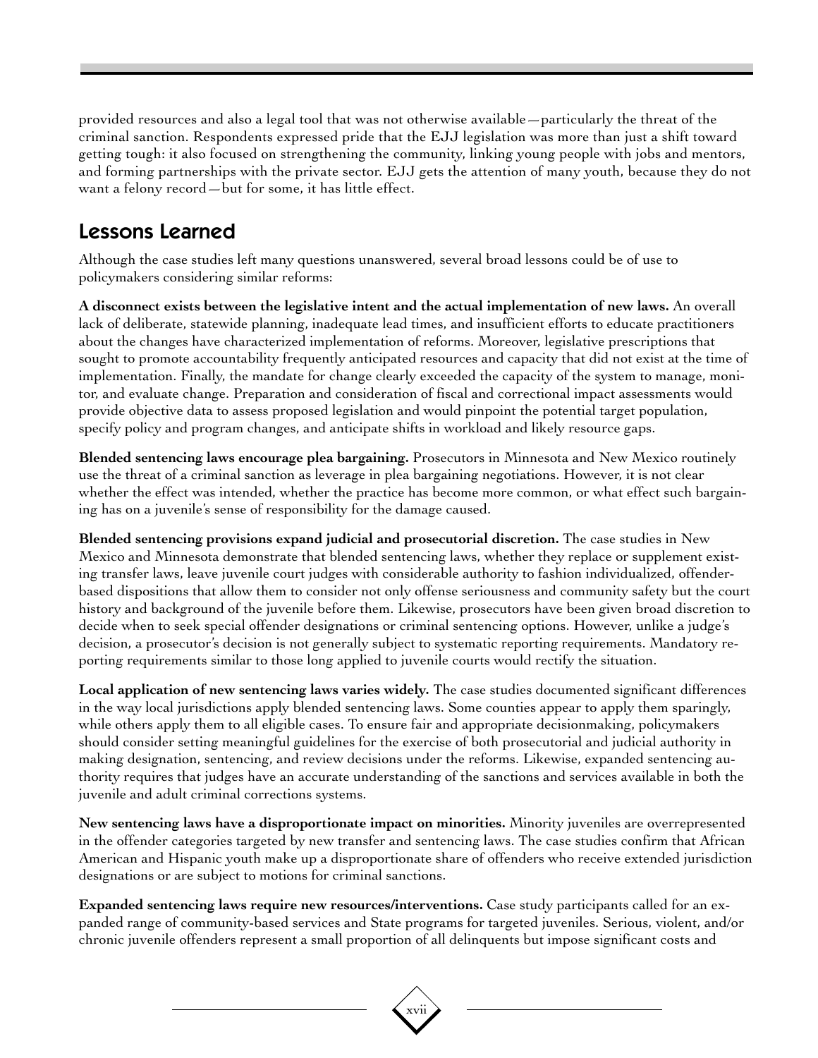provided resources and also a legal tool that was not otherwise available—particularly the threat of the criminal sanction. Respondents expressed pride that the EJJ legislation was more than just a shift toward getting tough: it also focused on strengthening the community, linking young people with jobs and mentors, and forming partnerships with the private sector. EJJ gets the attention of many youth, because they do not want a felony record—but for some, it has little effect.

## Lessons Learned

Although the case studies left many questions unanswered, several broad lessons could be of use to policymakers considering similar reforms:

**A disconnect exists between the legislative intent and the actual implementation of new laws.** An overall lack of deliberate, statewide planning, inadequate lead times, and insufficient efforts to educate practitioners about the changes have characterized implementation of reforms. Moreover, legislative prescriptions that sought to promote accountability frequently anticipated resources and capacity that did not exist at the time of implementation. Finally, the mandate for change clearly exceeded the capacity of the system to manage, monitor, and evaluate change. Preparation and consideration of fiscal and correctional impact assessments would provide objective data to assess proposed legislation and would pinpoint the potential target population, specify policy and program changes, and anticipate shifts in workload and likely resource gaps.

**Blended sentencing laws encourage plea bargaining.** Prosecutors in Minnesota and New Mexico routinely use the threat of a criminal sanction as leverage in plea bargaining negotiations. However, it is not clear whether the effect was intended, whether the practice has become more common, or what effect such bargaining has on a juvenile's sense of responsibility for the damage caused.

**Blended sentencing provisions expand judicial and prosecutorial discretion.** The case studies in New Mexico and Minnesota demonstrate that blended sentencing laws, whether they replace or supplement existing transfer laws, leave juvenile court judges with considerable authority to fashion individualized, offender-based dispositions that allow them to consider not only offense seriousness and community safety but the court history and background of the juvenile before them. Likewise, prosecutors have been given broad discretion to decide when to seek special offender designations or criminal sentencing options. However, unlike a judge's decision, a prosecutor's decision is not generally subject to systematic reporting requirements. Mandatory reporting requirements similar to those long applied to juvenile courts would rectify the situation.

**Local application of new sentencing laws varies widely.** The case studies documented significant differences in the way local jurisdictions apply blended sentencing laws. Some counties appear to apply them sparingly, while others apply them to all eligible cases. To ensure fair and appropriate decisionmaking, policymakers should consider setting meaningful guidelines for the exercise of both prosecutorial and judicial authority in making designation, sentencing, and review decisions under the reforms. Likewise, expanded sentencing authority requires that judges have an accurate understanding of the sanctions and services available in both the juvenile and adult criminal corrections systems.

**New sentencing laws have a disproportionate impact on minorities.** Minority juveniles are overrepresented in the offender categories targeted by new transfer and sentencing laws. The case studies confirm that African American and Hispanic youth make up a disproportionate share of offenders who receive extended jurisdiction designations or are subject to motions for criminal sanctions.

**Expanded sentencing laws require new resources/interventions.** Case study participants called for an expanded range of community-based services and State programs for targeted juveniles. Serious, violent, and/or chronic juvenile offenders represent a small proportion of all delinquents but impose significant costs and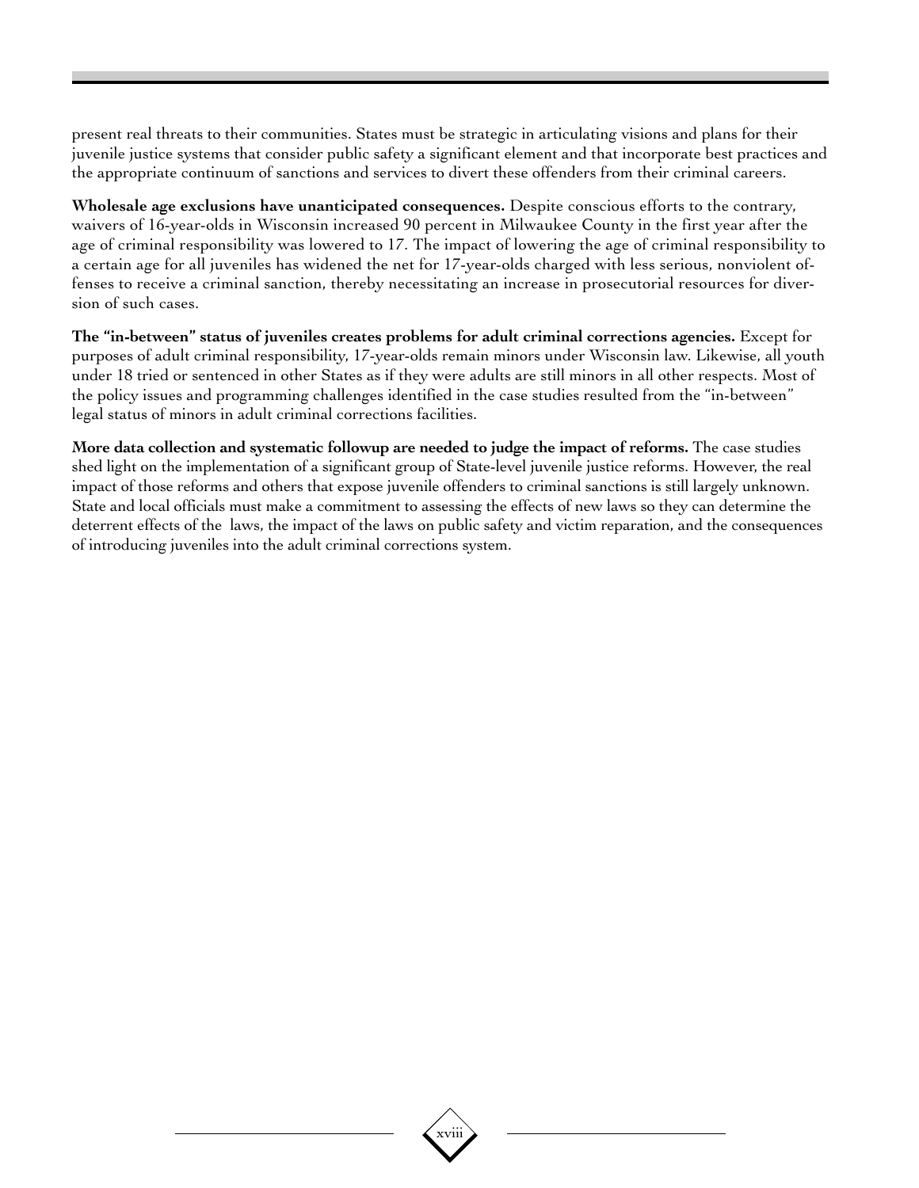present real threats to their communities. States must be strategic in articulating visions and plans for their juvenile justice systems that consider public safety a significant element and that incorporate best practices and the appropriate continuum of sanctions and services to divert these offenders from their criminal careers.

**Wholesale age exclusions have unanticipated consequences.** Despite conscious efforts to the contrary, waivers of 16-year-olds in Wisconsin increased 90 percent in Milwaukee County in the first year after the age of criminal responsibility was lowered to 17. The impact of lowering the age of criminal responsibility to a certain age for all juveniles has widened the net for 17-year-olds charged with less serious, nonviolent offenses to receive a criminal sanction, thereby necessitating an increase in prosecutorial resources for diversion of such cases.

**The "in-between" status of juveniles creates problems for adult criminal corrections agencies.** Except for purposes of adult criminal responsibility, 17-year-olds remain minors under Wisconsin law. Likewise, all youth under 18 tried or sentenced in other States as if they were adults are still minors in all other respects. Most of the policy issues and programming challenges identified in the case studies resulted from the "in-between" legal status of minors in adult criminal corrections facilities.

**More data collection and systematic followup are needed to judge the impact of reforms.** The case studies shed light on the implementation of a significant group of State-level juvenile justice reforms. However, the real impact of those reforms and others that expose juvenile offenders to criminal sanctions is still largely unknown. State and local officials must make a commitment to assessing the effects of new laws so they can determine the deterrent effects of the laws, the impact of the laws on public safety and victim reparation, and the consequences of introducing juveniles into the adult criminal corrections system.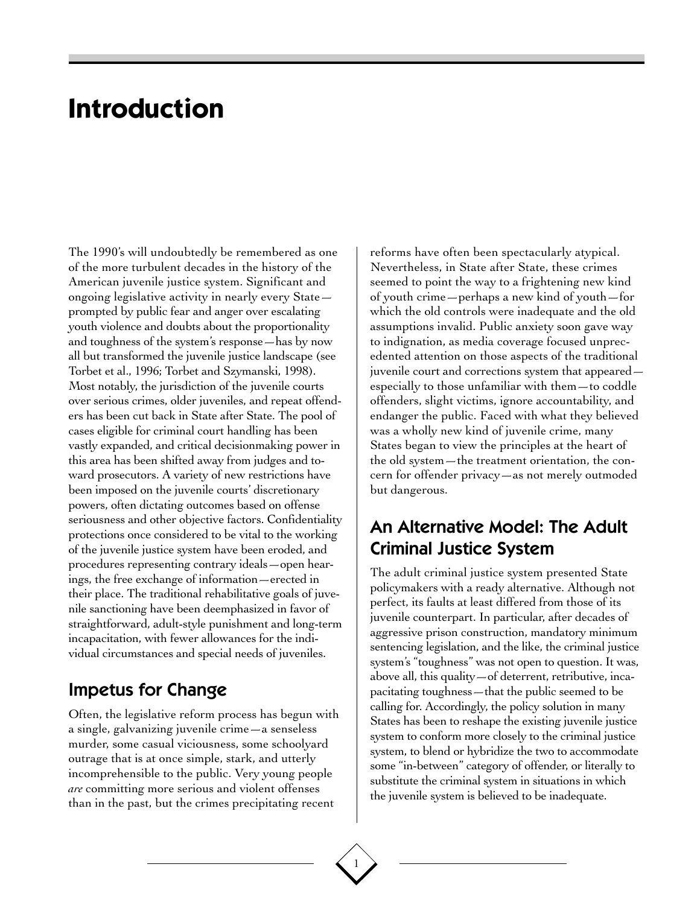# Introduction

The 1990's will undoubtedly be remembered as one of the more turbulent decades in the history of the American juvenile justice system. Significant and ongoing legislative activity in nearly every State—prompted by public fear and anger over escalating youth violence and doubts about the proportionality and toughness of the system's response—has by now all but transformed the juvenile justice landscape (see Torbet et al., 1996; Torbet and Szymanski, 1998). Most notably, the jurisdiction of the juvenile courts over serious crimes, older juveniles, and repeat offenders has been cut back in State after State. The pool of cases eligible for criminal court handling has been vastly expanded, and critical decisionmaking power in this area has been shifted away from judges and toward prosecutors. A variety of new restrictions have been imposed on the juvenile courts' discretionary powers, often dictating outcomes based on offense seriousness and other objective factors. Confidentiality protections once considered to be vital to the working of the juvenile justice system have been eroded, and procedures representing contrary ideals—open hearings, the free exchange of information—erected in their place. The traditional rehabilitative goals of juvenile sanctioning have been deemphasized in favor of straightforward, adult-style punishment and long-term incapacitation, with fewer allowances for the individual circumstances and special needs of juveniles.

## Impetus for Change

Often, the legislative reform process has begun with a single, galvanizing juvenile crime—a senseless murder, some casual viciousness, some schoolyard outrage that is at once simple, stark, and utterly incomprehensible to the public. Very young people *are* committing more serious and violent offenses than in the past, but the crimes precipitating recent reforms have often been spectacularly atypical. Nevertheless, in State after State, these crimes seemed to point the way to a frightening new kind of youth crime—perhaps a new kind of youth—for which the old controls were inadequate and the old assumptions invalid. Public anxiety soon gave way to indignation, as media coverage focused unprecedented attention on those aspects of the traditional juvenile court and corrections system that appeared—especially to those unfamiliar with them—to coddle offenders, slight victims, ignore accountability, and endanger the public. Faced with what they believed was a wholly new kind of juvenile crime, many States began to view the principles at the heart of the old system—the treatment orientation, the concern for offender privacy—as not merely outmoded but dangerous.

## An Alternative Model: The Adult Criminal Justice System

The adult criminal justice system presented State policymakers with a ready alternative. Although not perfect, its faults at least differed from those of its juvenile counterpart. In particular, after decades of aggressive prison construction, mandatory minimum sentencing legislation, and the like, the criminal justice system's "toughness" was not open to question. It was, above all, this quality—of deterrent, retributive, incapacitating toughness—that the public seemed to be calling for. Accordingly, the policy solution in many States has been to reshape the existing juvenile justice system to conform more closely to the criminal justice system, to blend or hybridize the two to accommodate some "in-between" category of offender, or literally to substitute the criminal system in situations in which the juvenile system is believed to be inadequate.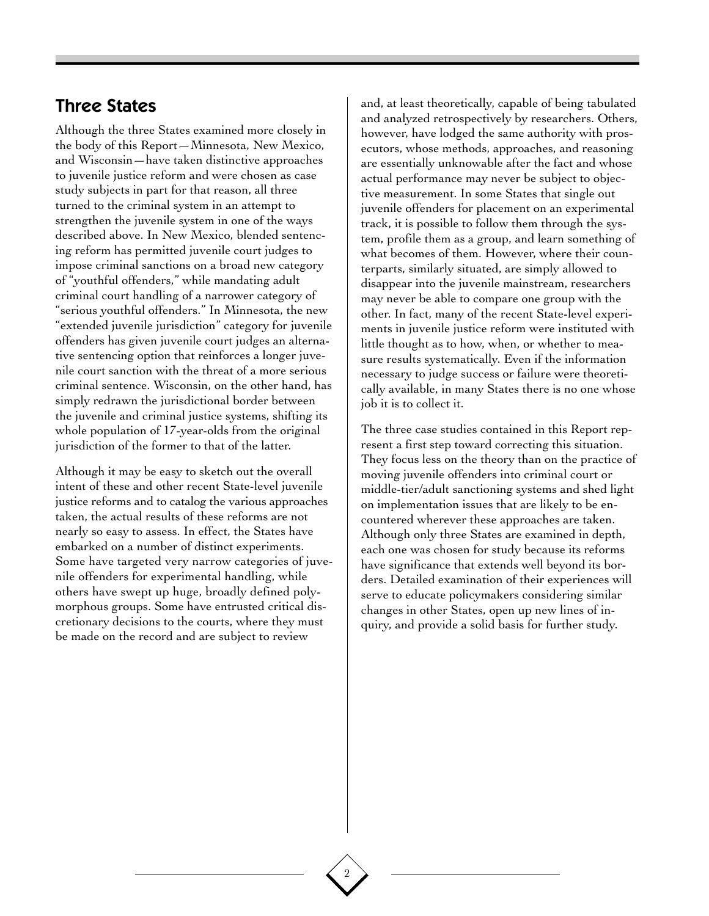## Three States

Although the three States examined more closely in the body of this Report—Minnesota, New Mexico, and Wisconsin—have taken distinctive approaches to juvenile justice reform and were chosen as case study subjects in part for that reason, all three turned to the criminal system in an attempt to strengthen the juvenile system in one of the ways described above. In New Mexico, blended sentencing reform has permitted juvenile court judges to impose criminal sanctions on a broad new category of "youthful offenders," while mandating adult criminal court handling of a narrower category of "serious youthful offenders." In Minnesota, the new "extended juvenile jurisdiction" category for juvenile offenders has given juvenile court judges an alternative sentencing option that reinforces a longer juvenile court sanction with the threat of a more serious criminal sentence. Wisconsin, on the other hand, has simply redrawn the jurisdictional border between the juvenile and criminal justice systems, shifting its whole population of 17-year-olds from the original jurisdiction of the former to that of the latter.

Although it may be easy to sketch out the overall intent of these and other recent State-level juvenile justice reforms and to catalog the various approaches taken, the actual results of these reforms are not nearly so easy to assess. In effect, the States have embarked on a number of distinct experiments. Some have targeted very narrow categories of juvenile offenders for experimental handling, while others have swept up huge, broadly defined polymorphous groups. Some have entrusted critical discretionary decisions to the courts, where they must be made on the record and are subject to review and, at least theoretically, capable of being tabulated and analyzed retrospectively by researchers. Others, however, have lodged the same authority with prosecutors, whose methods, approaches, and reasoning are essentially unknowable after the fact and whose actual performance may never be subject to objective measurement. In some States that single out juvenile offenders for placement on an experimental track, it is possible to follow them through the system, profile them as a group, and learn something of what becomes of them. However, where their counterparts, similarly situated, are simply allowed to disappear into the juvenile mainstream, researchers may never be able to compare one group with the other. In fact, many of the recent State-level experiments in juvenile justice reform were instituted with little thought as to how, when, or whether to measure results systematically. Even if the information necessary to judge success or failure were theoretically available, in many States there is no one whose job it is to collect it.

The three case studies contained in this Report represent a first step toward correcting this situation. They focus less on the theory than on the practice of moving juvenile offenders into criminal court or middle-tier/adult sanctioning systems and shed light on implementation issues that are likely to be encountered wherever these approaches are taken. Although only three States are examined in depth, each one was chosen for study because its reforms have significance that extends well beyond its borders. Detailed examination of their experiences will serve to educate policymakers considering similar changes in other States, open up new lines of inquiry, and provide a solid basis for further study.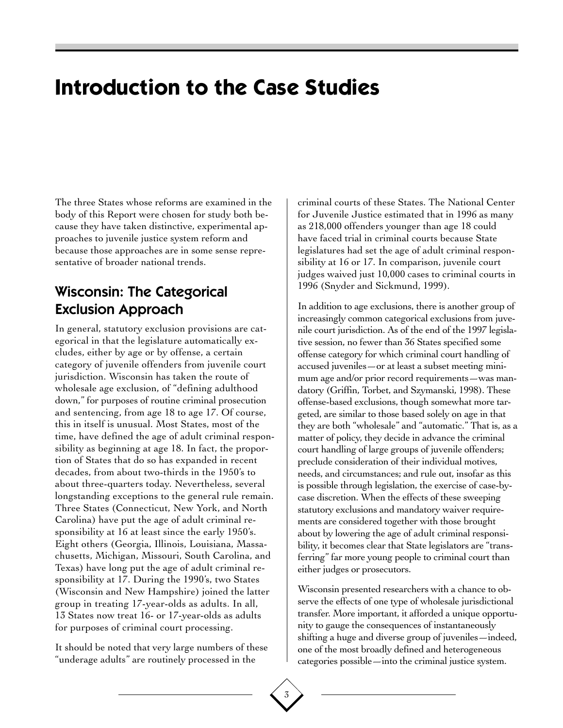# Introduction to the Case Studies

The three States whose reforms are examined in the body of this Report were chosen for study both because they have taken distinctive, experimental approaches to juvenile justice system reform and because those approaches are in some sense representative of broader national trends.

## Wisconsin: The Categorical Exclusion Approach

In general, statutory exclusion provisions are categorical in that the legislature automatically excludes, either by age or by offense, a certain category of juvenile offenders from juvenile court jurisdiction. Wisconsin has taken the route of wholesale age exclusion, of "defining adulthood down," for purposes of routine criminal prosecution and sentencing, from age 18 to age 17. Of course, this in itself is unusual. Most States, most of the time, have defined the age of adult criminal responsibility as beginning at age 18. In fact, the proportion of States that do so has expanded in recent decades, from about two-thirds in the 1950's to about three-quarters today. Nevertheless, several longstanding exceptions to the general rule remain. Three States (Connecticut, New York, and North Carolina) have put the age of adult criminal responsibility at 16 at least since the early 1950's. Eight others (Georgia, Illinois, Louisiana, Massachusetts, Michigan, Missouri, South Carolina, and Texas) have long put the age of adult criminal responsibility at 17. During the 1990's, two States (Wisconsin and New Hampshire) joined the latter group in treating 17-year-olds as adults. In all, 13 States now treat 16- or 17-year-olds as adults for purposes of criminal court processing.

It should be noted that very large numbers of these "underage adults" are routinely processed in the criminal courts of these States. The National Center for Juvenile Justice estimated that in 1996 as many as 218,000 offenders younger than age 18 could have faced trial in criminal courts because State legislatures had set the age of adult criminal responsibility at 16 or 17. In comparison, juvenile court judges waived just 10,000 cases to criminal courts in 1996 (Snyder and Sickmund, 1999).

In addition to age exclusions, there is another group of increasingly common categorical exclusions from juvenile court jurisdiction. As of the end of the 1997 legislative session, no fewer than 36 States specified some offense category for which criminal court handling of accused juveniles—or at least a subset meeting minimum age and/or prior record requirements—was mandatory (Griffin, Torbet, and Szymanski, 1998). These offense-based exclusions, though somewhat more targeted, are similar to those based solely on age in that they are both "wholesale" and "automatic." That is, as a matter of policy, they decide in advance the criminal court handling of large groups of juvenile offenders; preclude consideration of their individual motives, needs, and circumstances; and rule out, insofar as this is possible through legislation, the exercise of case-by-case discretion. When the effects of these sweeping statutory exclusions and mandatory waiver requirements are considered together with those brought about by lowering the age of adult criminal responsibility, it becomes clear that State legislators are "transferring" far more young people to criminal court than either judges or prosecutors.

Wisconsin presented researchers with a chance to observe the effects of one type of wholesale jurisdictional transfer. More important, it afforded a unique opportunity to gauge the consequences of instantaneously shifting a huge and diverse group of juveniles—indeed, one of the most broadly defined and heterogeneous categories possible—into the criminal justice system.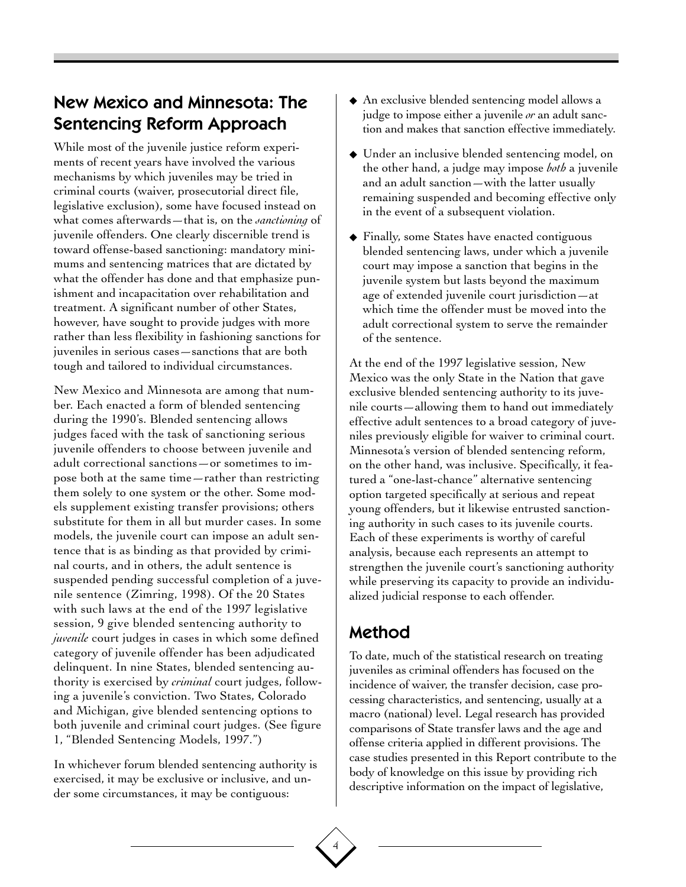## New Mexico and Minnesota: The Sentencing Reform Approach

While most of the juvenile justice reform experiments of recent years have involved the various mechanisms by which juveniles may be tried in criminal courts (waiver, prosecutorial direct file, legislative exclusion), some have focused instead on what comes afterwards—that is, on the *sanctioning* of juvenile offenders. One clearly discernible trend is toward offense-based sanctioning: mandatory minimums and sentencing matrices that are dictated by what the offender has done and that emphasize punishment and incapacitation over rehabilitation and treatment. A significant number of other States, however, have sought to provide judges with more rather than less flexibility in fashioning sanctions for juveniles in serious cases—sanctions that are both tough and tailored to individual circumstances.

New Mexico and Minnesota are among that number. Each enacted a form of blended sentencing during the 1990's. Blended sentencing allows judges faced with the task of sanctioning serious juvenile offenders to choose between juvenile and adult correctional sanctions—or sometimes to impose both at the same time—rather than restricting them solely to one system or the other. Some models supplement existing transfer provisions; others substitute for them in all but murder cases. In some models, the juvenile court can impose an adult sentence that is as binding as that provided by criminal courts, and in others, the adult sentence is suspended pending successful completion of a juvenile sentence (Zimring, 1998). Of the 20 States with such laws at the end of the 1997 legislative session, 9 give blended sentencing authority to *juvenile* court judges in cases in which some defined category of juvenile offender has been adjudicated delinquent. In nine States, blended sentencing authority is exercised by *criminal* court judges, following a juvenile's conviction. Two States, Colorado and Michigan, give blended sentencing options to both juvenile and criminal court judges. (See figure 1, "Blended Sentencing Models, 1997.")

In whichever forum blended sentencing authority is exercised, it may be exclusive or inclusive, and under some circumstances, it may be contiguous:

- An exclusive blended sentencing model allows a judge to impose either a juvenile *or* an adult sanction and makes that sanction effective immediately.
- Under an inclusive blended sentencing model, on the other hand, a judge may impose *both* a juvenile and an adult sanction—with the latter usually remaining suspended and becoming effective only in the event of a subsequent violation.
- Finally, some States have enacted contiguous blended sentencing laws, under which a juvenile court may impose a sanction that begins in the juvenile system but lasts beyond the maximum age of extended juvenile court jurisdiction—at which time the offender must be moved into the adult correctional system to serve the remainder of the sentence.

At the end of the 1997 legislative session, New Mexico was the only State in the Nation that gave exclusive blended sentencing authority to its juvenile courts—allowing them to hand out immediately effective adult sentences to a broad category of juveniles previously eligible for waiver to criminal court. Minnesota's version of blended sentencing reform, on the other hand, was inclusive. Specifically, it featured a "one-last-chance" alternative sentencing option targeted specifically at serious and repeat young offenders, but it likewise entrusted sanctioning authority in such cases to its juvenile courts. Each of these experiments is worthy of careful analysis, because each represents an attempt to strengthen the juvenile court's sanctioning authority while preserving its capacity to provide an individualized judicial response to each offender.

## Method

To date, much of the statistical research on treating juveniles as criminal offenders has focused on the incidence of waiver, the transfer decision, case processing characteristics, and sentencing, usually at a macro (national) level. Legal research has provided comparisons of State transfer laws and the age and offense criteria applied in different provisions. The case studies presented in this Report contribute to the body of knowledge on this issue by providing rich descriptive information on the impact of legislative,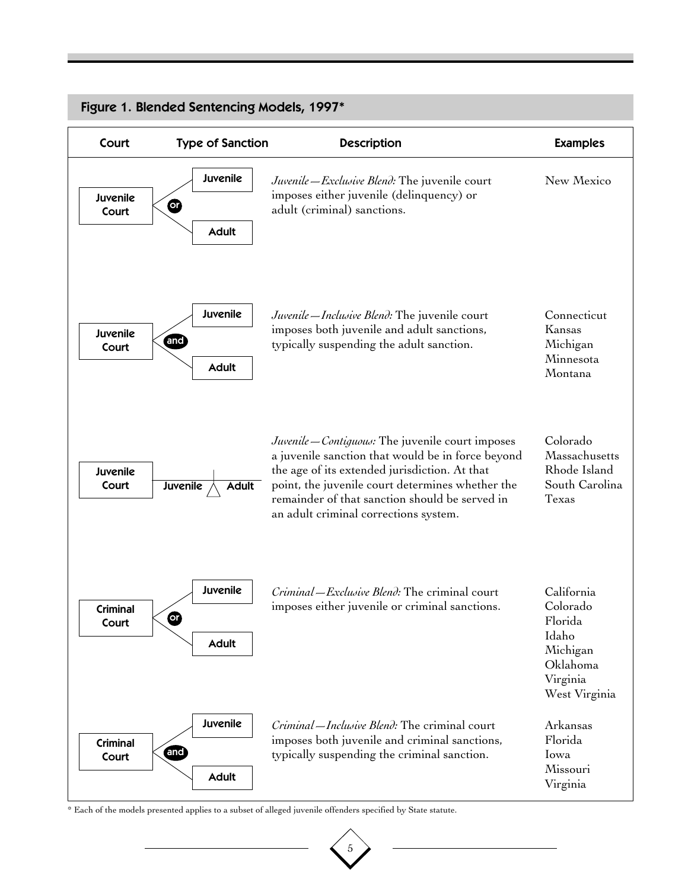## Figure 1. Blended Sentencing Models, 1997*

| Court | Type of Sanction | Description | Examples |
|---|---|---|---|
| Juvenile Court | Juvenile **or** Adult | *Juvenile—Exclusive Blend:* The juvenile court imposes either juvenile (delinquency) or adult (criminal) sanctions. | New Mexico |
| Juvenile Court | Juvenile **and** Adult | *Juvenile—Inclusive Blend:* The juvenile court imposes both juvenile and adult sanctions, typically suspending the adult sanction. | Connecticut, Kansas, Michigan, Minnesota, Montana |
| Juvenile Court | Juvenile / Adult | *Juvenile—Contiguous:* The juvenile court imposes a juvenile sanction that would be in force beyond the age of its extended jurisdiction. At that point, the juvenile court determines whether the remainder of that sanction should be served in an adult criminal corrections system. | Colorado, Massachusetts, Rhode Island, South Carolina, Texas |
| Criminal Court | Juvenile **or** Adult | *Criminal—Exclusive Blend:* The criminal court imposes either juvenile or criminal sanctions. | California, Colorado, Florida, Idaho, Michigan, Oklahoma, Virginia, West Virginia |
| Criminal Court | Juvenile **and** Adult | *Criminal—Inclusive Blend:* The criminal court imposes both juvenile and criminal sanctions, typically suspending the criminal sanction. | Arkansas, Florida, Iowa, Missouri, Virginia |

* Each of the models presented applies to a subset of alleged juvenile offenders specified by State statute.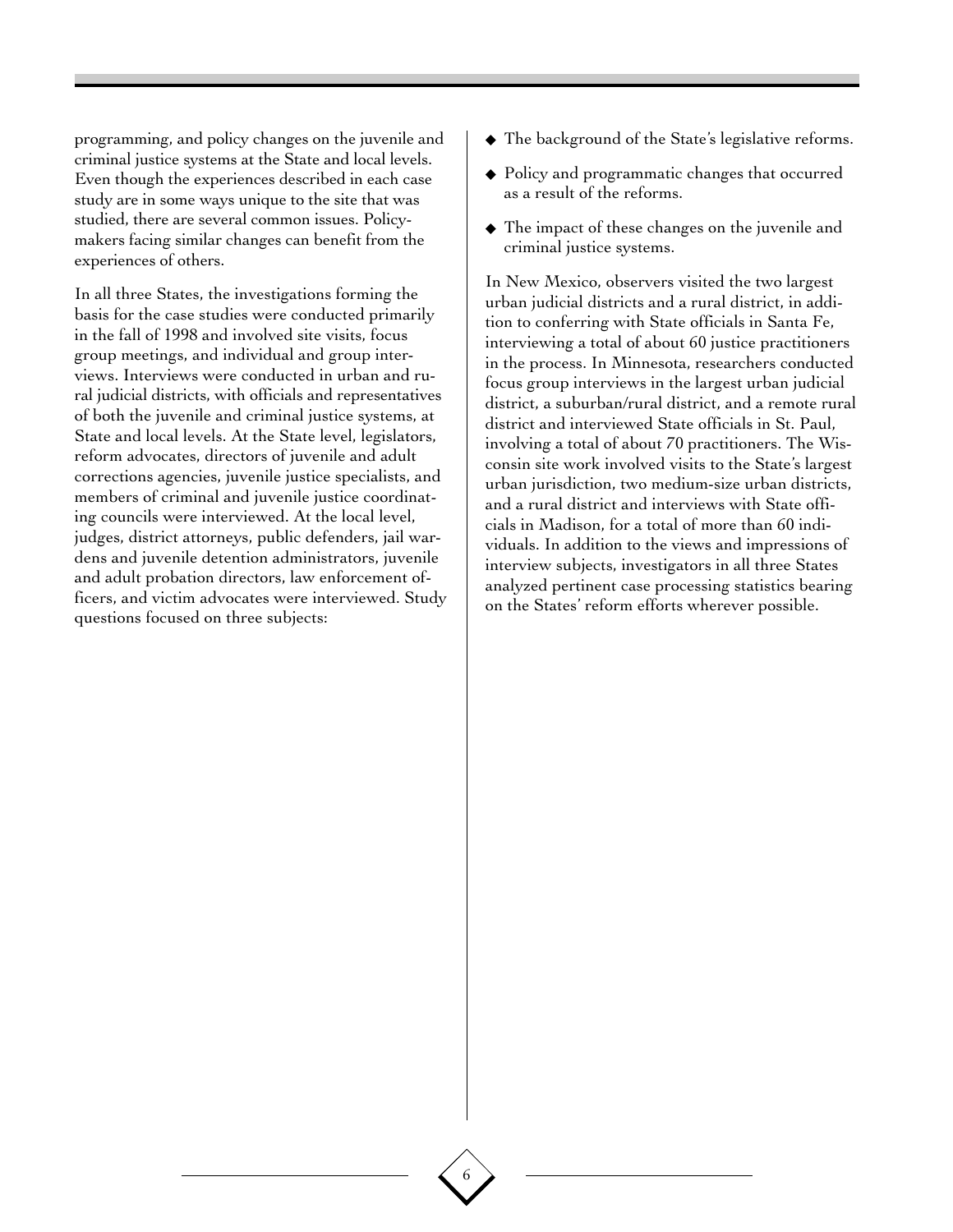programming, and policy changes on the juvenile and criminal justice systems at the State and local levels. Even though the experiences described in each case study are in some ways unique to the site that was studied, there are several common issues. Policymakers facing similar changes can benefit from the experiences of others.

In all three States, the investigations forming the basis for the case studies were conducted primarily in the fall of 1998 and involved site visits, focus group meetings, and individual and group interviews. Interviews were conducted in urban and rural judicial districts, with officials and representatives of both the juvenile and criminal justice systems, at State and local levels. At the State level, legislators, reform advocates, directors of juvenile and adult corrections agencies, juvenile justice specialists, and members of criminal and juvenile justice coordinating councils were interviewed. At the local level, judges, district attorneys, public defenders, jail wardens and juvenile detention administrators, juvenile and adult probation directors, law enforcement officers, and victim advocates were interviewed. Study questions focused on three subjects:

- The background of the State's legislative reforms.
- Policy and programmatic changes that occurred as a result of the reforms.
- The impact of these changes on the juvenile and criminal justice systems.

In New Mexico, observers visited the two largest urban judicial districts and a rural district, in addition to conferring with State officials in Santa Fe, interviewing a total of about 60 justice practitioners in the process. In Minnesota, researchers conducted focus group interviews in the largest urban judicial district, a suburban/rural district, and a remote rural district and interviewed State officials in St. Paul, involving a total of about 70 practitioners. The Wisconsin site work involved visits to the State's largest urban jurisdiction, two medium-size urban districts, and a rural district and interviews with State officials in Madison, for a total of more than 60 individuals. In addition to the views and impressions of interview subjects, investigators in all three States analyzed pertinent case processing statistics bearing on the States' reform efforts wherever possible.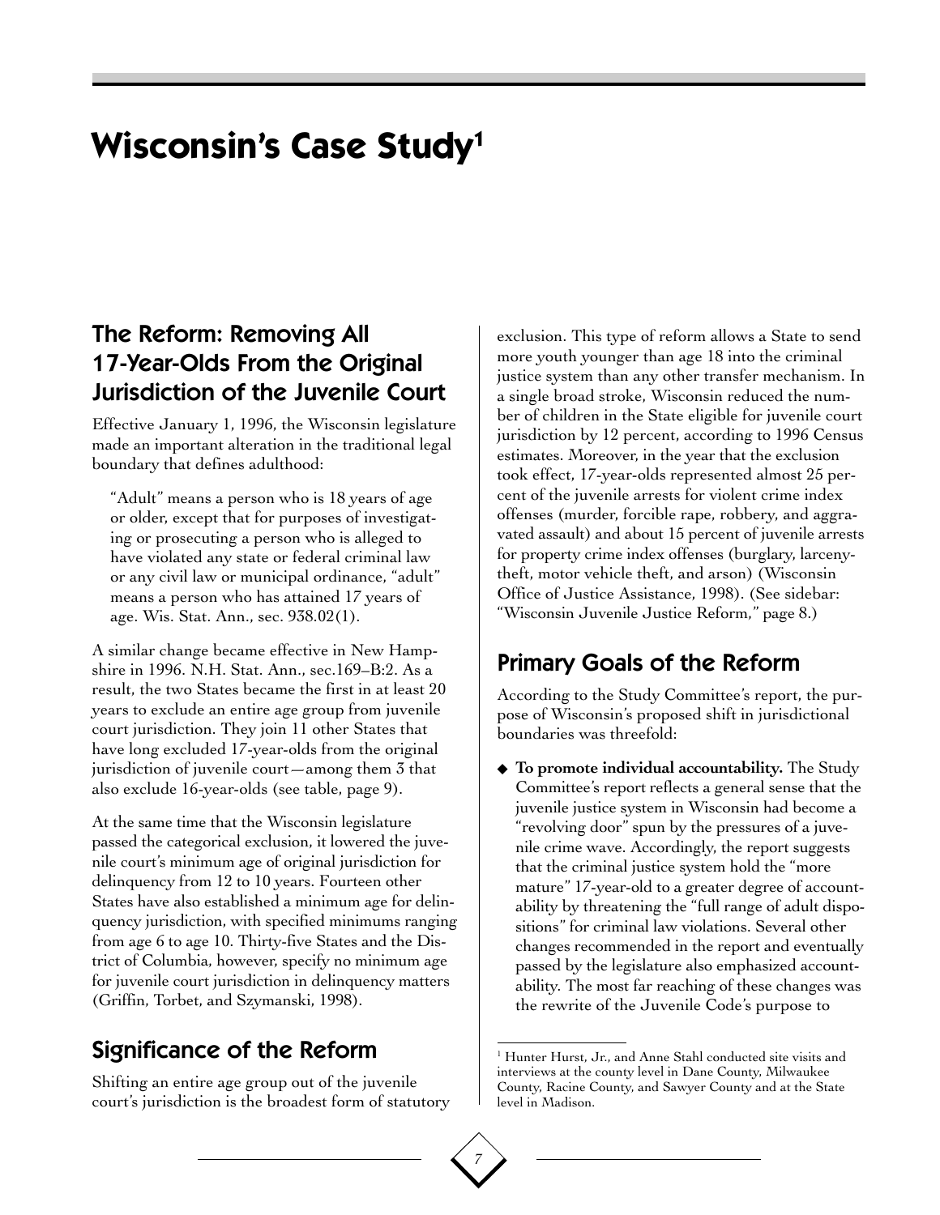# Wisconsin's Case Study[1]

## The Reform: Removing All 17-Year-Olds From the Original Jurisdiction of the Juvenile Court

Effective January 1, 1996, the Wisconsin legislature made an important alteration in the traditional legal boundary that defines adulthood:

> "Adult" means a person who is 18 years of age or older, except that for purposes of investigating or prosecuting a person who is alleged to have violated any state or federal criminal law or any civil law or municipal ordinance, "adult" means a person who has attained 17 years of age. Wis. Stat. Ann., sec. 938.02(1).

A similar change became effective in New Hampshire in 1996. N.H. Stat. Ann., sec.169–B:2. As a result, the two States became the first in at least 20 years to exclude an entire age group from juvenile court jurisdiction. They join 11 other States that have long excluded 17-year-olds from the original jurisdiction of juvenile court—among them 3 that also exclude 16-year-olds (see table, page 9).

At the same time that the Wisconsin legislature passed the categorical exclusion, it lowered the juvenile court's minimum age of original jurisdiction for delinquency from 12 to 10 years. Fourteen other States have also established a minimum age for delinquency jurisdiction, with specified minimums ranging from age 6 to age 10. Thirty-five States and the District of Columbia, however, specify no minimum age for juvenile court jurisdiction in delinquency matters (Griffin, Torbet, and Szymanski, 1998).

## Significance of the Reform

Shifting an entire age group out of the juvenile court's jurisdiction is the broadest form of statutory exclusion. This type of reform allows a State to send more youth younger than age 18 into the criminal justice system than any other transfer mechanism. In a single broad stroke, Wisconsin reduced the number of children in the State eligible for juvenile court jurisdiction by 12 percent, according to 1996 Census estimates. Moreover, in the year that the exclusion took effect, 17-year-olds represented almost 25 percent of the juvenile arrests for violent crime index offenses (murder, forcible rape, robbery, and aggravated assault) and about 15 percent of juvenile arrests for property crime index offenses (burglary, larceny-theft, motor vehicle theft, and arson) (Wisconsin Office of Justice Assistance, 1998). (See sidebar: "Wisconsin Juvenile Justice Reform," page 8.)

## Primary Goals of the Reform

According to the Study Committee's report, the purpose of Wisconsin's proposed shift in jurisdictional boundaries was threefold:

- **To promote individual accountability.** The Study Committee's report reflects a general sense that the juvenile justice system in Wisconsin had become a "revolving door" spun by the pressures of a juvenile crime wave. Accordingly, the report suggests that the criminal justice system hold the "more mature" 17-year-old to a greater degree of accountability by threatening the "full range of adult dispositions" for criminal law violations. Several other changes recommended in the report and eventually passed by the legislature also emphasized accountability. The most far reaching of these changes was the rewrite of the Juvenile Code's purpose to

[1] Hunter Hurst, Jr., and Anne Stahl conducted site visits and interviews at the county level in Dane County, Milwaukee County, Racine County, and Sawyer County and at the State level in Madison.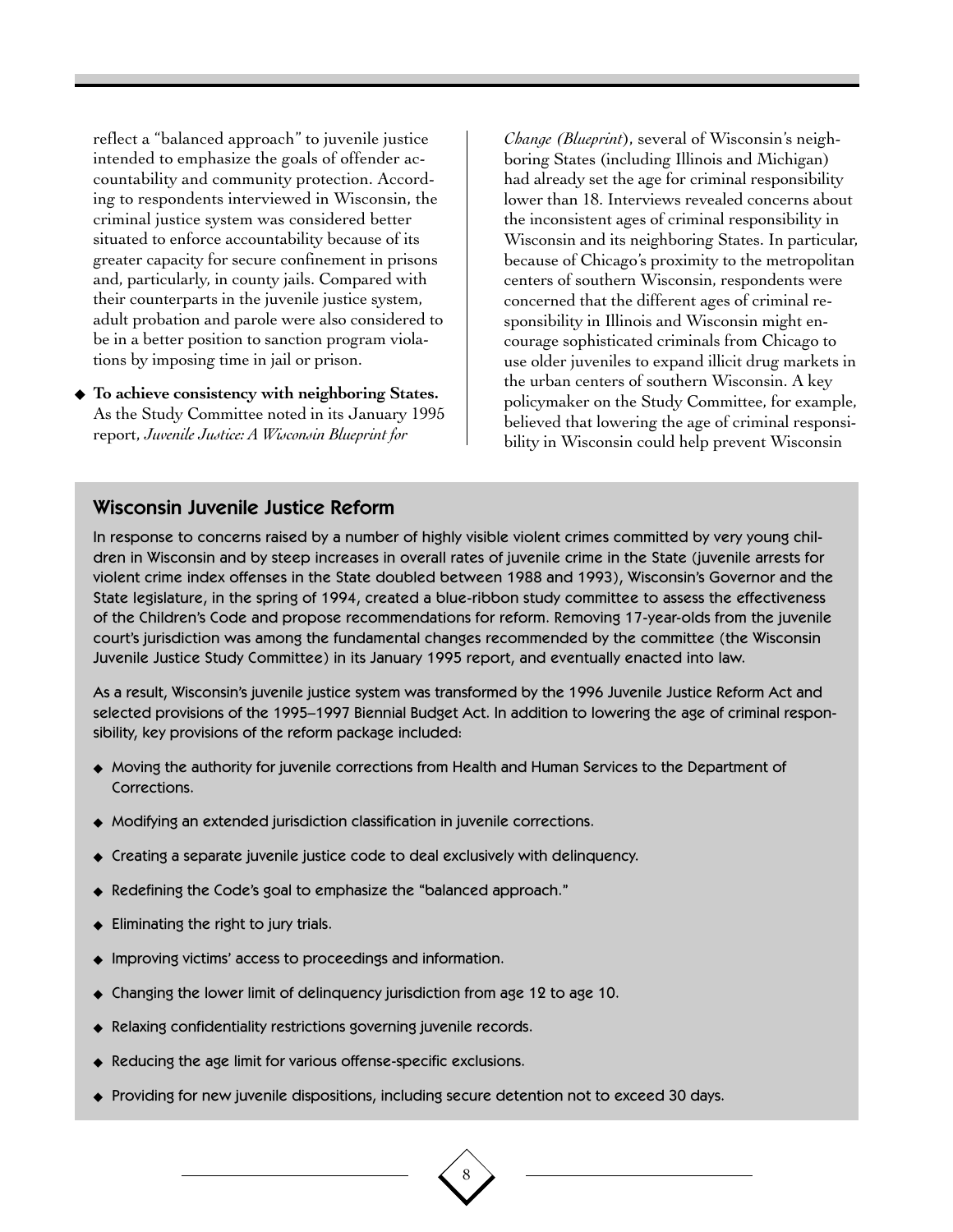reflect a "balanced approach" to juvenile justice intended to emphasize the goals of offender accountability and community protection. According to respondents interviewed in Wisconsin, the criminal justice system was considered better situated to enforce accountability because of its greater capacity for secure confinement in prisons and, particularly, in county jails. Compared with their counterparts in the juvenile justice system, adult probation and parole were also considered to be in a better position to sanction program violations by imposing time in jail or prison.

- **To achieve consistency with neighboring States.** As the Study Committee noted in its January 1995 report, *Juvenile Justice: A Wisconsin Blueprint for Change (Blueprint)*, several of Wisconsin's neighboring States (including Illinois and Michigan) had already set the age for criminal responsibility lower than 18. Interviews revealed concerns about the inconsistent ages of criminal responsibility in Wisconsin and its neighboring States. In particular, because of Chicago's proximity to the metropolitan centers of southern Wisconsin, respondents were concerned that the different ages of criminal responsibility in Illinois and Wisconsin might encourage sophisticated criminals from Chicago to use older juveniles to expand illicit drug markets in the urban centers of southern Wisconsin. A key policymaker on the Study Committee, for example, believed that lowering the age of criminal responsibility in Wisconsin could help prevent Wisconsin

## Wisconsin Juvenile Justice Reform

In response to concerns raised by a number of highly visible violent crimes committed by very young children in Wisconsin and by steep increases in overall rates of juvenile crime in the State (juvenile arrests for violent crime index offenses in the State doubled between 1988 and 1993), Wisconsin's Governor and the State legislature, in the spring of 1994, created a blue-ribbon study committee to assess the effectiveness of the Children's Code and propose recommendations for reform. Removing 17-year-olds from the juvenile court's jurisdiction was among the fundamental changes recommended by the committee (the Wisconsin Juvenile Justice Study Committee) in its January 1995 report, and eventually enacted into law.

As a result, Wisconsin's juvenile justice system was transformed by the 1996 Juvenile Justice Reform Act and selected provisions of the 1995–1997 Biennial Budget Act. In addition to lowering the age of criminal responsibility, key provisions of the reform package included:

- Moving the authority for juvenile corrections from Health and Human Services to the Department of Corrections.
- Modifying an extended jurisdiction classification in juvenile corrections.
- Creating a separate juvenile justice code to deal exclusively with delinquency.
- Redefining the Code's goal to emphasize the "balanced approach."
- Eliminating the right to jury trials.
- Improving victims' access to proceedings and information.
- Changing the lower limit of delinquency jurisdiction from age 12 to age 10.
- Relaxing confidentiality restrictions governing juvenile records.
- Reducing the age limit for various offense-specific exclusions.
- Providing for new juvenile dispositions, including secure detention not to exceed 30 days.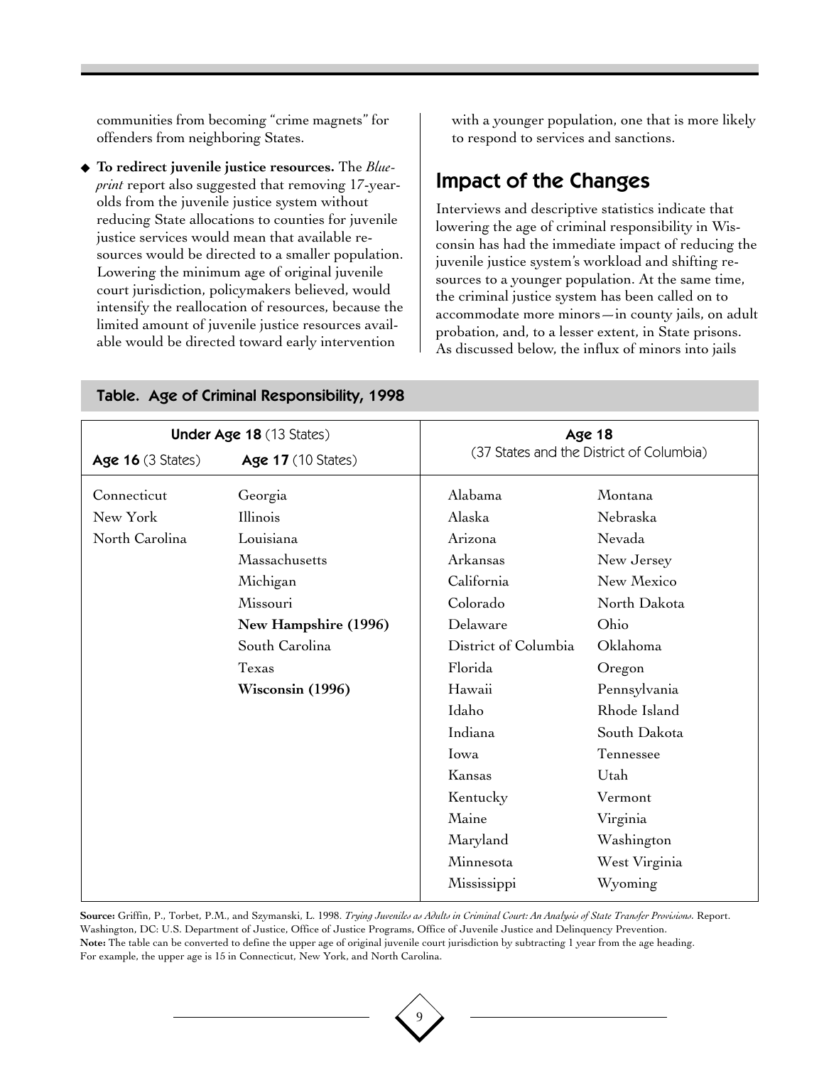communities from becoming "crime magnets" for offenders from neighboring States.

- **To redirect juvenile justice resources.** The *Blueprint* report also suggested that removing 17-year-olds from the juvenile justice system without reducing State allocations to counties for juvenile justice services would mean that available resources would be directed to a smaller population. Lowering the minimum age of original juvenile court jurisdiction, policymakers believed, would intensify the reallocation of resources, because the limited amount of juvenile justice resources available would be directed toward early intervention with a younger population, one that is more likely to respond to services and sanctions.

## Impact of the Changes

Interviews and descriptive statistics indicate that lowering the age of criminal responsibility in Wisconsin has had the immediate impact of reducing the juvenile justice system's workload and shifting resources to a younger population. At the same time, the criminal justice system has been called on to accommodate more minors—in county jails, on adult probation, and, to a lesser extent, in State prisons. As discussed below, the influx of minors into jails

### Table. Age of Criminal Responsibility, 1998

| **Under Age 18** (13 States) | | **Age 18** (37 States and the District of Columbia) | |
|---|---|---|---|
| **Age 16** (3 States) | **Age 17** (10 States) | | |
| Connecticut | Georgia | Alabama | Montana |
| New York | Illinois | Alaska | Nebraska |
| North Carolina | Louisiana | Arizona | Nevada |
| | Massachusetts | Arkansas | New Jersey |
| | Michigan | California | New Mexico |
| | Missouri | Colorado | North Dakota |
| | **New Hampshire (1996)** | Delaware | Ohio |
| | South Carolina | District of Columbia | Oklahoma |
| | Texas | Florida | Oregon |
| | **Wisconsin (1996)** | Hawaii | Pennsylvania |
| | | Idaho | Rhode Island |
| | | Indiana | South Dakota |
| | | Iowa | Tennessee |
| | | Kansas | Utah |
| | | Kentucky | Vermont |
| | | Maine | Virginia |
| | | Maryland | Washington |
| | | Minnesota | West Virginia |
| | | Mississippi | Wyoming |

**Source:** Griffin, P., Torbet, P.M., and Szymanski, L. 1998. *Trying Juveniles as Adults in Criminal Court: An Analysis of State Transfer Provisions.* Report. Washington, DC: U.S. Department of Justice, Office of Justice Programs, Office of Juvenile Justice and Delinquency Prevention.
**Note:** The table can be converted to define the upper age of original juvenile court jurisdiction by subtracting 1 year from the age heading. For example, the upper age is 15 in Connecticut, New York, and North Carolina.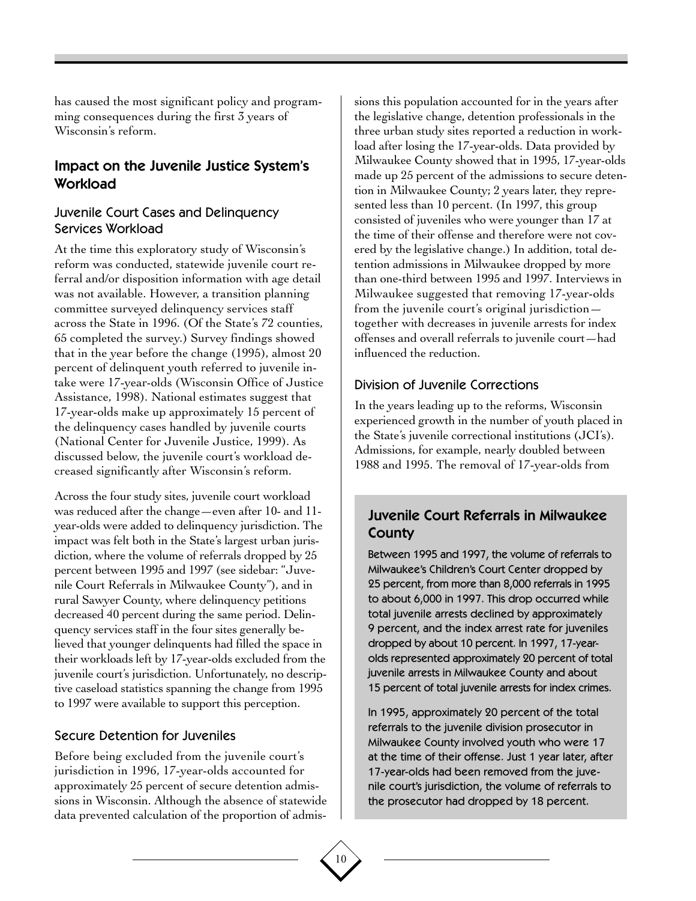has caused the most significant policy and programming consequences during the first 3 years of Wisconsin's reform.

## Impact on the Juvenile Justice System's Workload

### Juvenile Court Cases and Delinquency Services Workload

At the time this exploratory study of Wisconsin's reform was conducted, statewide juvenile court referral and/or disposition information with age detail was not available. However, a transition planning committee surveyed delinquency services staff across the State in 1996. (Of the State's 72 counties, 65 completed the survey.) Survey findings showed that in the year before the change (1995), almost 20 percent of delinquent youth referred to juvenile intake were 17-year-olds (Wisconsin Office of Justice Assistance, 1998). National estimates suggest that 17-year-olds make up approximately 15 percent of the delinquency cases handled by juvenile courts (National Center for Juvenile Justice, 1999). As discussed below, the juvenile court's workload decreased significantly after Wisconsin's reform.

Across the four study sites, juvenile court workload was reduced after the change—even after 10- and 11-year-olds were added to delinquency jurisdiction. The impact was felt both in the State's largest urban jurisdiction, where the volume of referrals dropped by 25 percent between 1995 and 1997 (see sidebar: "Juvenile Court Referrals in Milwaukee County"), and in rural Sawyer County, where delinquency petitions decreased 40 percent during the same period. Delinquency services staff in the four sites generally believed that younger delinquents had filled the space in their workloads left by 17-year-olds excluded from the juvenile court's jurisdiction. Unfortunately, no descriptive caseload statistics spanning the change from 1995 to 1997 were available to support this perception.

### Secure Detention for Juveniles

Before being excluded from the juvenile court's jurisdiction in 1996, 17-year-olds accounted for approximately 25 percent of secure detention admissions in Wisconsin. Although the absence of statewide data prevented calculation of the proportion of admissions this population accounted for in the years after the legislative change, detention professionals in the three urban study sites reported a reduction in workload after losing the 17-year-olds. Data provided by Milwaukee County showed that in 1995, 17-year-olds made up 25 percent of the admissions to secure detention in Milwaukee County; 2 years later, they represented less than 10 percent. (In 1997, this group consisted of juveniles who were younger than 17 at the time of their offense and therefore were not covered by the legislative change.) In addition, total detention admissions in Milwaukee dropped by more than one-third between 1995 and 1997. Interviews in Milwaukee suggested that removing 17-year-olds from the juvenile court's original jurisdiction—together with decreases in juvenile arrests for index offenses and overall referrals to juvenile court—had influenced the reduction.

### Division of Juvenile Corrections

In the years leading up to the reforms, Wisconsin experienced growth in the number of youth placed in the State's juvenile correctional institutions (JCI's). Admissions, for example, nearly doubled between 1988 and 1995. The removal of 17-year-olds from

---

**Juvenile Court Referrals in Milwaukee County**

Between 1995 and 1997, the volume of referrals to Milwaukee's Children's Court Center dropped by 25 percent, from more than 8,000 referrals in 1995 to about 6,000 in 1997. This drop occurred while total juvenile arrests declined by approximately 9 percent, and the index arrest rate for juveniles dropped by about 10 percent. In 1997, 17-year-olds represented approximately 20 percent of total juvenile arrests in Milwaukee County and about 15 percent of total juvenile arrests for index crimes.

In 1995, approximately 20 percent of the total referrals to the juvenile division prosecutor in Milwaukee County involved youth who were 17 at the time of their offense. Just 1 year later, after 17-year-olds had been removed from the juvenile court's jurisdiction, the volume of referrals to the prosecutor had dropped by 18 percent.

---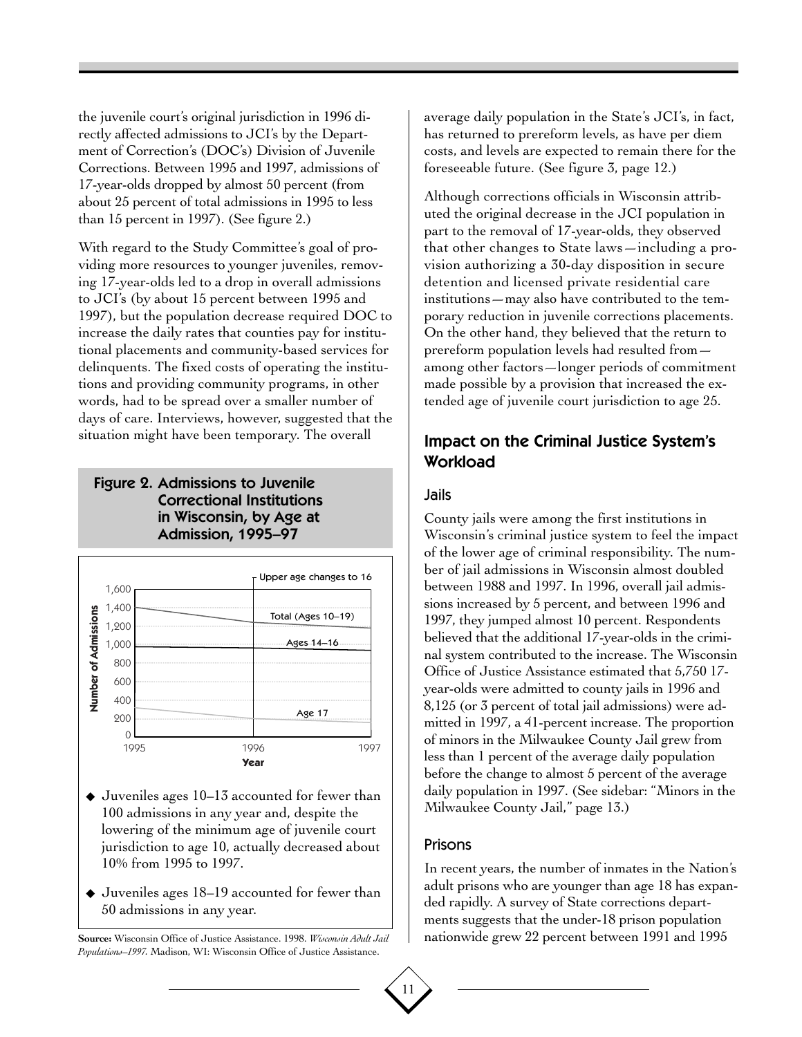the juvenile court's original jurisdiction in 1996 directly affected admissions to JCI's by the Department of Correction's (DOC's) Division of Juvenile Corrections. Between 1995 and 1997, admissions of 17-year-olds dropped by almost 50 percent (from about 25 percent of total admissions in 1995 to less than 15 percent in 1997). (See figure 2.)

With regard to the Study Committee's goal of providing more resources to younger juveniles, removing 17-year-olds led to a drop in overall admissions to JCI's (by about 15 percent between 1995 and 1997), but the population decrease required DOC to increase the daily rates that counties pay for institutional placements and community-based services for delinquents. The fixed costs of operating the institutions and providing community programs, in other words, had to be spread over a smaller number of days of care. Interviews, however, suggested that the situation might have been temporary. The overall average daily population in the State's JCI's, in fact, has returned to prereform levels, as have per diem costs, and levels are expected to remain there for the foreseeable future. (See figure 3, page 12.)

Although corrections officials in Wisconsin attributed the original decrease in the JCI population in part to the removal of 17-year-olds, they observed that other changes to State laws—including a provision authorizing a 30-day disposition in secure detention and licensed private residential care institutions—may also have contributed to the temporary reduction in juvenile corrections placements. On the other hand, they believed that the return to prereform population levels had resulted from—among other factors—longer periods of commitment made possible by a provision that increased the extended age of juvenile court jurisdiction to age 25.

**Figure 2. Admissions to Juvenile Correctional Institutions in Wisconsin, by Age at Admission, 1995–97**

- Juveniles ages 10–13 accounted for fewer than 100 admissions in any year and, despite the lowering of the minimum age of juvenile court jurisdiction to age 10, actually decreased about 10% from 1995 to 1997.
- Juveniles ages 18–19 accounted for fewer than 50 admissions in any year.

**Source:** Wisconsin Office of Justice Assistance. 1998. *Wisconsin Adult Jail Populations–1997.* Madison, WI: Wisconsin Office of Justice Assistance.

## Impact on the Criminal Justice System's Workload

### Jails

County jails were among the first institutions in Wisconsin's criminal justice system to feel the impact of the lower age of criminal responsibility. The number of jail admissions in Wisconsin almost doubled between 1988 and 1997. In 1996, overall jail admissions increased by 5 percent, and between 1996 and 1997, they jumped almost 10 percent. Respondents believed that the additional 17-year-olds in the criminal system contributed to the increase. The Wisconsin Office of Justice Assistance estimated that 5,750 17-year-olds were admitted to county jails in 1996 and 8,125 (or 3 percent of total jail admissions) were admitted in 1997, a 41-percent increase. The proportion of minors in the Milwaukee County Jail grew from less than 1 percent of the average daily population before the change to almost 5 percent of the average daily population in 1997. (See sidebar: "Minors in the Milwaukee County Jail," page 13.)

### Prisons

In recent years, the number of inmates in the Nation's adult prisons who are younger than age 18 has expanded rapidly. A survey of State corrections departments suggests that the under-18 prison population nationwide grew 22 percent between 1991 and 1995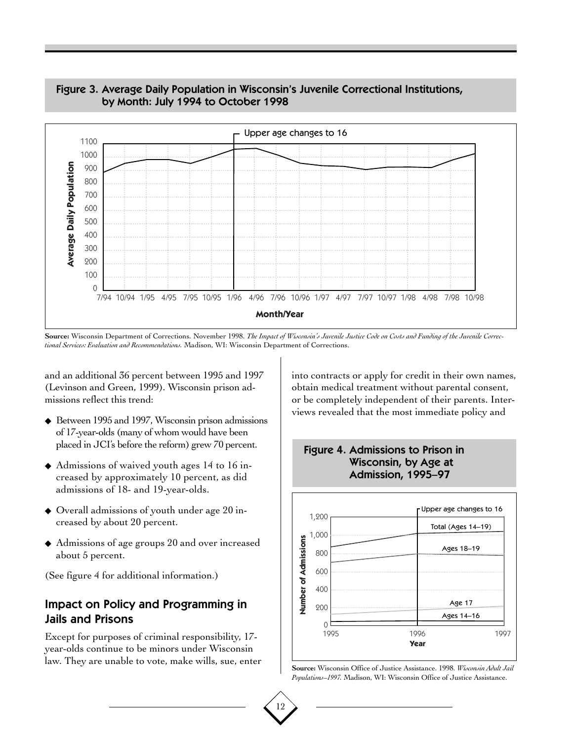## Figure 3. Average Daily Population in Wisconsin's Juvenile Correctional Institutions, by Month: July 1994 to October 1998

**Source:** Wisconsin Department of Corrections. November 1998. *The Impact of Wisconsin's Juvenile Justice Code on Costs and Funding of the Juvenile Correctional Services: Evaluation and Recommendations.* Madison, WI: Wisconsin Department of Corrections.

and an additional 36 percent between 1995 and 1997 (Levinson and Green, 1999). Wisconsin prison admissions reflect this trend:

- Between 1995 and 1997, Wisconsin prison admissions of 17-year-olds (many of whom would have been placed in JCI's before the reform) grew 70 percent.
- Admissions of waived youth ages 14 to 16 increased by approximately 10 percent, as did admissions of 18- and 19-year-olds.
- Overall admissions of youth under age 20 increased by about 20 percent.
- Admissions of age groups 20 and over increased about 5 percent.

(See figure 4 for additional information.)

## Impact on Policy and Programming in Jails and Prisons

Except for purposes of criminal responsibility, 17-year-olds continue to be minors under Wisconsin law. They are unable to vote, make wills, sue, enter into contracts or apply for credit in their own names, obtain medical treatment without parental consent, or be completely independent of their parents. Interviews revealed that the most immediate policy and

## Figure 4. Admissions to Prison in Wisconsin, by Age at Admission, 1995–97

**Source:** Wisconsin Office of Justice Assistance. 1998. *Wisconsin Adult Jail Populations–1997.* Madison, WI: Wisconsin Office of Justice Assistance.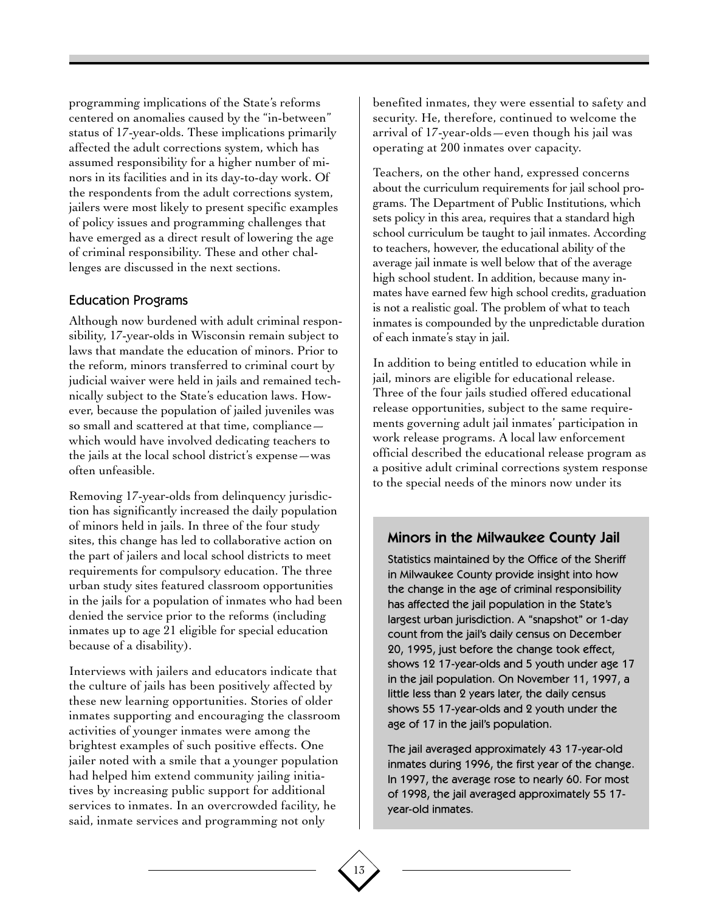programming implications of the State's reforms centered on anomalies caused by the "in-between" status of 17-year-olds. These implications primarily affected the adult corrections system, which has assumed responsibility for a higher number of minors in its facilities and in its day-to-day work. Of the respondents from the adult corrections system, jailers were most likely to present specific examples of policy issues and programming challenges that have emerged as a direct result of lowering the age of criminal responsibility. These and other challenges are discussed in the next sections.

### Education Programs

Although now burdened with adult criminal responsibility, 17-year-olds in Wisconsin remain subject to laws that mandate the education of minors. Prior to the reform, minors transferred to criminal court by judicial waiver were held in jails and remained technically subject to the State's education laws. However, because the population of jailed juveniles was so small and scattered at that time, compliance—which would have involved dedicating teachers to the jails at the local school district's expense—was often unfeasible.

Removing 17-year-olds from delinquency jurisdiction has significantly increased the daily population of minors held in jails. In three of the four study sites, this change has led to collaborative action on the part of jailers and local school districts to meet requirements for compulsory education. The three urban study sites featured classroom opportunities in the jails for a population of inmates who had been denied the service prior to the reforms (including inmates up to age 21 eligible for special education because of a disability).

Interviews with jailers and educators indicate that the culture of jails has been positively affected by these new learning opportunities. Stories of older inmates supporting and encouraging the classroom activities of younger inmates were among the brightest examples of such positive effects. One jailer noted with a smile that a younger population had helped him extend community jailing initiatives by increasing public support for additional services to inmates. In an overcrowded facility, he said, inmate services and programming not only benefited inmates, they were essential to safety and security. He, therefore, continued to welcome the arrival of 17-year-olds—even though his jail was operating at 200 inmates over capacity.

Teachers, on the other hand, expressed concerns about the curriculum requirements for jail school programs. The Department of Public Institutions, which sets policy in this area, requires that a standard high school curriculum be taught to jail inmates. According to teachers, however, the educational ability of the average jail inmate is well below that of the average high school student. In addition, because many inmates have earned few high school credits, graduation is not a realistic goal. The problem of what to teach inmates is compounded by the unpredictable duration of each inmate's stay in jail.

In addition to being entitled to education while in jail, minors are eligible for educational release. Three of the four jails studied offered educational release opportunities, subject to the same requirements governing adult jail inmates' participation in work release programs. A local law enforcement official described the educational release program as a positive adult criminal corrections system response to the special needs of the minors now under its

> ### Minors in the Milwaukee County Jail
>
> Statistics maintained by the Office of the Sheriff in Milwaukee County provide insight into how the change in the age of criminal responsibility has affected the jail population in the State's largest urban jurisdiction. A "snapshot" or 1-day count from the jail's daily census on December 20, 1995, just before the change took effect, shows 12 17-year-olds and 5 youth under age 17 in the jail population. On November 11, 1997, a little less than 2 years later, the daily census shows 55 17-year-olds and 2 youth under the age of 17 in the jail's population.
>
> The jail averaged approximately 43 17-year-old inmates during 1996, the first year of the change. In 1997, the average rose to nearly 60. For most of 1998, the jail averaged approximately 55 17-year-old inmates.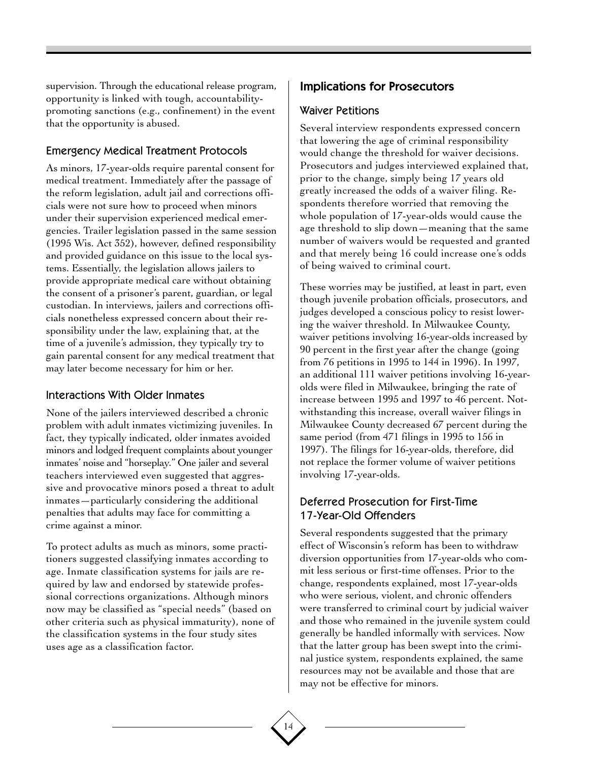supervision. Through the educational release program, opportunity is linked with tough, accountability-promoting sanctions (e.g., confinement) in the event that the opportunity is abused.

### Emergency Medical Treatment Protocols

As minors, 17-year-olds require parental consent for medical treatment. Immediately after the passage of the reform legislation, adult jail and corrections officials were not sure how to proceed when minors under their supervision experienced medical emergencies. Trailer legislation passed in the same session (1995 Wis. Act 352), however, defined responsibility and provided guidance on this issue to the local systems. Essentially, the legislation allows jailers to provide appropriate medical care without obtaining the consent of a prisoner's parent, guardian, or legal custodian. In interviews, jailers and corrections officials nonetheless expressed concern about their responsibility under the law, explaining that, at the time of a juvenile's admission, they typically try to gain parental consent for any medical treatment that may later become necessary for him or her.

### Interactions With Older Inmates

None of the jailers interviewed described a chronic problem with adult inmates victimizing juveniles. In fact, they typically indicated, older inmates avoided minors and lodged frequent complaints about younger inmates' noise and "horseplay." One jailer and several teachers interviewed even suggested that aggressive and provocative minors posed a threat to adult inmates—particularly considering the additional penalties that adults may face for committing a crime against a minor.

To protect adults as much as minors, some practitioners suggested classifying inmates according to age. Inmate classification systems for jails are required by law and endorsed by statewide professional corrections organizations. Although minors now may be classified as "special needs" (based on other criteria such as physical immaturity), none of the classification systems in the four study sites uses age as a classification factor.

## Implications for Prosecutors

### Waiver Petitions

Several interview respondents expressed concern that lowering the age of criminal responsibility would change the threshold for waiver decisions. Prosecutors and judges interviewed explained that, prior to the change, simply being 17 years old greatly increased the odds of a waiver filing. Respondents therefore worried that removing the whole population of 17-year-olds would cause the age threshold to slip down—meaning that the same number of waivers would be requested and granted and that merely being 16 could increase one's odds of being waived to criminal court.

These worries may be justified, at least in part, even though juvenile probation officials, prosecutors, and judges developed a conscious policy to resist lowering the waiver threshold. In Milwaukee County, waiver petitions involving 16-year-olds increased by 90 percent in the first year after the change (going from 76 petitions in 1995 to 144 in 1996). In 1997, an additional 111 waiver petitions involving 16-year-olds were filed in Milwaukee, bringing the rate of increase between 1995 and 1997 to 46 percent. Notwithstanding this increase, overall waiver filings in Milwaukee County decreased 67 percent during the same period (from 471 filings in 1995 to 156 in 1997). The filings for 16-year-olds, therefore, did not replace the former volume of waiver petitions involving 17-year-olds.

### Deferred Prosecution for First-Time 17-Year-Old Offenders

Several respondents suggested that the primary effect of Wisconsin's reform has been to withdraw diversion opportunities from 17-year-olds who commit less serious or first-time offenses. Prior to the change, respondents explained, most 17-year-olds who were serious, violent, and chronic offenders were transferred to criminal court by judicial waiver and those who remained in the juvenile system could generally be handled informally with services. Now that the latter group has been swept into the criminal justice system, respondents explained, the same resources may not be available and those that are may not be effective for minors.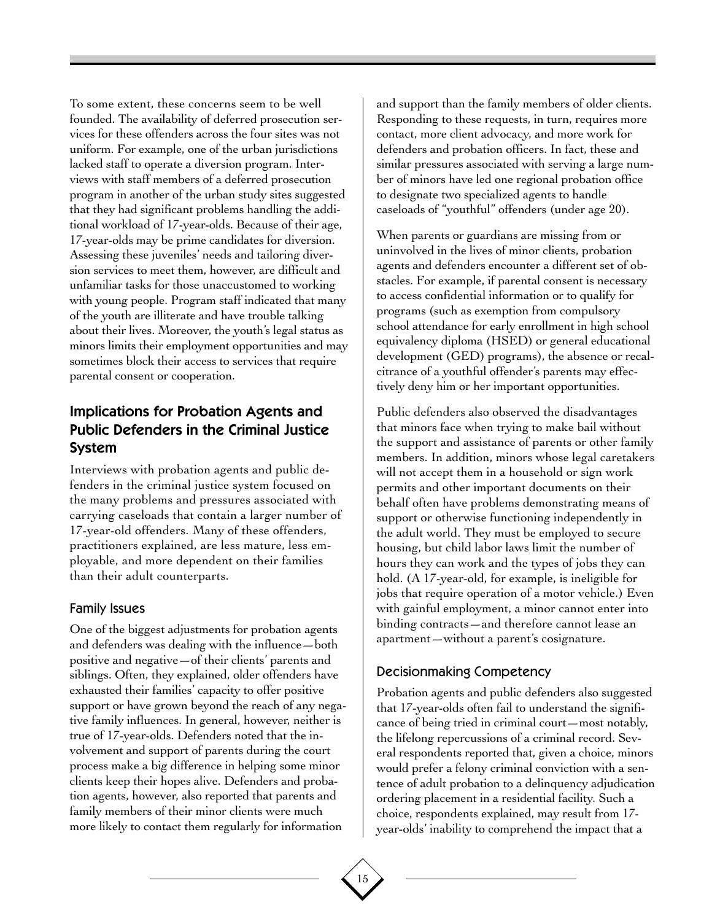To some extent, these concerns seem to be well founded. The availability of deferred prosecution services for these offenders across the four sites was not uniform. For example, one of the urban jurisdictions lacked staff to operate a diversion program. Interviews with staff members of a deferred prosecution program in another of the urban study sites suggested that they had significant problems handling the additional workload of 17-year-olds. Because of their age, 17-year-olds may be prime candidates for diversion. Assessing these juveniles' needs and tailoring diversion services to meet them, however, are difficult and unfamiliar tasks for those unaccustomed to working with young people. Program staff indicated that many of the youth are illiterate and have trouble talking about their lives. Moreover, the youth's legal status as minors limits their employment opportunities and may sometimes block their access to services that require parental consent or cooperation.

## Implications for Probation Agents and Public Defenders in the Criminal Justice System

Interviews with probation agents and public defenders in the criminal justice system focused on the many problems and pressures associated with carrying caseloads that contain a larger number of 17-year-old offenders. Many of these offenders, practitioners explained, are less mature, less employable, and more dependent on their families than their adult counterparts.

### Family Issues

One of the biggest adjustments for probation agents and defenders was dealing with the influence—both positive and negative—of their clients' parents and siblings. Often, they explained, older offenders have exhausted their families' capacity to offer positive support or have grown beyond the reach of any negative family influences. In general, however, neither is true of 17-year-olds. Defenders noted that the involvement and support of parents during the court process make a big difference in helping some minor clients keep their hopes alive. Defenders and probation agents, however, also reported that parents and family members of their minor clients were much more likely to contact them regularly for information and support than the family members of older clients. Responding to these requests, in turn, requires more contact, more client advocacy, and more work for defenders and probation officers. In fact, these and similar pressures associated with serving a large number of minors have led one regional probation office to designate two specialized agents to handle caseloads of "youthful" offenders (under age 20).

When parents or guardians are missing from or uninvolved in the lives of minor clients, probation agents and defenders encounter a different set of obstacles. For example, if parental consent is necessary to access confidential information or to qualify for programs (such as exemption from compulsory school attendance for early enrollment in high school equivalency diploma (HSED) or general educational development (GED) programs), the absence or recalcitrance of a youthful offender's parents may effectively deny him or her important opportunities.

Public defenders also observed the disadvantages that minors face when trying to make bail without the support and assistance of parents or other family members. In addition, minors whose legal caretakers will not accept them in a household or sign work permits and other important documents on their behalf often have problems demonstrating means of support or otherwise functioning independently in the adult world. They must be employed to secure housing, but child labor laws limit the number of hours they can work and the types of jobs they can hold. (A 17-year-old, for example, is ineligible for jobs that require operation of a motor vehicle.) Even with gainful employment, a minor cannot enter into binding contracts—and therefore cannot lease an apartment—without a parent's cosignature.

### Decisionmaking Competency

Probation agents and public defenders also suggested that 17-year-olds often fail to understand the significance of being tried in criminal court—most notably, the lifelong repercussions of a criminal record. Several respondents reported that, given a choice, minors would prefer a felony criminal conviction with a sentence of adult probation to a delinquency adjudication ordering placement in a residential facility. Such a choice, respondents explained, may result from 17-year-olds' inability to comprehend the impact that a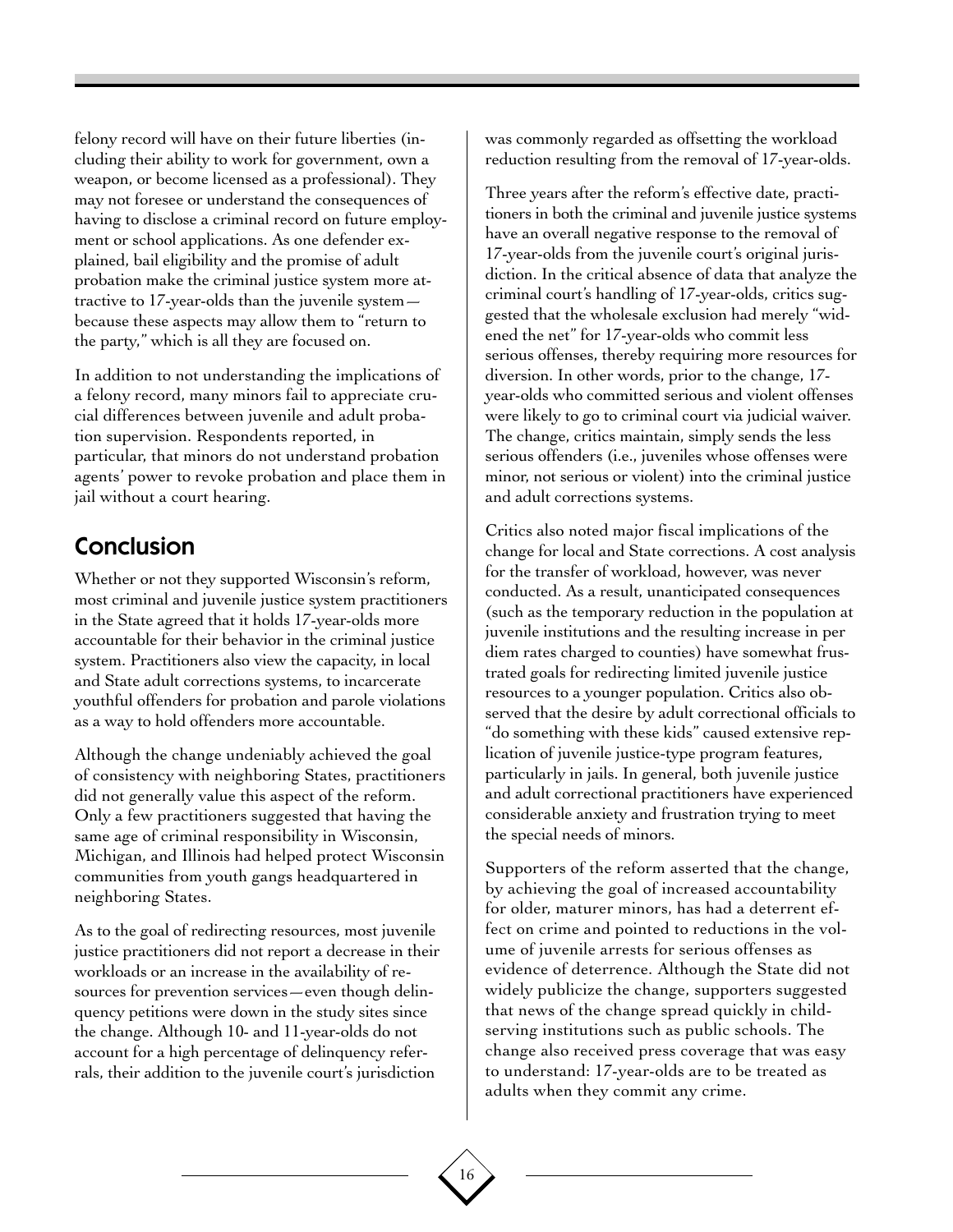felony record will have on their future liberties (including their ability to work for government, own a weapon, or become licensed as a professional). They may not foresee or understand the consequences of having to disclose a criminal record on future employment or school applications. As one defender explained, bail eligibility and the promise of adult probation make the criminal justice system more attractive to 17-year-olds than the juvenile system—because these aspects may allow them to "return to the party," which is all they are focused on.

In addition to not understanding the implications of a felony record, many minors fail to appreciate crucial differences between juvenile and adult probation supervision. Respondents reported, in particular, that minors do not understand probation agents' power to revoke probation and place them in jail without a court hearing.

## Conclusion

Whether or not they supported Wisconsin's reform, most criminal and juvenile justice system practitioners in the State agreed that it holds 17-year-olds more accountable for their behavior in the criminal justice system. Practitioners also view the capacity, in local and State adult corrections systems, to incarcerate youthful offenders for probation and parole violations as a way to hold offenders more accountable.

Although the change undeniably achieved the goal of consistency with neighboring States, practitioners did not generally value this aspect of the reform. Only a few practitioners suggested that having the same age of criminal responsibility in Wisconsin, Michigan, and Illinois had helped protect Wisconsin communities from youth gangs headquartered in neighboring States.

As to the goal of redirecting resources, most juvenile justice practitioners did not report a decrease in their workloads or an increase in the availability of resources for prevention services—even though delinquency petitions were down in the study sites since the change. Although 10- and 11-year-olds do not account for a high percentage of delinquency referrals, their addition to the juvenile court's jurisdiction was commonly regarded as offsetting the workload reduction resulting from the removal of 17-year-olds.

Three years after the reform's effective date, practitioners in both the criminal and juvenile justice systems have an overall negative response to the removal of 17-year-olds from the juvenile court's original jurisdiction. In the critical absence of data that analyze the criminal court's handling of 17-year-olds, critics suggested that the wholesale exclusion had merely "widened the net" for 17-year-olds who commit less serious offenses, thereby requiring more resources for diversion. In other words, prior to the change, 17-year-olds who committed serious and violent offenses were likely to go to criminal court via judicial waiver. The change, critics maintain, simply sends the less serious offenders (i.e., juveniles whose offenses were minor, not serious or violent) into the criminal justice and adult corrections systems.

Critics also noted major fiscal implications of the change for local and State corrections. A cost analysis for the transfer of workload, however, was never conducted. As a result, unanticipated consequences (such as the temporary reduction in the population at juvenile institutions and the resulting increase in per diem rates charged to counties) have somewhat frustrated goals for redirecting limited juvenile justice resources to a younger population. Critics also observed that the desire by adult correctional officials to "do something with these kids" caused extensive replication of juvenile justice-type program features, particularly in jails. In general, both juvenile justice and adult correctional practitioners have experienced considerable anxiety and frustration trying to meet the special needs of minors.

Supporters of the reform asserted that the change, by achieving the goal of increased accountability for older, maturer minors, has had a deterrent effect on crime and pointed to reductions in the volume of juvenile arrests for serious offenses as evidence of deterrence. Although the State did not widely publicize the change, supporters suggested that news of the change spread quickly in child-serving institutions such as public schools. The change also received press coverage that was easy to understand: 17-year-olds are to be treated as adults when they commit any crime.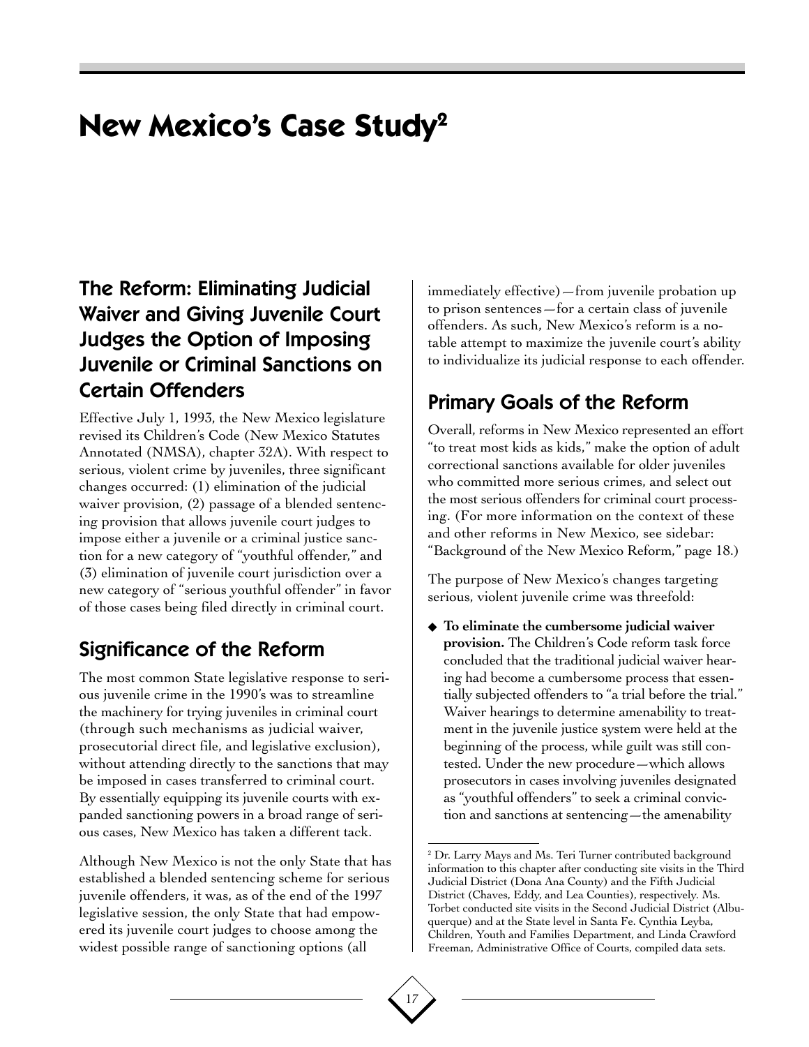# New Mexico's Case Study[2]

## The Reform: Eliminating Judicial Waiver and Giving Juvenile Court Judges the Option of Imposing Juvenile or Criminal Sanctions on Certain Offenders

Effective July 1, 1993, the New Mexico legislature revised its Children's Code (New Mexico Statutes Annotated (NMSA), chapter 32A). With respect to serious, violent crime by juveniles, three significant changes occurred: (1) elimination of the judicial waiver provision, (2) passage of a blended sentencing provision that allows juvenile court judges to impose either a juvenile or a criminal justice sanction for a new category of "youthful offender," and (3) elimination of juvenile court jurisdiction over a new category of "serious youthful offender" in favor of those cases being filed directly in criminal court.

## Significance of the Reform

The most common State legislative response to serious juvenile crime in the 1990's was to streamline the machinery for trying juveniles in criminal court (through such mechanisms as judicial waiver, prosecutorial direct file, and legislative exclusion), without attending directly to the sanctions that may be imposed in cases transferred to criminal court. By essentially equipping its juvenile courts with expanded sanctioning powers in a broad range of serious cases, New Mexico has taken a different tack.

Although New Mexico is not the only State that has established a blended sentencing scheme for serious juvenile offenders, it was, as of the end of the 1997 legislative session, the only State that had empowered its juvenile court judges to choose among the widest possible range of sanctioning options (all immediately effective)—from juvenile probation up to prison sentences—for a certain class of juvenile offenders. As such, New Mexico's reform is a notable attempt to maximize the juvenile court's ability to individualize its judicial response to each offender.

## Primary Goals of the Reform

Overall, reforms in New Mexico represented an effort "to treat most kids as kids," make the option of adult correctional sanctions available for older juveniles who committed more serious crimes, and select out the most serious offenders for criminal court processing. (For more information on the context of these and other reforms in New Mexico, see sidebar: "Background of the New Mexico Reform," page 18.)

The purpose of New Mexico's changes targeting serious, violent juvenile crime was threefold:

- **To eliminate the cumbersome judicial waiver provision.** The Children's Code reform task force concluded that the traditional judicial waiver hearing had become a cumbersome process that essentially subjected offenders to "a trial before the trial." Waiver hearings to determine amenability to treatment in the juvenile justice system were held at the beginning of the process, while guilt was still contested. Under the new procedure—which allows prosecutors in cases involving juveniles designated as "youthful offenders" to seek a criminal conviction and sanctions at sentencing—the amenability

---

[2] Dr. Larry Mays and Ms. Teri Turner contributed background information to this chapter after conducting site visits in the Third Judicial District (Dona Ana County) and the Fifth Judicial District (Chaves, Eddy, and Lea Counties), respectively. Ms. Torbet conducted site visits in the Second Judicial District (Albuquerque) and at the State level in Santa Fe. Cynthia Leyba, Children, Youth and Families Department, and Linda Crawford Freeman, Administrative Office of Courts, compiled data sets.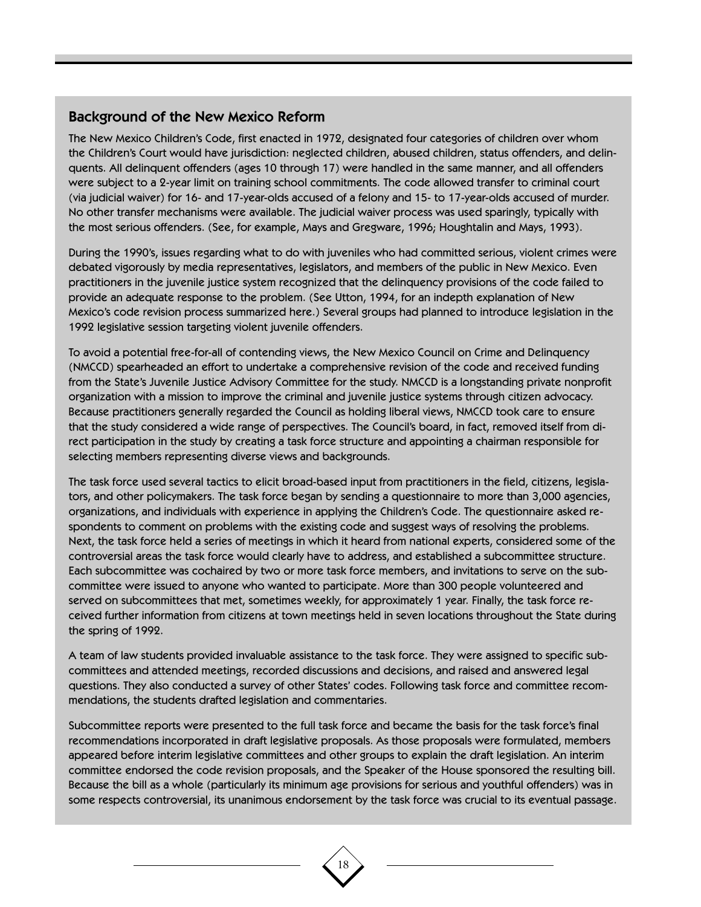## Background of the New Mexico Reform

The New Mexico Children's Code, first enacted in 1972, designated four categories of children over whom the Children's Court would have jurisdiction: neglected children, abused children, status offenders, and delinquents. All delinquent offenders (ages 10 through 17) were handled in the same manner, and all offenders were subject to a 2-year limit on training school commitments. The code allowed transfer to criminal court (via judicial waiver) for 16- and 17-year-olds accused of a felony and 15- to 17-year-olds accused of murder. No other transfer mechanisms were available. The judicial waiver process was used sparingly, typically with the most serious offenders. (See, for example, Mays and Gregware, 1996; Houghtalin and Mays, 1993).

During the 1990's, issues regarding what to do with juveniles who had committed serious, violent crimes were debated vigorously by media representatives, legislators, and members of the public in New Mexico. Even practitioners in the juvenile justice system recognized that the delinquency provisions of the code failed to provide an adequate response to the problem. (See Utton, 1994, for an indepth explanation of New Mexico's code revision process summarized here.) Several groups had planned to introduce legislation in the 1992 legislative session targeting violent juvenile offenders.

To avoid a potential free-for-all of contending views, the New Mexico Council on Crime and Delinquency (NMCCD) spearheaded an effort to undertake a comprehensive revision of the code and received funding from the State's Juvenile Justice Advisory Committee for the study. NMCCD is a longstanding private nonprofit organization with a mission to improve the criminal and juvenile justice systems through citizen advocacy. Because practitioners generally regarded the Council as holding liberal views, NMCCD took care to ensure that the study considered a wide range of perspectives. The Council's board, in fact, removed itself from direct participation in the study by creating a task force structure and appointing a chairman responsible for selecting members representing diverse views and backgrounds.

The task force used several tactics to elicit broad-based input from practitioners in the field, citizens, legislators, and other policymakers. The task force began by sending a questionnaire to more than 3,000 agencies, organizations, and individuals with experience in applying the Children's Code. The questionnaire asked respondents to comment on problems with the existing code and suggest ways of resolving the problems. Next, the task force held a series of meetings in which it heard from national experts, considered some of the controversial areas the task force would clearly have to address, and established a subcommittee structure. Each subcommittee was cochaired by two or more task force members, and invitations to serve on the subcommittee were issued to anyone who wanted to participate. More than 300 people volunteered and served on subcommittees that met, sometimes weekly, for approximately 1 year. Finally, the task force received further information from citizens at town meetings held in seven locations throughout the State during the spring of 1992.

A team of law students provided invaluable assistance to the task force. They were assigned to specific subcommittees and attended meetings, recorded discussions and decisions, and raised and answered legal questions. They also conducted a survey of other States' codes. Following task force and committee recommendations, the students drafted legislation and commentaries.

Subcommittee reports were presented to the full task force and became the basis for the task force's final recommendations incorporated in draft legislative proposals. As those proposals were formulated, members appeared before interim legislative committees and other groups to explain the draft legislation. An interim committee endorsed the code revision proposals, and the Speaker of the House sponsored the resulting bill. Because the bill as a whole (particularly its minimum age provisions for serious and youthful offenders) was in some respects controversial, its unanimous endorsement by the task force was crucial to its eventual passage.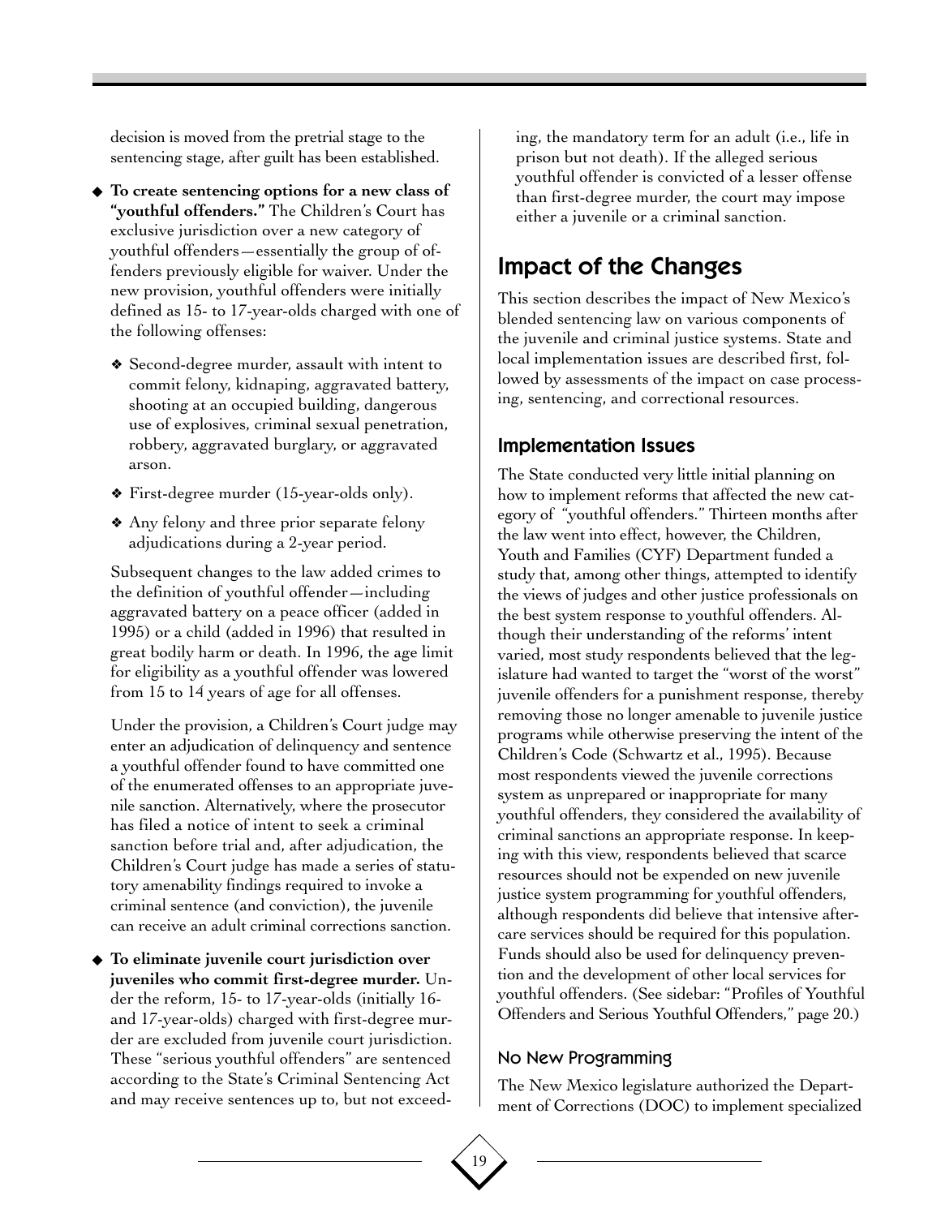decision is moved from the pretrial stage to the sentencing stage, after guilt has been established.

- **To create sentencing options for a new class of "youthful offenders."** The Children's Court has exclusive jurisdiction over a new category of youthful offenders—essentially the group of offenders previously eligible for waiver. Under the new provision, youthful offenders were initially defined as 15- to 17-year-olds charged with one of the following offenses:

  - Second-degree murder, assault with intent to commit felony, kidnaping, aggravated battery, shooting at an occupied building, dangerous use of explosives, criminal sexual penetration, robbery, aggravated burglary, or aggravated arson.
  - First-degree murder (15-year-olds only).
  - Any felony and three prior separate felony adjudications during a 2-year period.

  Subsequent changes to the law added crimes to the definition of youthful offender—including aggravated battery on a peace officer (added in 1995) or a child (added in 1996) that resulted in great bodily harm or death. In 1996, the age limit for eligibility as a youthful offender was lowered from 15 to 14 years of age for all offenses.

  Under the provision, a Children's Court judge may enter an adjudication of delinquency and sentence a youthful offender found to have committed one of the enumerated offenses to an appropriate juvenile sanction. Alternatively, where the prosecutor has filed a notice of intent to seek a criminal sanction before trial and, after adjudication, the Children's Court judge has made a series of statutory amenability findings required to invoke a criminal sentence (and conviction), the juvenile can receive an adult criminal corrections sanction.

- **To eliminate juvenile court jurisdiction over juveniles who commit first-degree murder.** Under the reform, 15- to 17-year-olds (initially 16- and 17-year-olds) charged with first-degree murder are excluded from juvenile court jurisdiction. These "serious youthful offenders" are sentenced according to the State's Criminal Sentencing Act and may receive sentences up to, but not exceeding, the mandatory term for an adult (i.e., life in prison but not death). If the alleged serious youthful offender is convicted of a lesser offense than first-degree murder, the court may impose either a juvenile or a criminal sanction.

## Impact of the Changes

This section describes the impact of New Mexico's blended sentencing law on various components of the juvenile and criminal justice systems. State and local implementation issues are described first, followed by assessments of the impact on case processing, sentencing, and correctional resources.

### Implementation Issues

The State conducted very little initial planning on how to implement reforms that affected the new category of "youthful offenders." Thirteen months after the law went into effect, however, the Children, Youth and Families (CYF) Department funded a study that, among other things, attempted to identify the views of judges and other justice professionals on the best system response to youthful offenders. Although their understanding of the reforms' intent varied, most study respondents believed that the legislature had wanted to target the "worst of the worst" juvenile offenders for a punishment response, thereby removing those no longer amenable to juvenile justice programs while otherwise preserving the intent of the Children's Code (Schwartz et al., 1995). Because most respondents viewed the juvenile corrections system as unprepared or inappropriate for many youthful offenders, they considered the availability of criminal sanctions an appropriate response. In keeping with this view, respondents believed that scarce resources should not be expended on new juvenile justice system programming for youthful offenders, although respondents did believe that intensive aftercare services should be required for this population. Funds should also be used for delinquency prevention and the development of other local services for youthful offenders. (See sidebar: "Profiles of Youthful Offenders and Serious Youthful Offenders," page 20.)

#### No New Programming

The New Mexico legislature authorized the Department of Corrections (DOC) to implement specialized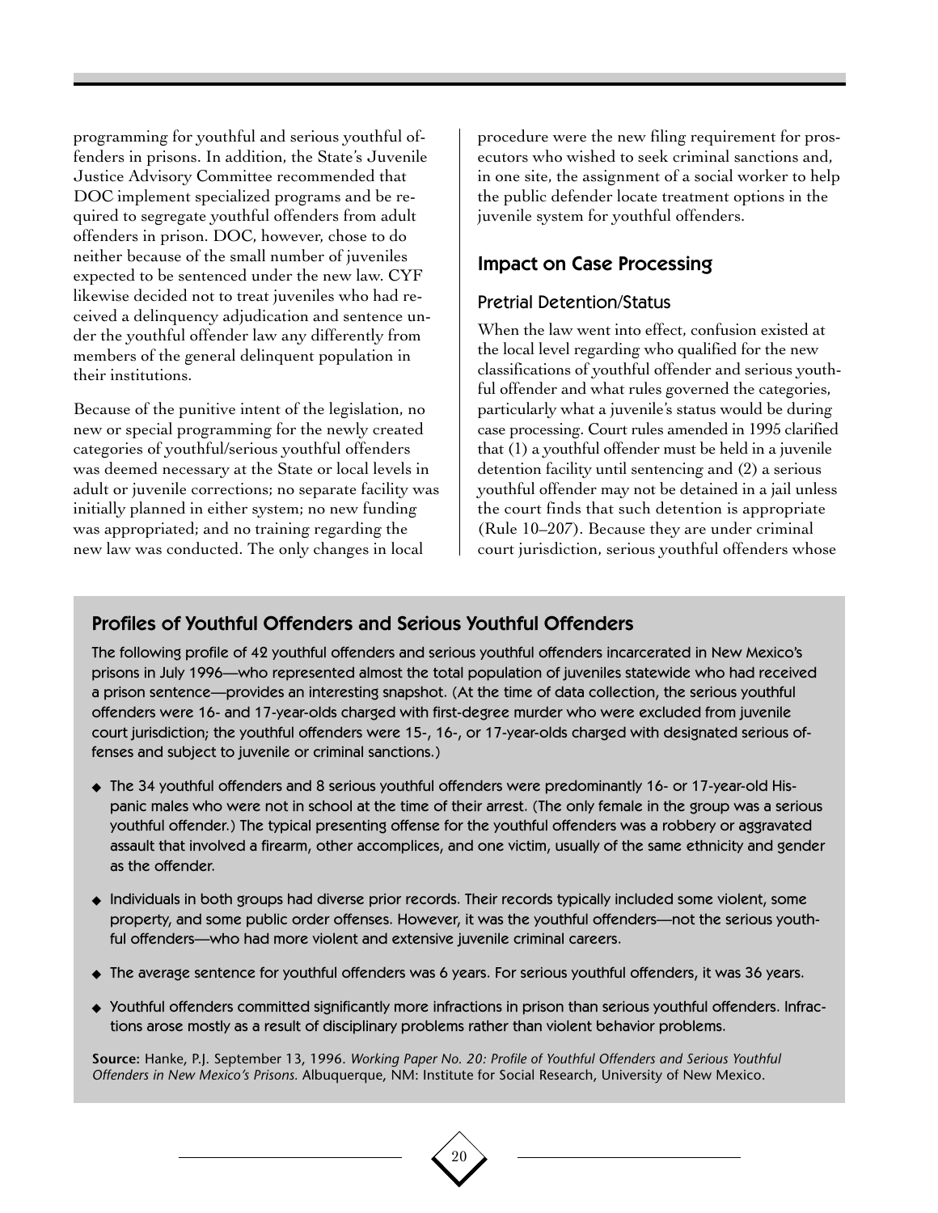programming for youthful and serious youthful offenders in prisons. In addition, the State's Juvenile Justice Advisory Committee recommended that DOC implement specialized programs and be required to segregate youthful offenders from adult offenders in prison. DOC, however, chose to do neither because of the small number of juveniles expected to be sentenced under the new law. CYF likewise decided not to treat juveniles who had received a delinquency adjudication and sentence under the youthful offender law any differently from members of the general delinquent population in their institutions.

Because of the punitive intent of the legislation, no new or special programming for the newly created categories of youthful/serious youthful offenders was deemed necessary at the State or local levels in adult or juvenile corrections; no separate facility was initially planned in either system; no new funding was appropriated; and no training regarding the new law was conducted. The only changes in local procedure were the new filing requirement for prosecutors who wished to seek criminal sanctions and, in one site, the assignment of a social worker to help the public defender locate treatment options in the juvenile system for youthful offenders.

## Impact on Case Processing

### Pretrial Detention/Status

When the law went into effect, confusion existed at the local level regarding who qualified for the new classifications of youthful offender and serious youthful offender and what rules governed the categories, particularly what a juvenile's status would be during case processing. Court rules amended in 1995 clarified that (1) a youthful offender must be held in a juvenile detention facility until sentencing and (2) a serious youthful offender may not be detained in a jail unless the court finds that such detention is appropriate (Rule 10–207). Because they are under criminal court jurisdiction, serious youthful offenders whose

## Profiles of Youthful Offenders and Serious Youthful Offenders

The following profile of 42 youthful offenders and serious youthful offenders incarcerated in New Mexico's prisons in July 1996—who represented almost the total population of juveniles statewide who had received a prison sentence—provides an interesting snapshot. (At the time of data collection, the serious youthful offenders were 16- and 17-year-olds charged with first-degree murder who were excluded from juvenile court jurisdiction; the youthful offenders were 15-, 16-, or 17-year-olds charged with designated serious offenses and subject to juvenile or criminal sanctions.)

- The 34 youthful offenders and 8 serious youthful offenders were predominantly 16- or 17-year-old Hispanic males who were not in school at the time of their arrest. (The only female in the group was a serious youthful offender.) The typical presenting offense for the youthful offenders was a robbery or aggravated assault that involved a firearm, other accomplices, and one victim, usually of the same ethnicity and gender as the offender.
- Individuals in both groups had diverse prior records. Their records typically included some violent, some property, and some public order offenses. However, it was the youthful offenders—not the serious youthful offenders—who had more violent and extensive juvenile criminal careers.
- The average sentence for youthful offenders was 6 years. For serious youthful offenders, it was 36 years.
- Youthful offenders committed significantly more infractions in prison than serious youthful offenders. Infractions arose mostly as a result of disciplinary problems rather than violent behavior problems.

**Source:** Hanke, P.J. September 13, 1996. *Working Paper No. 20: Profile of Youthful Offenders and Serious Youthful Offenders in New Mexico's Prisons.* Albuquerque, NM: Institute for Social Research, University of New Mexico.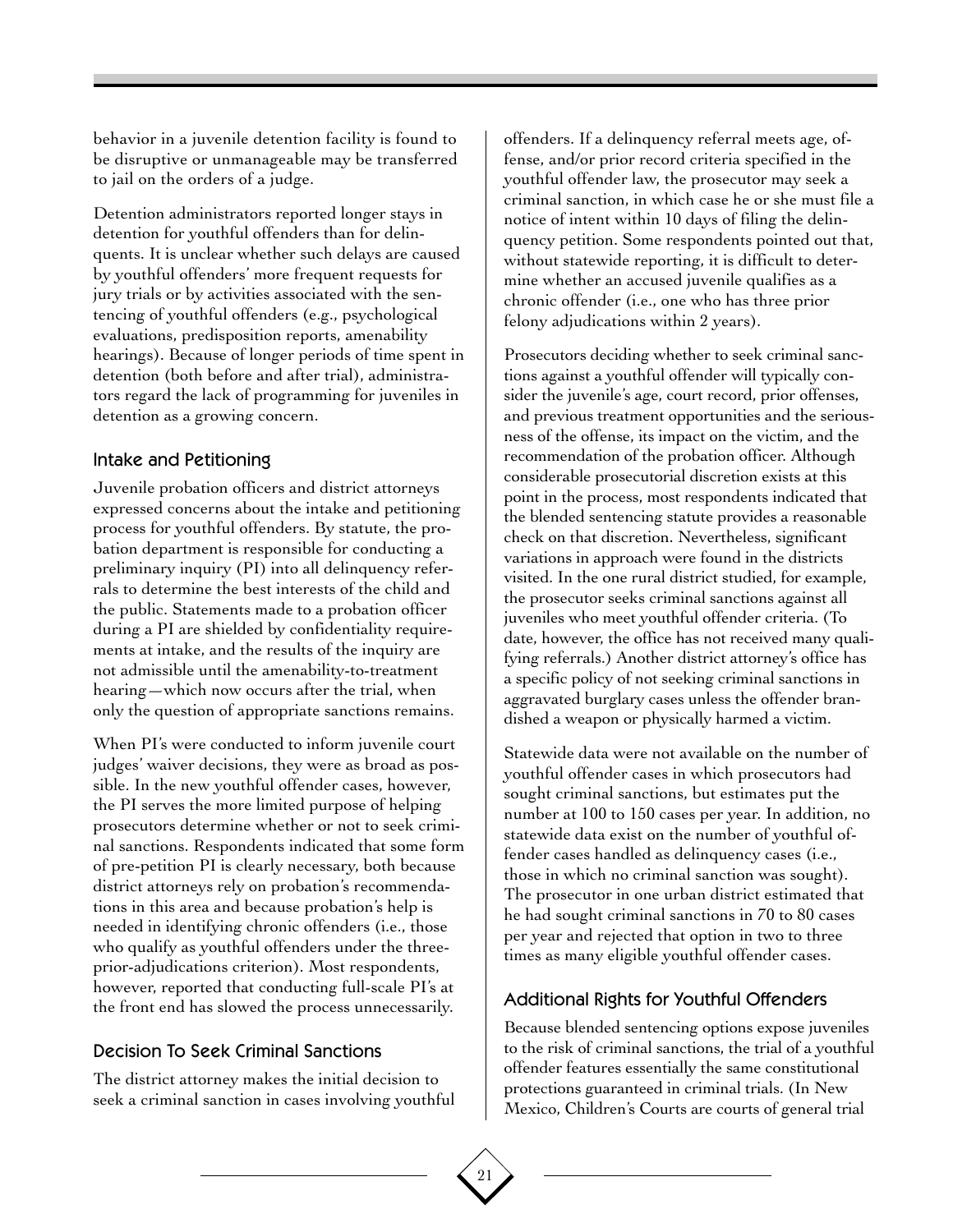behavior in a juvenile detention facility is found to be disruptive or unmanageable may be transferred to jail on the orders of a judge.

Detention administrators reported longer stays in detention for youthful offenders than for delinquents. It is unclear whether such delays are caused by youthful offenders' more frequent requests for jury trials or by activities associated with the sentencing of youthful offenders (e.g., psychological evaluations, predisposition reports, amenability hearings). Because of longer periods of time spent in detention (both before and after trial), administrators regard the lack of programming for juveniles in detention as a growing concern.

### Intake and Petitioning

Juvenile probation officers and district attorneys expressed concerns about the intake and petitioning process for youthful offenders. By statute, the probation department is responsible for conducting a preliminary inquiry (PI) into all delinquency referrals to determine the best interests of the child and the public. Statements made to a probation officer during a PI are shielded by confidentiality requirements at intake, and the results of the inquiry are not admissible until the amenability-to-treatment hearing—which now occurs after the trial, when only the question of appropriate sanctions remains.

When PI's were conducted to inform juvenile court judges' waiver decisions, they were as broad as possible. In the new youthful offender cases, however, the PI serves the more limited purpose of helping prosecutors determine whether or not to seek criminal sanctions. Respondents indicated that some form of pre-petition PI is clearly necessary, both because district attorneys rely on probation's recommendations in this area and because probation's help is needed in identifying chronic offenders (i.e., those who qualify as youthful offenders under the three-prior-adjudications criterion). Most respondents, however, reported that conducting full-scale PI's at the front end has slowed the process unnecessarily.

### Decision To Seek Criminal Sanctions

The district attorney makes the initial decision to seek a criminal sanction in cases involving youthful offenders. If a delinquency referral meets age, offense, and/or prior record criteria specified in the youthful offender law, the prosecutor may seek a criminal sanction, in which case he or she must file a notice of intent within 10 days of filing the delinquency petition. Some respondents pointed out that, without statewide reporting, it is difficult to determine whether an accused juvenile qualifies as a chronic offender (i.e., one who has three prior felony adjudications within 2 years).

Prosecutors deciding whether to seek criminal sanctions against a youthful offender will typically consider the juvenile's age, court record, prior offenses, and previous treatment opportunities and the seriousness of the offense, its impact on the victim, and the recommendation of the probation officer. Although considerable prosecutorial discretion exists at this point in the process, most respondents indicated that the blended sentencing statute provides a reasonable check on that discretion. Nevertheless, significant variations in approach were found in the districts visited. In the one rural district studied, for example, the prosecutor seeks criminal sanctions against all juveniles who meet youthful offender criteria. (To date, however, the office has not received many qualifying referrals.) Another district attorney's office has a specific policy of not seeking criminal sanctions in aggravated burglary cases unless the offender brandished a weapon or physically harmed a victim.

Statewide data were not available on the number of youthful offender cases in which prosecutors had sought criminal sanctions, but estimates put the number at 100 to 150 cases per year. In addition, no statewide data exist on the number of youthful offender cases handled as delinquency cases (i.e., those in which no criminal sanction was sought). The prosecutor in one urban district estimated that he had sought criminal sanctions in 70 to 80 cases per year and rejected that option in two to three times as many eligible youthful offender cases.

### Additional Rights for Youthful Offenders

Because blended sentencing options expose juveniles to the risk of criminal sanctions, the trial of a youthful offender features essentially the same constitutional protections guaranteed in criminal trials. (In New Mexico, Children's Courts are courts of general trial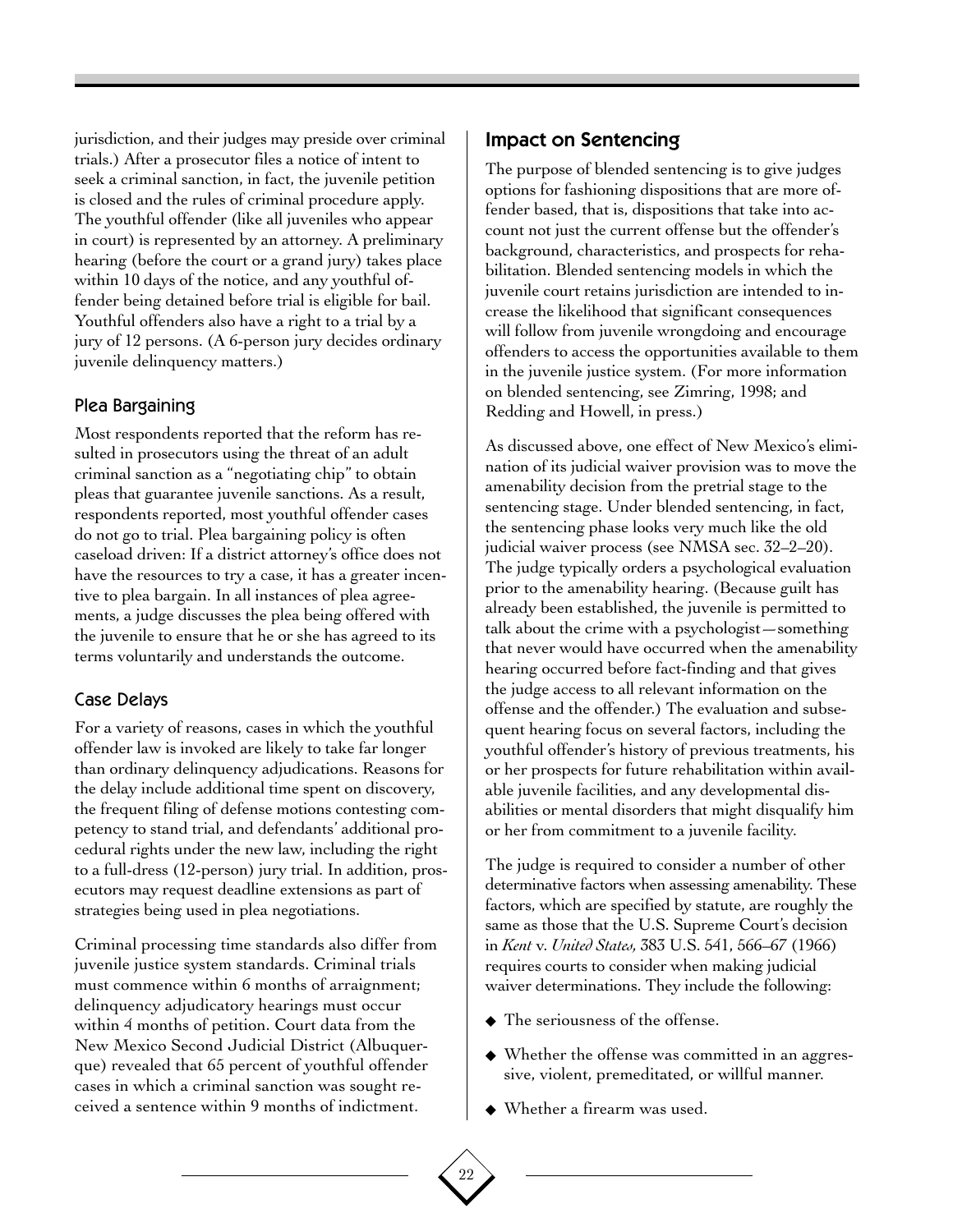jurisdiction, and their judges may preside over criminal trials.) After a prosecutor files a notice of intent to seek a criminal sanction, in fact, the juvenile petition is closed and the rules of criminal procedure apply. The youthful offender (like all juveniles who appear in court) is represented by an attorney. A preliminary hearing (before the court or a grand jury) takes place within 10 days of the notice, and any youthful offender being detained before trial is eligible for bail. Youthful offenders also have a right to a trial by a jury of 12 persons. (A 6-person jury decides ordinary juvenile delinquency matters.)

### Plea Bargaining

Most respondents reported that the reform has resulted in prosecutors using the threat of an adult criminal sanction as a "negotiating chip" to obtain pleas that guarantee juvenile sanctions. As a result, respondents reported, most youthful offender cases do not go to trial. Plea bargaining policy is often caseload driven: If a district attorney's office does not have the resources to try a case, it has a greater incentive to plea bargain. In all instances of plea agreements, a judge discusses the plea being offered with the juvenile to ensure that he or she has agreed to its terms voluntarily and understands the outcome.

### Case Delays

For a variety of reasons, cases in which the youthful offender law is invoked are likely to take far longer than ordinary delinquency adjudications. Reasons for the delay include additional time spent on discovery, the frequent filing of defense motions contesting competency to stand trial, and defendants' additional procedural rights under the new law, including the right to a full-dress (12-person) jury trial. In addition, prosecutors may request deadline extensions as part of strategies being used in plea negotiations.

Criminal processing time standards also differ from juvenile justice system standards. Criminal trials must commence within 6 months of arraignment; delinquency adjudicatory hearings must occur within 4 months of petition. Court data from the New Mexico Second Judicial District (Albuquerque) revealed that 65 percent of youthful offender cases in which a criminal sanction was sought received a sentence within 9 months of indictment.

## Impact on Sentencing

The purpose of blended sentencing is to give judges options for fashioning dispositions that are more offender based, that is, dispositions that take into account not just the current offense but the offender's background, characteristics, and prospects for rehabilitation. Blended sentencing models in which the juvenile court retains jurisdiction are intended to increase the likelihood that significant consequences will follow from juvenile wrongdoing and encourage offenders to access the opportunities available to them in the juvenile justice system. (For more information on blended sentencing, see Zimring, 1998; and Redding and Howell, in press.)

As discussed above, one effect of New Mexico's elimination of its judicial waiver provision was to move the amenability decision from the pretrial stage to the sentencing stage. Under blended sentencing, in fact, the sentencing phase looks very much like the old judicial waiver process (see NMSA sec. 32–2–20). The judge typically orders a psychological evaluation prior to the amenability hearing. (Because guilt has already been established, the juvenile is permitted to talk about the crime with a psychologist—something that never would have occurred when the amenability hearing occurred before fact-finding and that gives the judge access to all relevant information on the offense and the offender.) The evaluation and subsequent hearing focus on several factors, including the youthful offender's history of previous treatments, his or her prospects for future rehabilitation within available juvenile facilities, and any developmental disabilities or mental disorders that might disqualify him or her from commitment to a juvenile facility.

The judge is required to consider a number of other determinative factors when assessing amenability. These factors, which are specified by statute, are roughly the same as those that the U.S. Supreme Court's decision in *Kent* v. *United States,* 383 U.S. 541, 566–67 (1966) requires courts to consider when making judicial waiver determinations. They include the following:

- The seriousness of the offense.
- Whether the offense was committed in an aggressive, violent, premeditated, or willful manner.
- Whether a firearm was used.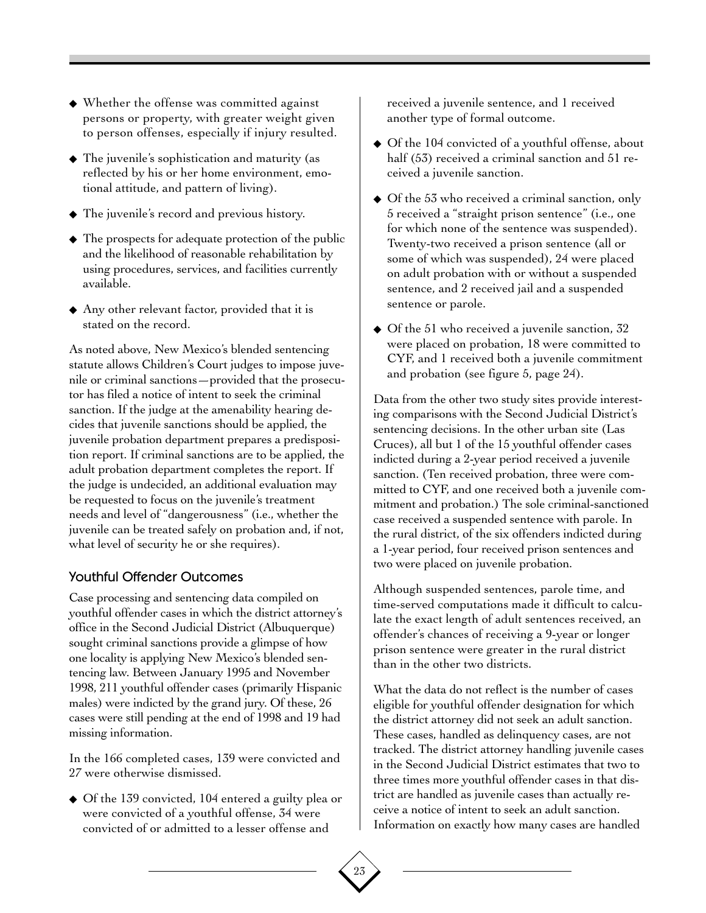- Whether the offense was committed against persons or property, with greater weight given to person offenses, especially if injury resulted.
- The juvenile's sophistication and maturity (as reflected by his or her home environment, emotional attitude, and pattern of living).
- The juvenile's record and previous history.
- The prospects for adequate protection of the public and the likelihood of reasonable rehabilitation by using procedures, services, and facilities currently available.
- Any other relevant factor, provided that it is stated on the record.

As noted above, New Mexico's blended sentencing statute allows Children's Court judges to impose juvenile or criminal sanctions—provided that the prosecutor has filed a notice of intent to seek the criminal sanction. If the judge at the amenability hearing decides that juvenile sanctions should be applied, the juvenile probation department prepares a predisposition report. If criminal sanctions are to be applied, the adult probation department completes the report. If the judge is undecided, an additional evaluation may be requested to focus on the juvenile's treatment needs and level of "dangerousness" (i.e., whether the juvenile can be treated safely on probation and, if not, what level of security he or she requires).

### Youthful Offender Outcomes

Case processing and sentencing data compiled on youthful offender cases in which the district attorney's office in the Second Judicial District (Albuquerque) sought criminal sanctions provide a glimpse of how one locality is applying New Mexico's blended sentencing law. Between January 1995 and November 1998, 211 youthful offender cases (primarily Hispanic males) were indicted by the grand jury. Of these, 26 cases were still pending at the end of 1998 and 19 had missing information.

In the 166 completed cases, 139 were convicted and 27 were otherwise dismissed.

- Of the 139 convicted, 104 entered a guilty plea or were convicted of a youthful offense, 34 were convicted of or admitted to a lesser offense and received a juvenile sentence, and 1 received another type of formal outcome.
- Of the 104 convicted of a youthful offense, about half (53) received a criminal sanction and 51 received a juvenile sanction.
- Of the 53 who received a criminal sanction, only 5 received a "straight prison sentence" (i.e., one for which none of the sentence was suspended). Twenty-two received a prison sentence (all or some of which was suspended), 24 were placed on adult probation with or without a suspended sentence, and 2 received jail and a suspended sentence or parole.
- Of the 51 who received a juvenile sanction, 32 were placed on probation, 18 were committed to CYF, and 1 received both a juvenile commitment and probation (see figure 5, page 24).

Data from the other two study sites provide interesting comparisons with the Second Judicial District's sentencing decisions. In the other urban site (Las Cruces), all but 1 of the 15 youthful offender cases indicted during a 2-year period received a juvenile sanction. (Ten received probation, three were committed to CYF, and one received both a juvenile commitment and probation.) The sole criminal-sanctioned case received a suspended sentence with parole. In the rural district, of the six offenders indicted during a 1-year period, four received prison sentences and two were placed on juvenile probation.

Although suspended sentences, parole time, and time-served computations made it difficult to calculate the exact length of adult sentences received, an offender's chances of receiving a 9-year or longer prison sentence were greater in the rural district than in the other two districts.

What the data do not reflect is the number of cases eligible for youthful offender designation for which the district attorney did not seek an adult sanction. These cases, handled as delinquency cases, are not tracked. The district attorney handling juvenile cases in the Second Judicial District estimates that two to three times more youthful offender cases in that district are handled as juvenile cases than actually receive a notice of intent to seek an adult sanction. Information on exactly how many cases are handled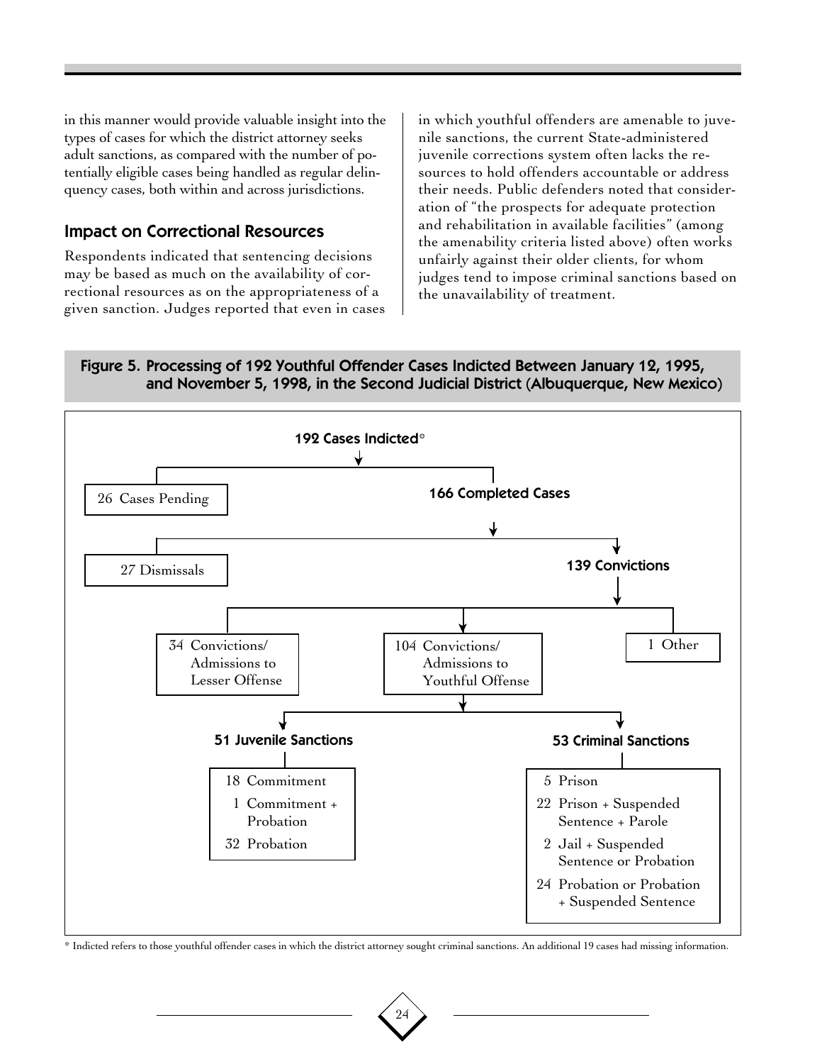in this manner would provide valuable insight into the types of cases for which the district attorney seeks adult sanctions, as compared with the number of potentially eligible cases being handled as regular delinquency cases, both within and across jurisdictions.

## Impact on Correctional Resources

Respondents indicated that sentencing decisions may be based as much on the availability of correctional resources as on the appropriateness of a given sanction. Judges reported that even in cases in which youthful offenders are amenable to juvenile sanctions, the current State-administered juvenile corrections system often lacks the resources to hold offenders accountable or address their needs. Public defenders noted that consideration of "the prospects for adequate protection and rehabilitation in available facilities" (among the amenability criteria listed above) often works unfairly against their older clients, for whom judges tend to impose criminal sanctions based on the unavailability of treatment.

### Figure 5. Processing of 192 Youthful Offender Cases Indicted Between January 12, 1995, and November 5, 1998, in the Second Judicial District (Albuquerque, New Mexico)

**192 Cases Indicted***

- 26 Cases Pending
- **166 Completed Cases**
  - 27 Dismissals
  - **139 Convictions**
    - 34 Convictions/Admissions to Lesser Offense
    - 1 Other
    - 104 Convictions/Admissions to Youthful Offense
      - **51 Juvenile Sanctions**
        - 18 Commitment
        - 1 Commitment + Probation
        - 32 Probation
      - **53 Criminal Sanctions**
        - 5 Prison
        - 22 Prison + Suspended Sentence + Parole
        - 2 Jail + Suspended Sentence or Probation
        - 24 Probation or Probation + Suspended Sentence

* Indicted refers to those youthful offender cases in which the district attorney sought criminal sanctions. An additional 19 cases had missing information.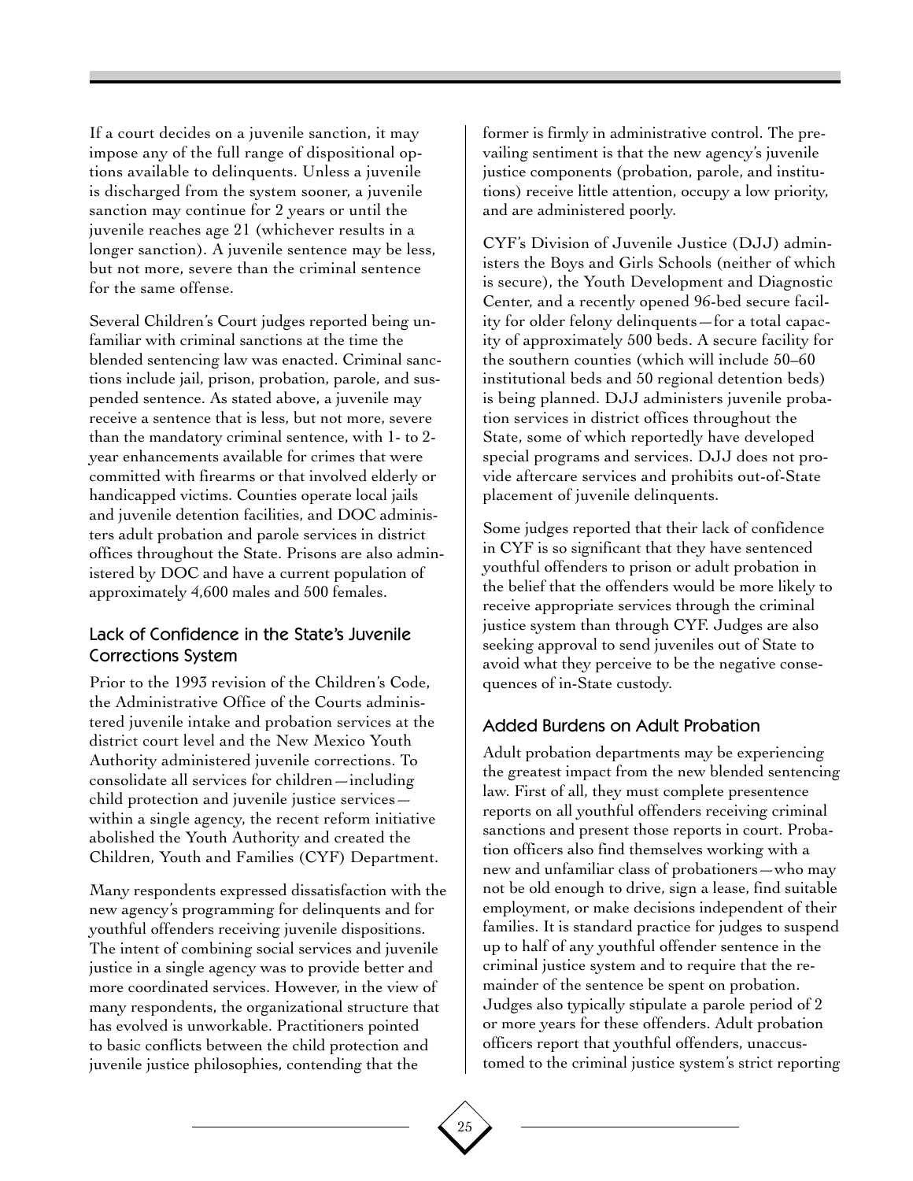If a court decides on a juvenile sanction, it may impose any of the full range of dispositional options available to delinquents. Unless a juvenile is discharged from the system sooner, a juvenile sanction may continue for 2 years or until the juvenile reaches age 21 (whichever results in a longer sanction). A juvenile sentence may be less, but not more, severe than the criminal sentence for the same offense.

Several Children's Court judges reported being unfamiliar with criminal sanctions at the time the blended sentencing law was enacted. Criminal sanctions include jail, prison, probation, parole, and suspended sentence. As stated above, a juvenile may receive a sentence that is less, but not more, severe than the mandatory criminal sentence, with 1- to 2-year enhancements available for crimes that were committed with firearms or that involved elderly or handicapped victims. Counties operate local jails and juvenile detention facilities, and DOC administers adult probation and parole services in district offices throughout the State. Prisons are also administered by DOC and have a current population of approximately 4,600 males and 500 females.

### Lack of Confidence in the State's Juvenile Corrections System

Prior to the 1993 revision of the Children's Code, the Administrative Office of the Courts administered juvenile intake and probation services at the district court level and the New Mexico Youth Authority administered juvenile corrections. To consolidate all services for children—including child protection and juvenile justice services—within a single agency, the recent reform initiative abolished the Youth Authority and created the Children, Youth and Families (CYF) Department.

Many respondents expressed dissatisfaction with the new agency's programming for delinquents and for youthful offenders receiving juvenile dispositions. The intent of combining social services and juvenile justice in a single agency was to provide better and more coordinated services. However, in the view of many respondents, the organizational structure that has evolved is unworkable. Practitioners pointed to basic conflicts between the child protection and juvenile justice philosophies, contending that the former is firmly in administrative control. The prevailing sentiment is that the new agency's juvenile justice components (probation, parole, and institutions) receive little attention, occupy a low priority, and are administered poorly.

CYF's Division of Juvenile Justice (DJJ) administers the Boys and Girls Schools (neither of which is secure), the Youth Development and Diagnostic Center, and a recently opened 96-bed secure facility for older felony delinquents—for a total capacity of approximately 500 beds. A secure facility for the southern counties (which will include 50–60 institutional beds and 50 regional detention beds) is being planned. DJJ administers juvenile probation services in district offices throughout the State, some of which reportedly have developed special programs and services. DJJ does not provide aftercare services and prohibits out-of-State placement of juvenile delinquents.

Some judges reported that their lack of confidence in CYF is so significant that they have sentenced youthful offenders to prison or adult probation in the belief that the offenders would be more likely to receive appropriate services through the criminal justice system than through CYF. Judges are also seeking approval to send juveniles out of State to avoid what they perceive to be the negative consequences of in-State custody.

### Added Burdens on Adult Probation

Adult probation departments may be experiencing the greatest impact from the new blended sentencing law. First of all, they must complete presentence reports on all youthful offenders receiving criminal sanctions and present those reports in court. Probation officers also find themselves working with a new and unfamiliar class of probationers—who may not be old enough to drive, sign a lease, find suitable employment, or make decisions independent of their families. It is standard practice for judges to suspend up to half of any youthful offender sentence in the criminal justice system and to require that the remainder of the sentence be spent on probation. Judges also typically stipulate a parole period of 2 or more years for these offenders. Adult probation officers report that youthful offenders, unaccustomed to the criminal justice system's strict reporting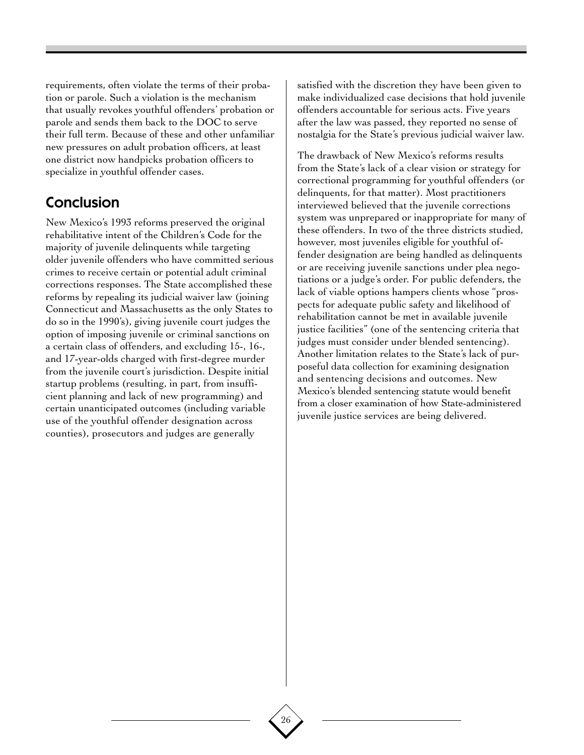requirements, often violate the terms of their probation or parole. Such a violation is the mechanism that usually revokes youthful offenders' probation or parole and sends them back to the DOC to serve their full term. Because of these and other unfamiliar new pressures on adult probation officers, at least one district now handpicks probation officers to specialize in youthful offender cases.

## Conclusion

New Mexico's 1993 reforms preserved the original rehabilitative intent of the Children's Code for the majority of juvenile delinquents while targeting older juvenile offenders who have committed serious crimes to receive certain or potential adult criminal corrections responses. The State accomplished these reforms by repealing its judicial waiver law (joining Connecticut and Massachusetts as the only States to do so in the 1990's), giving juvenile court judges the option of imposing juvenile or criminal sanctions on a certain class of offenders, and excluding 15-, 16-, and 17-year-olds charged with first-degree murder from the juvenile court's jurisdiction. Despite initial startup problems (resulting, in part, from insufficient planning and lack of new programming) and certain unanticipated outcomes (including variable use of the youthful offender designation across counties), prosecutors and judges are generally satisfied with the discretion they have been given to make individualized case decisions that hold juvenile offenders accountable for serious acts. Five years after the law was passed, they reported no sense of nostalgia for the State's previous judicial waiver law.

The drawback of New Mexico's reforms results from the State's lack of a clear vision or strategy for correctional programming for youthful offenders (or delinquents, for that matter). Most practitioners interviewed believed that the juvenile corrections system was unprepared or inappropriate for many of these offenders. In two of the three districts studied, however, most juveniles eligible for youthful offender designation are being handled as delinquents or are receiving juvenile sanctions under plea negotiations or a judge's order. For public defenders, the lack of viable options hampers clients whose "prospects for adequate public safety and likelihood of rehabilitation cannot be met in available juvenile justice facilities" (one of the sentencing criteria that judges must consider under blended sentencing). Another limitation relates to the State's lack of purposeful data collection for examining designation and sentencing decisions and outcomes. New Mexico's blended sentencing statute would benefit from a closer examination of how State-administered juvenile justice services are being delivered.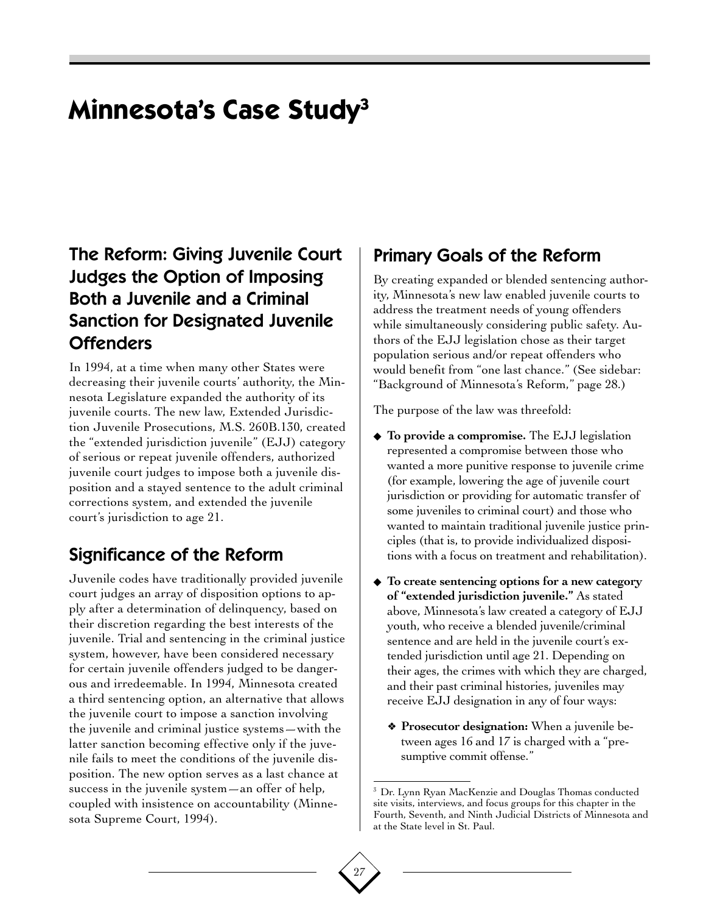# Minnesota's Case Study[3]

## The Reform: Giving Juvenile Court Judges the Option of Imposing Both a Juvenile and a Criminal Sanction for Designated Juvenile Offenders

In 1994, at a time when many other States were decreasing their juvenile courts' authority, the Minnesota Legislature expanded the authority of its juvenile courts. The new law, Extended Jurisdiction Juvenile Prosecutions, M.S. 260B.130, created the "extended jurisdiction juvenile" (EJJ) category of serious or repeat juvenile offenders, authorized juvenile court judges to impose both a juvenile disposition and a stayed sentence to the adult criminal corrections system, and extended the juvenile court's jurisdiction to age 21.

## Significance of the Reform

Juvenile codes have traditionally provided juvenile court judges an array of disposition options to apply after a determination of delinquency, based on their discretion regarding the best interests of the juvenile. Trial and sentencing in the criminal justice system, however, have been considered necessary for certain juvenile offenders judged to be dangerous and irredeemable. In 1994, Minnesota created a third sentencing option, an alternative that allows the juvenile court to impose a sanction involving the juvenile and criminal justice systems—with the latter sanction becoming effective only if the juvenile fails to meet the conditions of the juvenile disposition. The new option serves as a last chance at success in the juvenile system—an offer of help, coupled with insistence on accountability (Minnesota Supreme Court, 1994).

## Primary Goals of the Reform

By creating expanded or blended sentencing authority, Minnesota's new law enabled juvenile courts to address the treatment needs of young offenders while simultaneously considering public safety. Authors of the EJJ legislation chose as their target population serious and/or repeat offenders who would benefit from "one last chance." (See sidebar: "Background of Minnesota's Reform," page 28.)

The purpose of the law was threefold:

- **To provide a compromise.** The EJJ legislation represented a compromise between those who wanted a more punitive response to juvenile crime (for example, lowering the age of juvenile court jurisdiction or providing for automatic transfer of some juveniles to criminal court) and those who wanted to maintain traditional juvenile justice principles (that is, to provide individualized dispositions with a focus on treatment and rehabilitation).
- **To create sentencing options for a new category of "extended jurisdiction juvenile."** As stated above, Minnesota's law created a category of EJJ youth, who receive a blended juvenile/criminal sentence and are held in the juvenile court's extended jurisdiction until age 21. Depending on their ages, the crimes with which they are charged, and their past criminal histories, juveniles may receive EJJ designation in any of four ways:
  - **Prosecutor designation:** When a juvenile between ages 16 and 17 is charged with a "presumptive commit offense."

[3] Dr. Lynn Ryan MacKenzie and Douglas Thomas conducted site visits, interviews, and focus groups for this chapter in the Fourth, Seventh, and Ninth Judicial Districts of Minnesota and at the State level in St. Paul.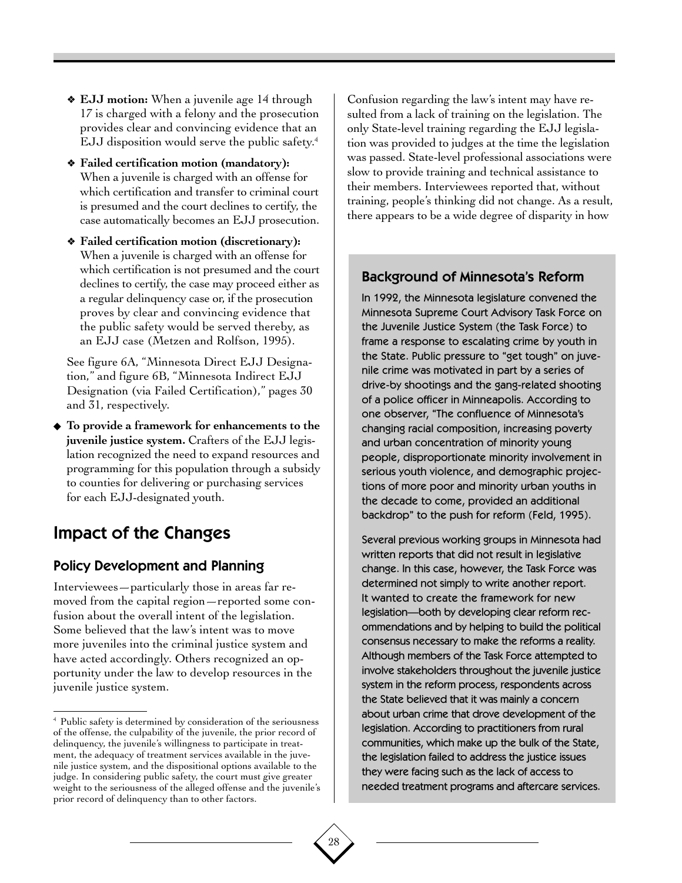- **EJJ motion:** When a juvenile age 14 through 17 is charged with a felony and the prosecution provides clear and convincing evidence that an EJJ disposition would serve the public safety.[4]

- **Failed certification motion (mandatory):** When a juvenile is charged with an offense for which certification and transfer to criminal court is presumed and the court declines to certify, the case automatically becomes an EJJ prosecution.

- **Failed certification motion (discretionary):** When a juvenile is charged with an offense for which certification is not presumed and the court declines to certify, the case may proceed either as a regular delinquency case or, if the prosecution proves by clear and convincing evidence that the public safety would be served thereby, as an EJJ case (Metzen and Rolfson, 1995).

See figure 6A, "Minnesota Direct EJJ Designation," and figure 6B, "Minnesota Indirect EJJ Designation (via Failed Certification)," pages 30 and 31, respectively.

- **To provide a framework for enhancements to the juvenile justice system.** Crafters of the EJJ legislation recognized the need to expand resources and programming for this population through a subsidy to counties for delivering or purchasing services for each EJJ-designated youth.

## Impact of the Changes

### Policy Development and Planning

Interviewees—particularly those in areas far removed from the capital region—reported some confusion about the overall intent of the legislation. Some believed that the law's intent was to move more juveniles into the criminal justice system and have acted accordingly. Others recognized an opportunity under the law to develop resources in the juvenile justice system.

Confusion regarding the law's intent may have resulted from a lack of training on the legislation. The only State-level training regarding the EJJ legislation was provided to judges at the time the legislation was passed. State-level professional associations were slow to provide training and technical assistance to their members. Interviewees reported that, without training, people's thinking did not change. As a result, there appears to be a wide degree of disparity in how

### Background of Minnesota's Reform

In 1992, the Minnesota legislature convened the Minnesota Supreme Court Advisory Task Force on the Juvenile Justice System (the Task Force) to frame a response to escalating crime by youth in the State. Public pressure to "get tough" on juvenile crime was motivated in part by a series of drive-by shootings and the gang-related shooting of a police officer in Minneapolis. According to one observer, "The confluence of Minnesota's changing racial composition, increasing poverty and urban concentration of minority young people, disproportionate minority involvement in serious youth violence, and demographic projections of more poor and minority urban youths in the decade to come, provided an additional backdrop" to the push for reform (Feld, 1995).

Several previous working groups in Minnesota had written reports that did not result in legislative change. In this case, however, the Task Force was determined not simply to write another report. It wanted to create the framework for new legislation—both by developing clear reform recommendations and by helping to build the political consensus necessary to make the reforms a reality. Although members of the Task Force attempted to involve stakeholders throughout the juvenile justice system in the reform process, respondents across the State believed that it was mainly a concern about urban crime that drove development of the legislation. According to practitioners from rural communities, which make up the bulk of the State, the legislation failed to address the justice issues they were facing such as the lack of access to needed treatment programs and aftercare services.

---

[4] Public safety is determined by consideration of the seriousness of the offense, the culpability of the juvenile, the prior record of delinquency, the juvenile's willingness to participate in treatment, the adequacy of treatment services available in the juvenile justice system, and the dispositional options available to the judge. In considering public safety, the court must give greater weight to the seriousness of the alleged offense and the juvenile's prior record of delinquency than to other factors.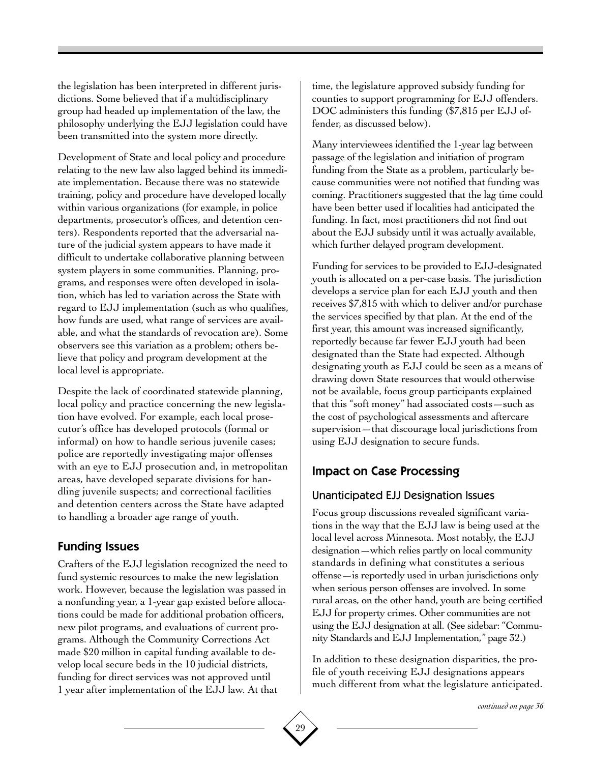the legislation has been interpreted in different jurisdictions. Some believed that if a multidisciplinary group had headed up implementation of the law, the philosophy underlying the EJJ legislation could have been transmitted into the system more directly.

Development of State and local policy and procedure relating to the new law also lagged behind its immediate implementation. Because there was no statewide training, policy and procedure have developed locally within various organizations (for example, in police departments, prosecutor's offices, and detention centers). Respondents reported that the adversarial nature of the judicial system appears to have made it difficult to undertake collaborative planning between system players in some communities. Planning, programs, and responses were often developed in isolation, which has led to variation across the State with regard to EJJ implementation (such as who qualifies, how funds are used, what range of services are available, and what the standards of revocation are). Some observers see this variation as a problem; others believe that policy and program development at the local level is appropriate.

Despite the lack of coordinated statewide planning, local policy and practice concerning the new legislation have evolved. For example, each local prosecutor's office has developed protocols (formal or informal) on how to handle serious juvenile cases; police are reportedly investigating major offenses with an eye to EJJ prosecution and, in metropolitan areas, have developed separate divisions for handling juvenile suspects; and correctional facilities and detention centers across the State have adapted to handling a broader age range of youth.

## Funding Issues

Crafters of the EJJ legislation recognized the need to fund systemic resources to make the new legislation work. However, because the legislation was passed in a nonfunding year, a 1-year gap existed before allocations could be made for additional probation officers, new pilot programs, and evaluations of current programs. Although the Community Corrections Act made $20 million in capital funding available to develop local secure beds in the 10 judicial districts, funding for direct services was not approved until 1 year after implementation of the EJJ law. At that time, the legislature approved subsidy funding for counties to support programming for EJJ offenders. DOC administers this funding ($7,815 per EJJ offender, as discussed below).

Many interviewees identified the 1-year lag between passage of the legislation and initiation of program funding from the State as a problem, particularly because communities were not notified that funding was coming. Practitioners suggested that the lag time could have been better used if localities had anticipated the funding. In fact, most practitioners did not find out about the EJJ subsidy until it was actually available, which further delayed program development.

Funding for services to be provided to EJJ-designated youth is allocated on a per-case basis. The jurisdiction develops a service plan for each EJJ youth and then receives $7,815 with which to deliver and/or purchase the services specified by that plan. At the end of the first year, this amount was increased significantly, reportedly because far fewer EJJ youth had been designated than the State had expected. Although designating youth as EJJ could be seen as a means of drawing down State resources that would otherwise not be available, focus group participants explained that this "soft money" had associated costs—such as the cost of psychological assessments and aftercare supervision—that discourage local jurisdictions from using EJJ designation to secure funds.

## Impact on Case Processing

### Unanticipated EJJ Designation Issues

Focus group discussions revealed significant variations in the way that the EJJ law is being used at the local level across Minnesota. Most notably, the EJJ designation—which relies partly on local community standards in defining what constitutes a serious offense—is reportedly used in urban jurisdictions only when serious person offenses are involved. In some rural areas, on the other hand, youth are being certified EJJ for property crimes. Other communities are not using the EJJ designation at all. (See sidebar: "Community Standards and EJJ Implementation," page 32.)

In addition to these designation disparities, the profile of youth receiving EJJ designations appears much different from what the legislature anticipated.

*continued on page 36*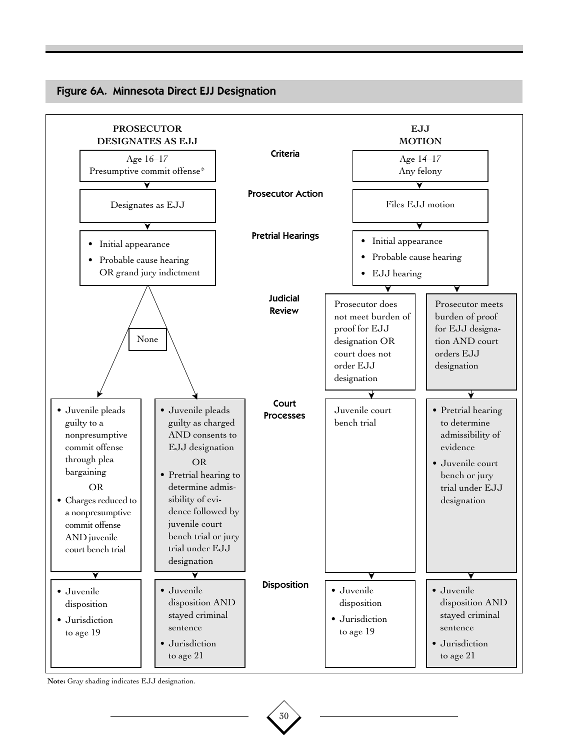## Figure 6A. Minnesota Direct EJJ Designation

| | PROSECUTOR DESIGNATES AS EJJ | | | EJJ MOTION | |
|---|---|---|---|---|---|
| **Criteria** | Age 16–17<br>Presumptive commit offense* | | | Age 14–17<br>Any felony | |
| **Prosecutor Action** | Designates as EJJ | | | Files EJJ motion | |
| **Pretrial Hearings** | • Initial appearance<br>• Probable cause hearing OR grand jury indictment | | | • Initial appearance<br>• Probable cause hearing<br>• EJJ hearing | |
| **Judicial Review** | None | | | Prosecutor does not meet burden of proof for EJJ designation OR court does not order EJJ designation | Prosecutor meets burden of proof for EJJ designation AND court orders EJJ designation |
| **Court Processes** | • Juvenile pleads guilty to a nonpresumptive commit offense through plea bargaining<br>OR<br>• Charges reduced to a nonpresumptive commit offense AND juvenile court bench trial | • Juvenile pleads guilty as charged AND consents to EJJ designation<br>OR<br>• Pretrial hearing to determine admissibility of evidence followed by juvenile court bench trial or jury trial under EJJ designation | | Juvenile court bench trial | • Pretrial hearing to determine admissibility of evidence<br>• Juvenile court bench or jury trial under EJJ designation |
| **Disposition** | • Juvenile disposition<br>• Jurisdiction to age 19 | • Juvenile disposition AND stayed criminal sentence<br>• Jurisdiction to age 21 | | • Juvenile disposition<br>• Jurisdiction to age 19 | • Juvenile disposition AND stayed criminal sentence<br>• Jurisdiction to age 21 |

**Note:** Gray shading indicates EJJ designation.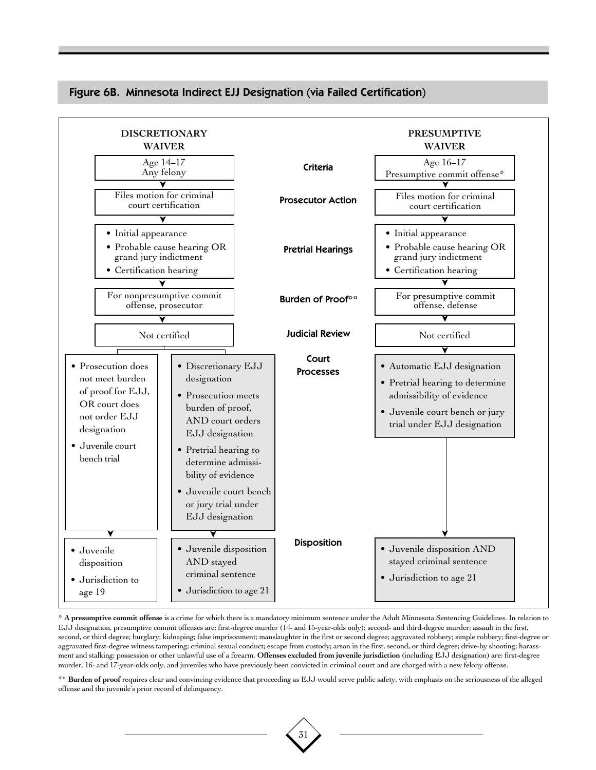## Figure 6B. Minnesota Indirect EJJ Designation (via Failed Certification)

| | DISCRETIONARY WAIVER | | PRESUMPTIVE WAIVER |
|---|---|---|---|
| **Criteria** | Age 14–17<br>Any felony | | Age 16–17<br>Presumptive commit offense* |
| **Prosecutor Action** | Files motion for criminal court certification | | Files motion for criminal court certification |
| **Pretrial Hearings** | • Initial appearance<br>• Probable cause hearing OR grand jury indictment<br>• Certification hearing | | • Initial appearance<br>• Probable cause hearing OR grand jury indictment<br>• Certification hearing |
| **Burden of Proof**** | For nonpresumptive commit offense, prosecutor | | For presumptive commit offense, defense |
| **Judicial Review** | Not certified | | Not certified |
| **Court Processes** | • Prosecution does not meet burden of proof for EJJ, OR court does not order EJJ designation<br>• Juvenile court bench trial | • Discretionary EJJ designation<br>• Prosecution meets burden of proof, AND court orders EJJ designation<br>• Pretrial hearing to determine admissibility of evidence<br>• Juvenile court bench or jury trial under EJJ designation | • Automatic EJJ designation<br>• Pretrial hearing to determine admissibility of evidence<br>• Juvenile court bench or jury trial under EJJ designation |
| **Disposition** | • Juvenile disposition<br>• Jurisdiction to age 19 | • Juvenile disposition AND stayed criminal sentence<br>• Jurisdiction to age 21 | • Juvenile disposition AND stayed criminal sentence<br>• Jurisdiction to age 21 |

* **A presumptive commit offense** is a crime for which there is a mandatory minimum sentence under the Adult Minnesota Sentencing Guidelines. In relation to EJJ designation, presumptive commit offenses are: first-degree murder (14- and 15-year-olds only); second- and third-degree murder; assault in the first, second, or third degree; burglary; kidnaping; false imprisonment; manslaughter in the first or second degree; aggravated robbery; simple robbery; first-degree or aggravated first-degree witness tampering; criminal sexual conduct; escape from custody; arson in the first, second, or third degree; drive-by shooting; harassment and stalking; possession or other unlawful use of a firearm. **Offenses excluded from juvenile jurisdiction** (including EJJ designation) are: first-degree murder, 16- and 17-year-olds only, and juveniles who have previously been convicted in criminal court and are charged with a new felony offense.

** **Burden of proof** requires clear and convincing evidence that proceeding as EJJ would serve public safety, with emphasis on the seriousness of the alleged offense and the juvenile's prior record of delinquency.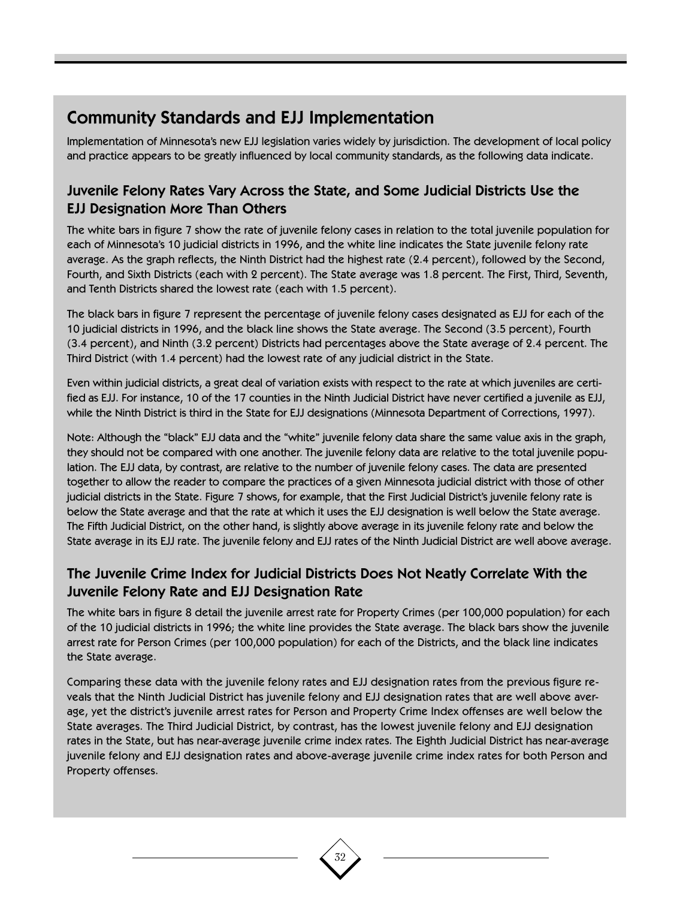## Community Standards and EJJ Implementation

Implementation of Minnesota's new EJJ legislation varies widely by jurisdiction. The development of local policy and practice appears to be greatly influenced by local community standards, as the following data indicate.

### Juvenile Felony Rates Vary Across the State, and Some Judicial Districts Use the EJJ Designation More Than Others

The white bars in figure 7 show the rate of juvenile felony cases in relation to the total juvenile population for each of Minnesota's 10 judicial districts in 1996, and the white line indicates the State juvenile felony rate average. As the graph reflects, the Ninth District had the highest rate (2.4 percent), followed by the Second, Fourth, and Sixth Districts (each with 2 percent). The State average was 1.8 percent. The First, Third, Seventh, and Tenth Districts shared the lowest rate (each with 1.5 percent).

The black bars in figure 7 represent the percentage of juvenile felony cases designated as EJJ for each of the 10 judicial districts in 1996, and the black line shows the State average. The Second (3.5 percent), Fourth (3.4 percent), and Ninth (3.2 percent) Districts had percentages above the State average of 2.4 percent. The Third District (with 1.4 percent) had the lowest rate of any judicial district in the State.

Even within judicial districts, a great deal of variation exists with respect to the rate at which juveniles are certified as EJJ. For instance, 10 of the 17 counties in the Ninth Judicial District have never certified a juvenile as EJJ, while the Ninth District is third in the State for EJJ designations (Minnesota Department of Corrections, 1997).

Note: Although the "black" EJJ data and the "white" juvenile felony data share the same value axis in the graph, they should not be compared with one another. The juvenile felony data are relative to the total juvenile population. The EJJ data, by contrast, are relative to the number of juvenile felony cases. The data are presented together to allow the reader to compare the practices of a given Minnesota judicial district with those of other judicial districts in the State. Figure 7 shows, for example, that the First Judicial District's juvenile felony rate is below the State average and that the rate at which it uses the EJJ designation is well below the State average. The Fifth Judicial District, on the other hand, is slightly above average in its juvenile felony rate and below the State average in its EJJ rate. The juvenile felony and EJJ rates of the Ninth Judicial District are well above average.

### The Juvenile Crime Index for Judicial Districts Does Not Neatly Correlate With the Juvenile Felony Rate and EJJ Designation Rate

The white bars in figure 8 detail the juvenile arrest rate for Property Crimes (per 100,000 population) for each of the 10 judicial districts in 1996; the white line provides the State average. The black bars show the juvenile arrest rate for Person Crimes (per 100,000 population) for each of the Districts, and the black line indicates the State average.

Comparing these data with the juvenile felony rates and EJJ designation rates from the previous figure reveals that the Ninth Judicial District has juvenile felony and EJJ designation rates that are well above average, yet the district's juvenile arrest rates for Person and Property Crime Index offenses are well below the State averages. The Third Judicial District, by contrast, has the lowest juvenile felony and EJJ designation rates in the State, but has near-average juvenile crime index rates. The Eighth Judicial District has near-average juvenile felony and EJJ designation rates and above-average juvenile crime index rates for both Person and Property offenses.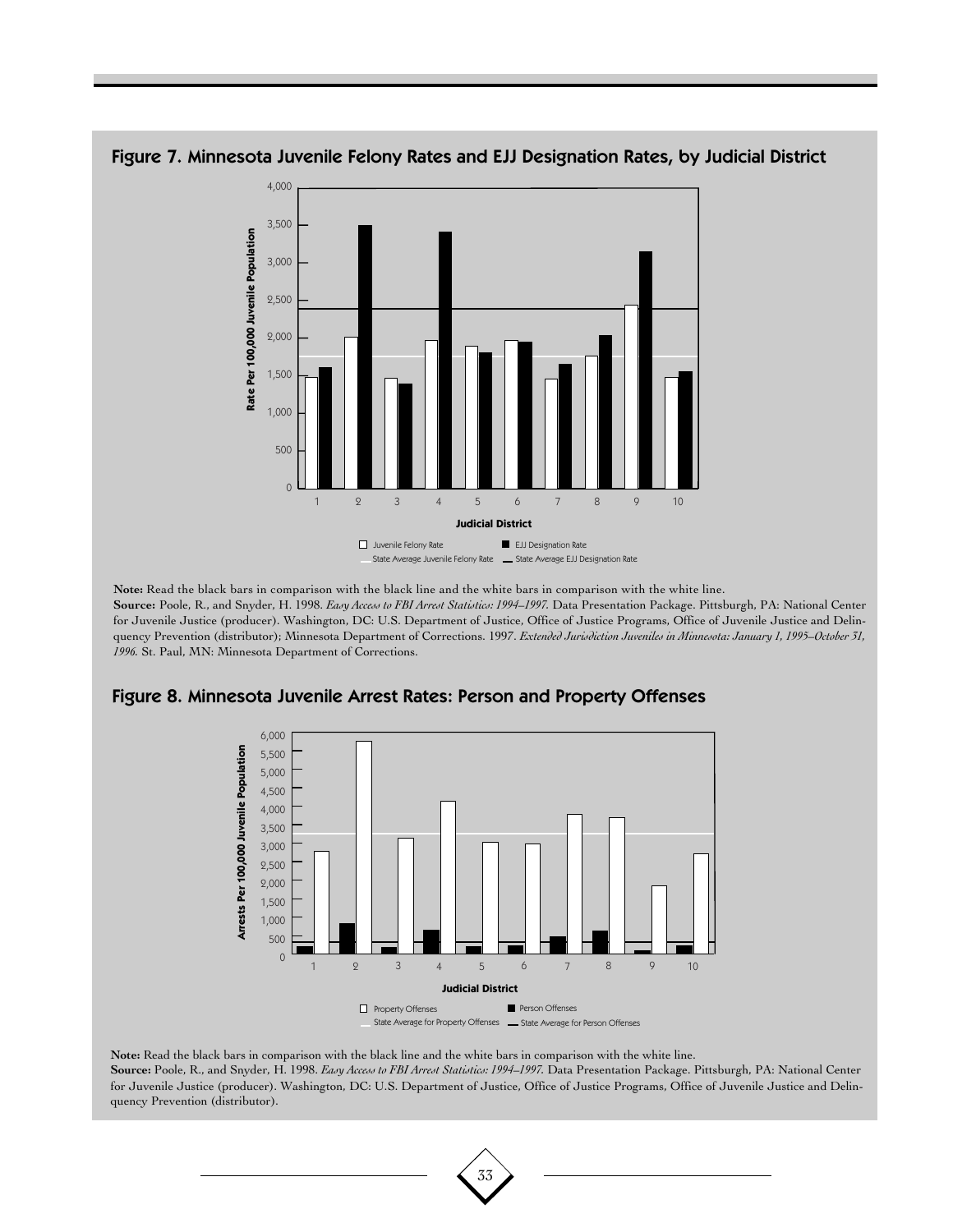## Figure 7. Minnesota Juvenile Felony Rates and EJJ Designation Rates, by Judicial District

**Note:** Read the black bars in comparison with the black line and the white bars in comparison with the white line.

**Source:** Poole, R., and Snyder, H. 1998. *Easy Access to FBI Arrest Statistics: 1994–1997.* Data Presentation Package. Pittsburgh, PA: National Center for Juvenile Justice (producer). Washington, DC: U.S. Department of Justice, Office of Justice Programs, Office of Juvenile Justice and Delinquency Prevention (distributor); Minnesota Department of Corrections. 1997. *Extended Jurisdiction Juveniles in Minnesota: January 1, 1995–October 31, 1996.* St. Paul, MN: Minnesota Department of Corrections.

## Figure 8. Minnesota Juvenile Arrest Rates: Person and Property Offenses

**Note:** Read the black bars in comparison with the black line and the white bars in comparison with the white line.

**Source:** Poole, R., and Snyder, H. 1998. *Easy Access to FBI Arrest Statistics: 1994–1997.* Data Presentation Package. Pittsburgh, PA: National Center for Juvenile Justice (producer). Washington, DC: U.S. Department of Justice, Office of Justice Programs, Office of Juvenile Justice and Delinquency Prevention (distributor).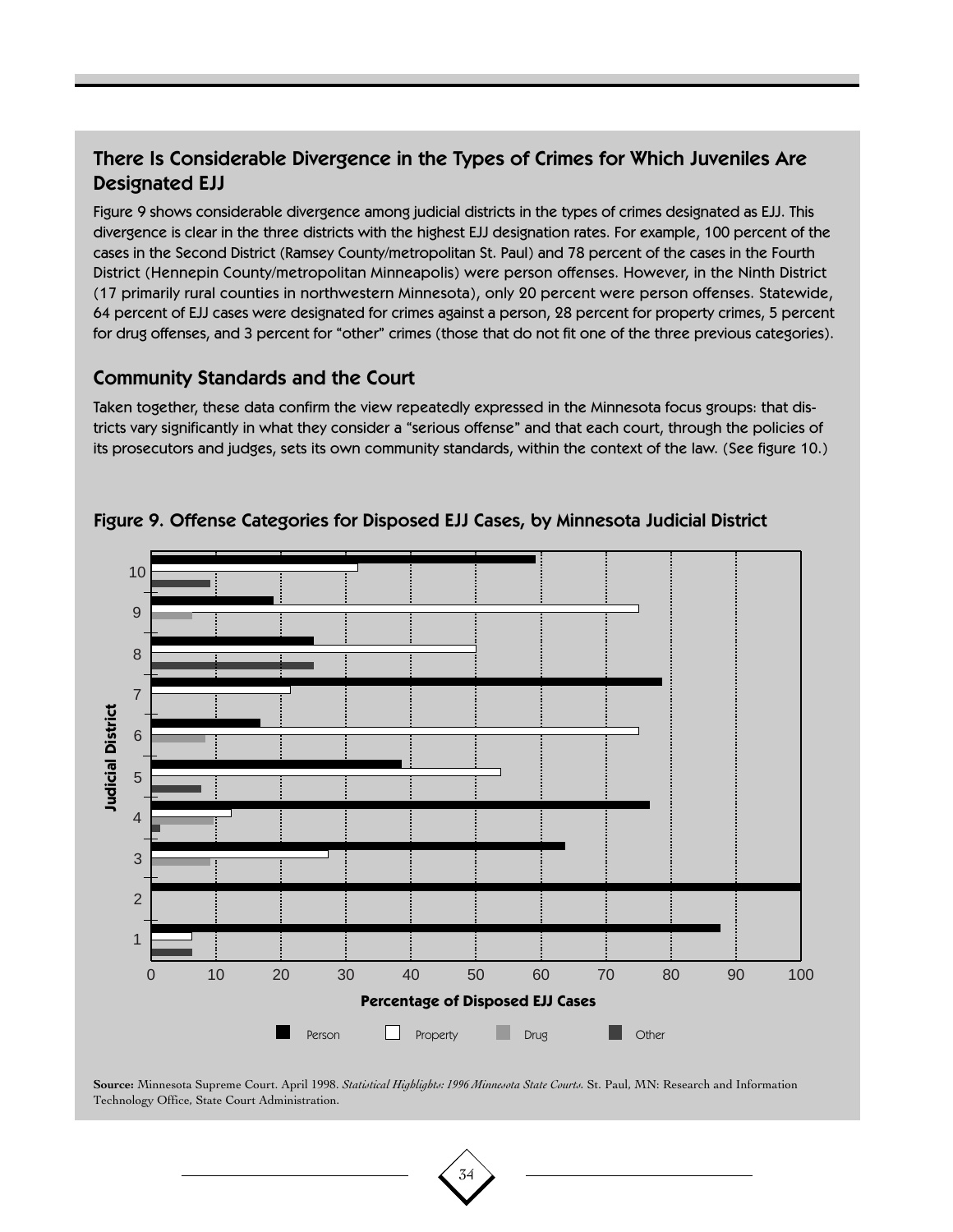## There Is Considerable Divergence in the Types of Crimes for Which Juveniles Are Designated EJJ

Figure 9 shows considerable divergence among judicial districts in the types of crimes designated as EJJ. This divergence is clear in the three districts with the highest EJJ designation rates. For example, 100 percent of the cases in the Second District (Ramsey County/metropolitan St. Paul) and 78 percent of the cases in the Fourth District (Hennepin County/metropolitan Minneapolis) were person offenses. However, in the Ninth District (17 primarily rural counties in northwestern Minnesota), only 20 percent were person offenses. Statewide, 64 percent of EJJ cases were designated for crimes against a person, 28 percent for property crimes, 5 percent for drug offenses, and 3 percent for "other" crimes (those that do not fit one of the three previous categories).

## Community Standards and the Court

Taken together, these data confirm the view repeatedly expressed in the Minnesota focus groups: that districts vary significantly in what they consider a "serious offense" and that each court, through the policies of its prosecutors and judges, sets its own community standards, within the context of the law. (See figure 10.)

### Figure 9. Offense Categories for Disposed EJJ Cases, by Minnesota Judicial District

**Source:** Minnesota Supreme Court. April 1998. *Statistical Highlights: 1996 Minnesota State Courts.* St. Paul, MN: Research and Information Technology Office, State Court Administration.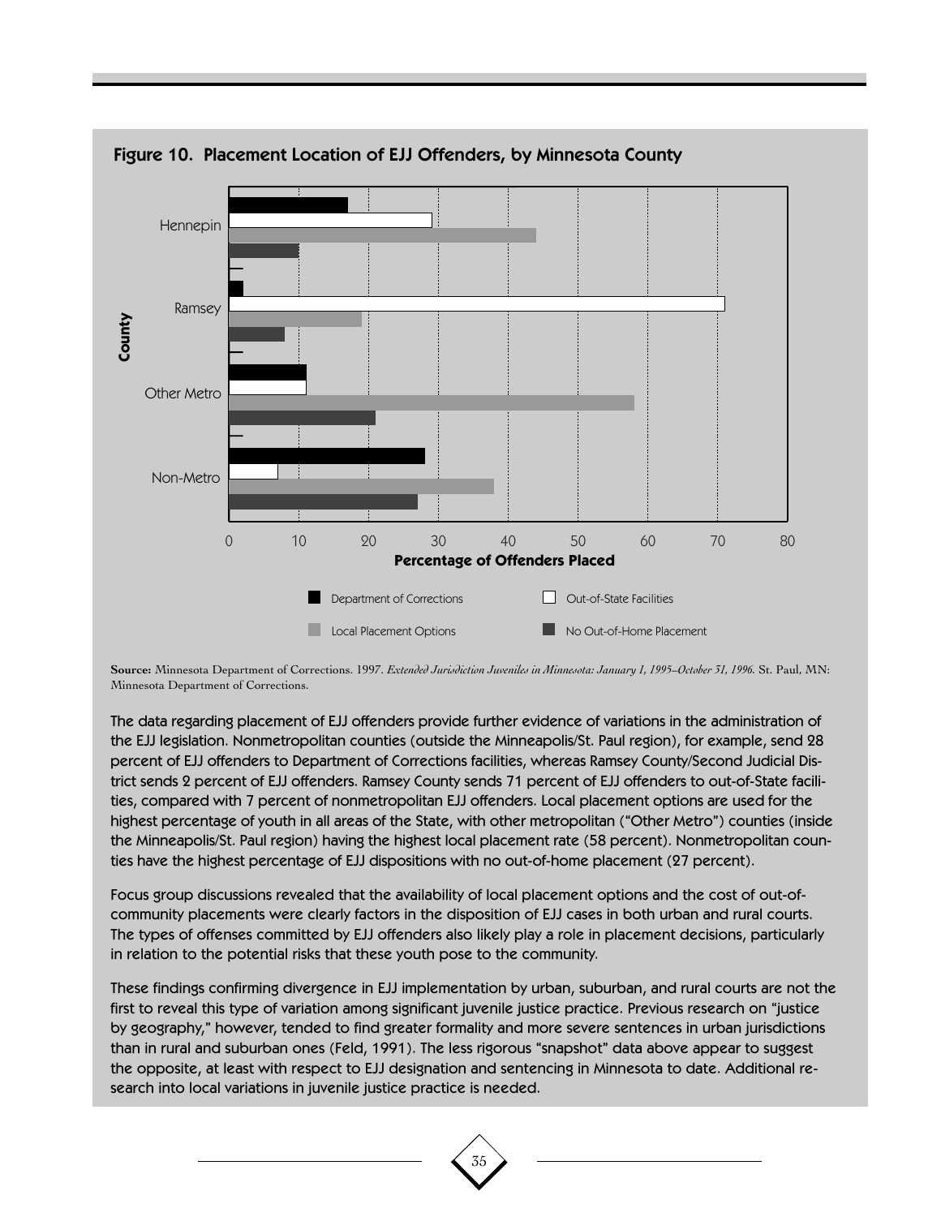**Figure 10. Placement Location of EJJ Offenders, by Minnesota County**

**Source:** Minnesota Department of Corrections. 1997. *Extended Jurisdiction Juveniles in Minnesota: January 1, 1995–October 31, 1996.* St. Paul, MN: Minnesota Department of Corrections.

The data regarding placement of EJJ offenders provide further evidence of variations in the administration of the EJJ legislation. Nonmetropolitan counties (outside the Minneapolis/St. Paul region), for example, send 28 percent of EJJ offenders to Department of Corrections facilities, whereas Ramsey County/Second Judicial District sends 2 percent of EJJ offenders. Ramsey County sends 71 percent of EJJ offenders to out-of-State facilities, compared with 7 percent of nonmetropolitan EJJ offenders. Local placement options are used for the highest percentage of youth in all areas of the State, with other metropolitan ("Other Metro") counties (inside the Minneapolis/St. Paul region) having the highest local placement rate (58 percent). Nonmetropolitan counties have the highest percentage of EJJ dispositions with no out-of-home placement (27 percent).

Focus group discussions revealed that the availability of local placement options and the cost of out-of-community placements were clearly factors in the disposition of EJJ cases in both urban and rural courts. The types of offenses committed by EJJ offenders also likely play a role in placement decisions, particularly in relation to the potential risks that these youth pose to the community.

These findings confirming divergence in EJJ implementation by urban, suburban, and rural courts are not the first to reveal this type of variation among significant juvenile justice practice. Previous research on "justice by geography," however, tended to find greater formality and more severe sentences in urban jurisdictions than in rural and suburban ones (Feld, 1991). The less rigorous "snapshot" data above appear to suggest the opposite, at least with respect to EJJ designation and sentencing in Minnesota to date. Additional research into local variations in juvenile justice practice is needed.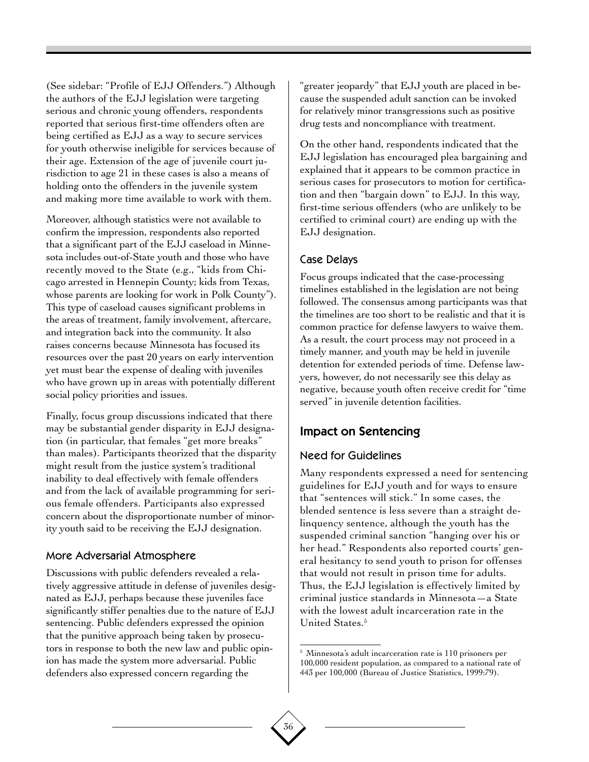(See sidebar: "Profile of EJJ Offenders.") Although the authors of the EJJ legislation were targeting serious and chronic young offenders, respondents reported that serious first-time offenders often are being certified as EJJ as a way to secure services for youth otherwise ineligible for services because of their age. Extension of the age of juvenile court jurisdiction to age 21 in these cases is also a means of holding onto the offenders in the juvenile system and making more time available to work with them.

Moreover, although statistics were not available to confirm the impression, respondents also reported that a significant part of the EJJ caseload in Minnesota includes out-of-State youth and those who have recently moved to the State (e.g., "kids from Chicago arrested in Hennepin County; kids from Texas, whose parents are looking for work in Polk County"). This type of caseload causes significant problems in the areas of treatment, family involvement, aftercare, and integration back into the community. It also raises concerns because Minnesota has focused its resources over the past 20 years on early intervention yet must bear the expense of dealing with juveniles who have grown up in areas with potentially different social policy priorities and issues.

Finally, focus group discussions indicated that there may be substantial gender disparity in EJJ designation (in particular, that females "get more breaks" than males). Participants theorized that the disparity might result from the justice system's traditional inability to deal effectively with female offenders and from the lack of available programming for serious female offenders. Participants also expressed concern about the disproportionate number of minority youth said to be receiving the EJJ designation.

### More Adversarial Atmosphere

Discussions with public defenders revealed a relatively aggressive attitude in defense of juveniles designated as EJJ, perhaps because these juveniles face significantly stiffer penalties due to the nature of EJJ sentencing. Public defenders expressed the opinion that the punitive approach being taken by prosecutors in response to both the new law and public opinion has made the system more adversarial. Public defenders also expressed concern regarding the "greater jeopardy" that EJJ youth are placed in because the suspended adult sanction can be invoked for relatively minor transgressions such as positive drug tests and noncompliance with treatment.

On the other hand, respondents indicated that the EJJ legislation has encouraged plea bargaining and explained that it appears to be common practice in serious cases for prosecutors to motion for certification and then "bargain down" to EJJ. In this way, first-time serious offenders (who are unlikely to be certified to criminal court) are ending up with the EJJ designation.

### Case Delays

Focus groups indicated that the case-processing timelines established in the legislation are not being followed. The consensus among participants was that the timelines are too short to be realistic and that it is common practice for defense lawyers to waive them. As a result, the court process may not proceed in a timely manner, and youth may be held in juvenile detention for extended periods of time. Defense lawyers, however, do not necessarily see this delay as negative, because youth often receive credit for "time served" in juvenile detention facilities.

## Impact on Sentencing

### Need for Guidelines

Many respondents expressed a need for sentencing guidelines for EJJ youth and for ways to ensure that "sentences will stick." In some cases, the blended sentence is less severe than a straight delinquency sentence, although the youth has the suspended criminal sanction "hanging over his or her head." Respondents also reported courts' general hesitancy to send youth to prison for offenses that would not result in prison time for adults. Thus, the EJJ legislation is effectively limited by criminal justice standards in Minnesota—a State with the lowest adult incarceration rate in the United States.[5]

---

[5] Minnesota's adult incarceration rate is 110 prisoners per 100,000 resident population, as compared to a national rate of 443 per 100,000 (Bureau of Justice Statistics, 1999:79).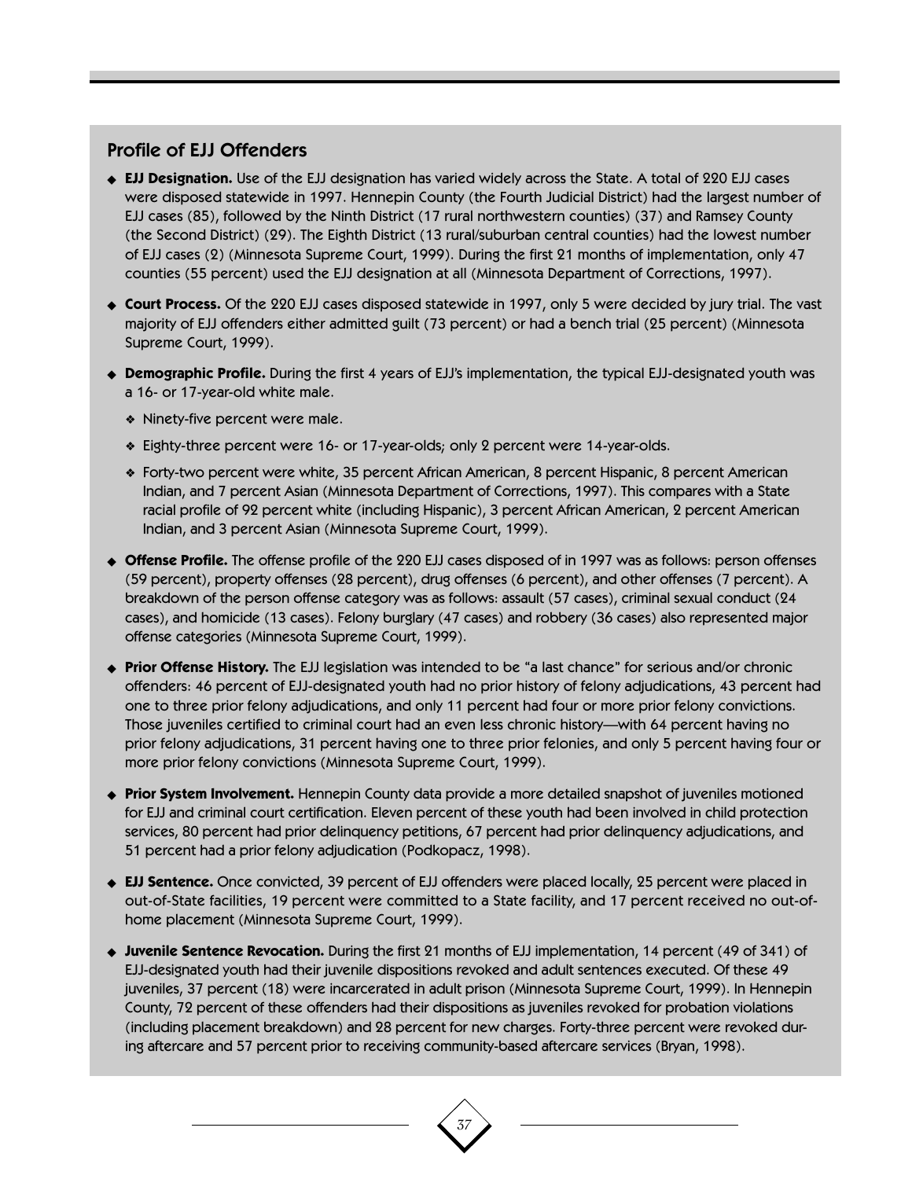## Profile of EJJ Offenders

- **EJJ Designation.** Use of the EJJ designation has varied widely across the State. A total of 220 EJJ cases were disposed statewide in 1997. Hennepin County (the Fourth Judicial District) had the largest number of EJJ cases (85), followed by the Ninth District (17 rural northwestern counties) (37) and Ramsey County (the Second District) (29). The Eighth District (13 rural/suburban central counties) had the lowest number of EJJ cases (2) (Minnesota Supreme Court, 1999). During the first 21 months of implementation, only 47 counties (55 percent) used the EJJ designation at all (Minnesota Department of Corrections, 1997).
- **Court Process.** Of the 220 EJJ cases disposed statewide in 1997, only 5 were decided by jury trial. The vast majority of EJJ offenders either admitted guilt (73 percent) or had a bench trial (25 percent) (Minnesota Supreme Court, 1999).
- **Demographic Profile.** During the first 4 years of EJJ's implementation, the typical EJJ-designated youth was a 16- or 17-year-old white male.
  - Ninety-five percent were male.
  - Eighty-three percent were 16- or 17-year-olds; only 2 percent were 14-year-olds.
  - Forty-two percent were white, 35 percent African American, 8 percent Hispanic, 8 percent American Indian, and 7 percent Asian (Minnesota Department of Corrections, 1997). This compares with a State racial profile of 92 percent white (including Hispanic), 3 percent African American, 2 percent American Indian, and 3 percent Asian (Minnesota Supreme Court, 1999).
- **Offense Profile.** The offense profile of the 220 EJJ cases disposed of in 1997 was as follows: person offenses (59 percent), property offenses (28 percent), drug offenses (6 percent), and other offenses (7 percent). A breakdown of the person offense category was as follows: assault (57 cases), criminal sexual conduct (24 cases), and homicide (13 cases). Felony burglary (47 cases) and robbery (36 cases) also represented major offense categories (Minnesota Supreme Court, 1999).
- **Prior Offense History.** The EJJ legislation was intended to be "a last chance" for serious and/or chronic offenders: 46 percent of EJJ-designated youth had no prior history of felony adjudications, 43 percent had one to three prior felony adjudications, and only 11 percent had four or more prior felony convictions. Those juveniles certified to criminal court had an even less chronic history—with 64 percent having no prior felony adjudications, 31 percent having one to three prior felonies, and only 5 percent having four or more prior felony convictions (Minnesota Supreme Court, 1999).
- **Prior System Involvement.** Hennepin County data provide a more detailed snapshot of juveniles motioned for EJJ and criminal court certification. Eleven percent of these youth had been involved in child protection services, 80 percent had prior delinquency petitions, 67 percent had prior delinquency adjudications, and 51 percent had a prior felony adjudication (Podkopacz, 1998).
- **EJJ Sentence.** Once convicted, 39 percent of EJJ offenders were placed locally, 25 percent were placed in out-of-State facilities, 19 percent were committed to a State facility, and 17 percent received no out-of-home placement (Minnesota Supreme Court, 1999).
- **Juvenile Sentence Revocation.** During the first 21 months of EJJ implementation, 14 percent (49 of 341) of EJJ-designated youth had their juvenile dispositions revoked and adult sentences executed. Of these 49 juveniles, 37 percent (18) were incarcerated in adult prison (Minnesota Supreme Court, 1999). In Hennepin County, 72 percent of these offenders had their dispositions as juveniles revoked for probation violations (including placement breakdown) and 28 percent for new charges. Forty-three percent were revoked during aftercare and 57 percent prior to receiving community-based aftercare services (Bryan, 1998).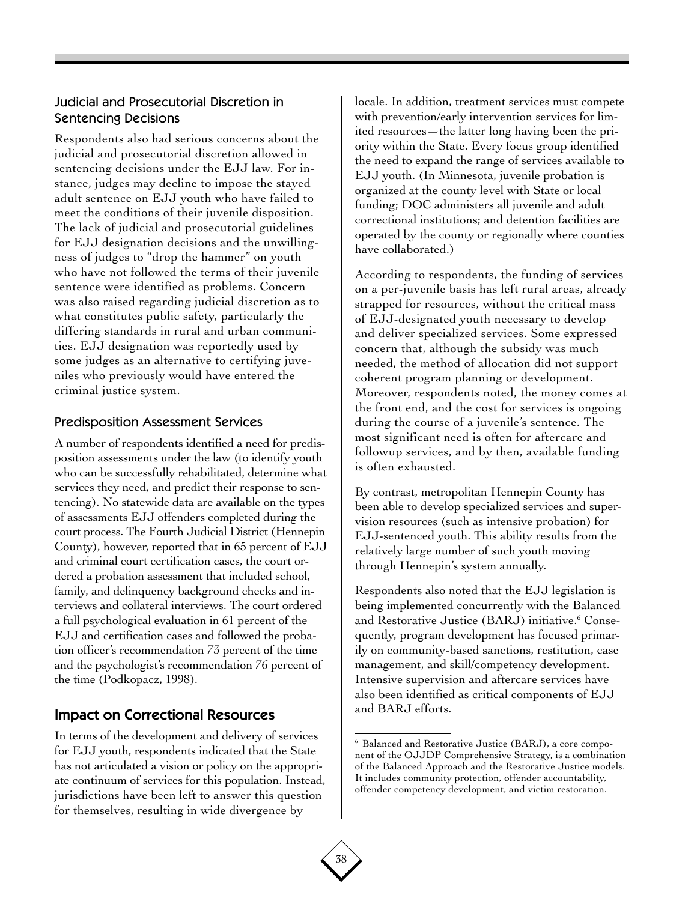### Judicial and Prosecutorial Discretion in Sentencing Decisions

Respondents also had serious concerns about the judicial and prosecutorial discretion allowed in sentencing decisions under the EJJ law. For instance, judges may decline to impose the stayed adult sentence on EJJ youth who have failed to meet the conditions of their juvenile disposition. The lack of judicial and prosecutorial guidelines for EJJ designation decisions and the unwillingness of judges to "drop the hammer" on youth who have not followed the terms of their juvenile sentence were identified as problems. Concern was also raised regarding judicial discretion as to what constitutes public safety, particularly the differing standards in rural and urban communities. EJJ designation was reportedly used by some judges as an alternative to certifying juveniles who previously would have entered the criminal justice system.

### Predisposition Assessment Services

A number of respondents identified a need for predisposition assessments under the law (to identify youth who can be successfully rehabilitated, determine what services they need, and predict their response to sentencing). No statewide data are available on the types of assessments EJJ offenders completed during the court process. The Fourth Judicial District (Hennepin County), however, reported that in 65 percent of EJJ and criminal court certification cases, the court ordered a probation assessment that included school, family, and delinquency background checks and interviews and collateral interviews. The court ordered a full psychological evaluation in 61 percent of the EJJ and certification cases and followed the probation officer's recommendation 73 percent of the time and the psychologist's recommendation 76 percent of the time (Podkopacz, 1998).

## Impact on Correctional Resources

In terms of the development and delivery of services for EJJ youth, respondents indicated that the State has not articulated a vision or policy on the appropriate continuum of services for this population. Instead, jurisdictions have been left to answer this question for themselves, resulting in wide divergence by locale. In addition, treatment services must compete with prevention/early intervention services for limited resources—the latter long having been the priority within the State. Every focus group identified the need to expand the range of services available to EJJ youth. (In Minnesota, juvenile probation is organized at the county level with State or local funding; DOC administers all juvenile and adult correctional institutions; and detention facilities are operated by the county or regionally where counties have collaborated.)

According to respondents, the funding of services on a per-juvenile basis has left rural areas, already strapped for resources, without the critical mass of EJJ-designated youth necessary to develop and deliver specialized services. Some expressed concern that, although the subsidy was much needed, the method of allocation did not support coherent program planning or development. Moreover, respondents noted, the money comes at the front end, and the cost for services is ongoing during the course of a juvenile's sentence. The most significant need is often for aftercare and followup services, and by then, available funding is often exhausted.

By contrast, metropolitan Hennepin County has been able to develop specialized services and supervision resources (such as intensive probation) for EJJ-sentenced youth. This ability results from the relatively large number of such youth moving through Hennepin's system annually.

Respondents also noted that the EJJ legislation is being implemented concurrently with the Balanced and Restorative Justice (BARJ) initiative.[6] Consequently, program development has focused primarily on community-based sanctions, restitution, case management, and skill/competency development. Intensive supervision and aftercare services have also been identified as critical components of EJJ and BARJ efforts.

[6] Balanced and Restorative Justice (BARJ), a core component of the OJJDP Comprehensive Strategy, is a combination of the Balanced Approach and the Restorative Justice models. It includes community protection, offender accountability, offender competency development, and victim restoration.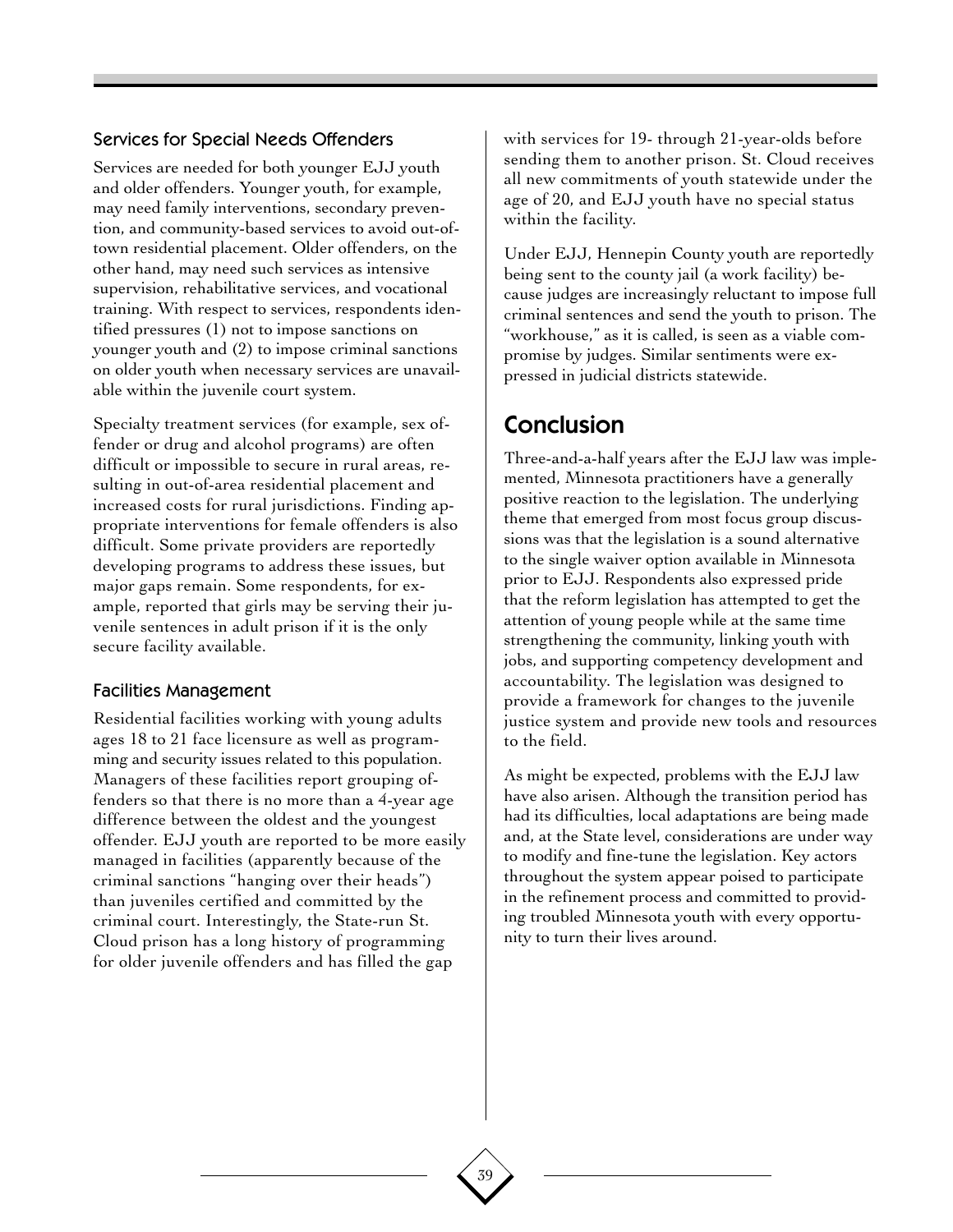### Services for Special Needs Offenders

Services are needed for both younger EJJ youth and older offenders. Younger youth, for example, may need family interventions, secondary prevention, and community-based services to avoid out-of-town residential placement. Older offenders, on the other hand, may need such services as intensive supervision, rehabilitative services, and vocational training. With respect to services, respondents identified pressures (1) not to impose sanctions on younger youth and (2) to impose criminal sanctions on older youth when necessary services are unavailable within the juvenile court system.

Specialty treatment services (for example, sex offender or drug and alcohol programs) are often difficult or impossible to secure in rural areas, resulting in out-of-area residential placement and increased costs for rural jurisdictions. Finding appropriate interventions for female offenders is also difficult. Some private providers are reportedly developing programs to address these issues, but major gaps remain. Some respondents, for example, reported that girls may be serving their juvenile sentences in adult prison if it is the only secure facility available.

### Facilities Management

Residential facilities working with young adults ages 18 to 21 face licensure as well as programming and security issues related to this population. Managers of these facilities report grouping offenders so that there is no more than a 4-year age difference between the oldest and the youngest offender. EJJ youth are reported to be more easily managed in facilities (apparently because of the criminal sanctions "hanging over their heads") than juveniles certified and committed by the criminal court. Interestingly, the State-run St. Cloud prison has a long history of programming for older juvenile offenders and has filled the gap with services for 19- through 21-year-olds before sending them to another prison. St. Cloud receives all new commitments of youth statewide under the age of 20, and EJJ youth have no special status within the facility.

Under EJJ, Hennepin County youth are reportedly being sent to the county jail (a work facility) because judges are increasingly reluctant to impose full criminal sentences and send the youth to prison. The "workhouse," as it is called, is seen as a viable compromise by judges. Similar sentiments were expressed in judicial districts statewide.

## Conclusion

Three-and-a-half years after the EJJ law was implemented, Minnesota practitioners have a generally positive reaction to the legislation. The underlying theme that emerged from most focus group discussions was that the legislation is a sound alternative to the single waiver option available in Minnesota prior to EJJ. Respondents also expressed pride that the reform legislation has attempted to get the attention of young people while at the same time strengthening the community, linking youth with jobs, and supporting competency development and accountability. The legislation was designed to provide a framework for changes to the juvenile justice system and provide new tools and resources to the field.

As might be expected, problems with the EJJ law have also arisen. Although the transition period has had its difficulties, local adaptations are being made and, at the State level, considerations are under way to modify and fine-tune the legislation. Key actors throughout the system appear poised to participate in the refinement process and committed to providing troubled Minnesota youth with every opportunity to turn their lives around.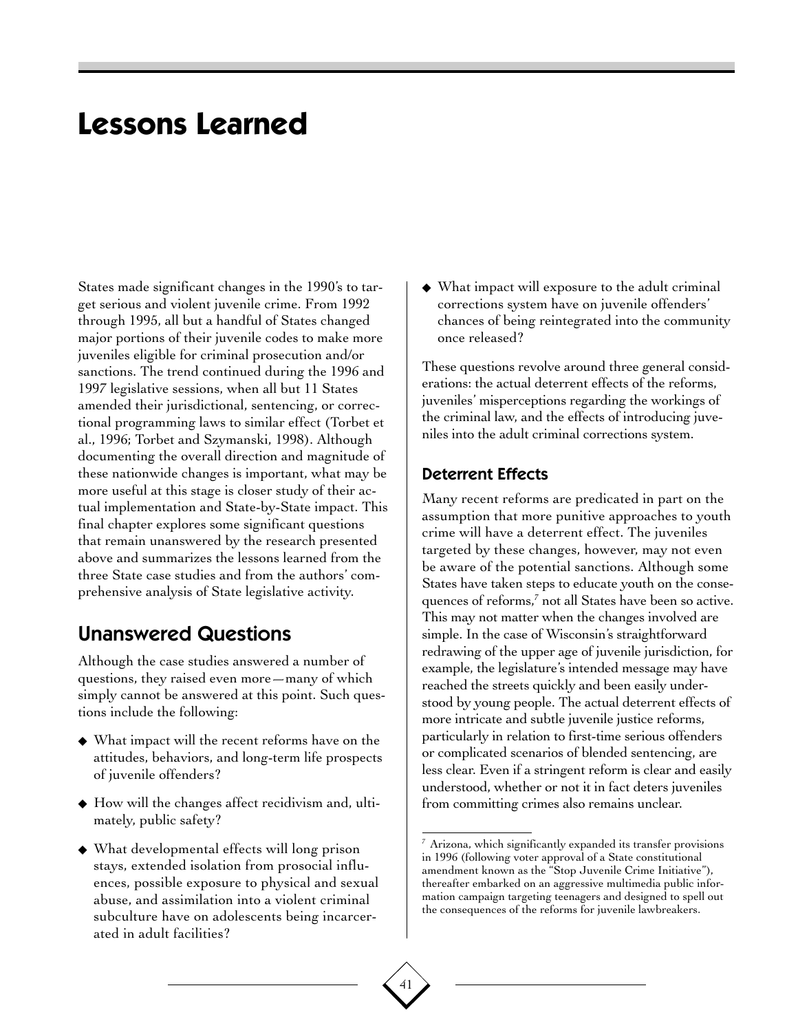# Lessons Learned

States made significant changes in the 1990's to target serious and violent juvenile crime. From 1992 through 1995, all but a handful of States changed major portions of their juvenile codes to make more juveniles eligible for criminal prosecution and/or sanctions. The trend continued during the 1996 and 1997 legislative sessions, when all but 11 States amended their jurisdictional, sentencing, or correctional programming laws to similar effect (Torbet et al., 1996; Torbet and Szymanski, 1998). Although documenting the overall direction and magnitude of these nationwide changes is important, what may be more useful at this stage is closer study of their actual implementation and State-by-State impact. This final chapter explores some significant questions that remain unanswered by the research presented above and summarizes the lessons learned from the three State case studies and from the authors' comprehensive analysis of State legislative activity.

## Unanswered Questions

Although the case studies answered a number of questions, they raised even more—many of which simply cannot be answered at this point. Such questions include the following:

- What impact will the recent reforms have on the attitudes, behaviors, and long-term life prospects of juvenile offenders?
- How will the changes affect recidivism and, ultimately, public safety?
- What developmental effects will long prison stays, extended isolation from prosocial influences, possible exposure to physical and sexual abuse, and assimilation into a violent criminal subculture have on adolescents being incarcerated in adult facilities?
- What impact will exposure to the adult criminal corrections system have on juvenile offenders' chances of being reintegrated into the community once released?

These questions revolve around three general considerations: the actual deterrent effects of the reforms, juveniles' misperceptions regarding the workings of the criminal law, and the effects of introducing juveniles into the adult criminal corrections system.

### Deterrent Effects

Many recent reforms are predicated in part on the assumption that more punitive approaches to youth crime will have a deterrent effect. The juveniles targeted by these changes, however, may not even be aware of the potential sanctions. Although some States have taken steps to educate youth on the consequences of reforms,[7] not all States have been so active. This may not matter when the changes involved are simple. In the case of Wisconsin's straightforward redrawing of the upper age of juvenile jurisdiction, for example, the legislature's intended message may have reached the streets quickly and been easily understood by young people. The actual deterrent effects of more intricate and subtle juvenile justice reforms, particularly in relation to first-time serious offenders or complicated scenarios of blended sentencing, are less clear. Even if a stringent reform is clear and easily understood, whether or not it in fact deters juveniles from committing crimes also remains unclear.

[7] Arizona, which significantly expanded its transfer provisions in 1996 (following voter approval of a State constitutional amendment known as the "Stop Juvenile Crime Initiative"), thereafter embarked on an aggressive multimedia public information campaign targeting teenagers and designed to spell out the consequences of the reforms for juvenile lawbreakers.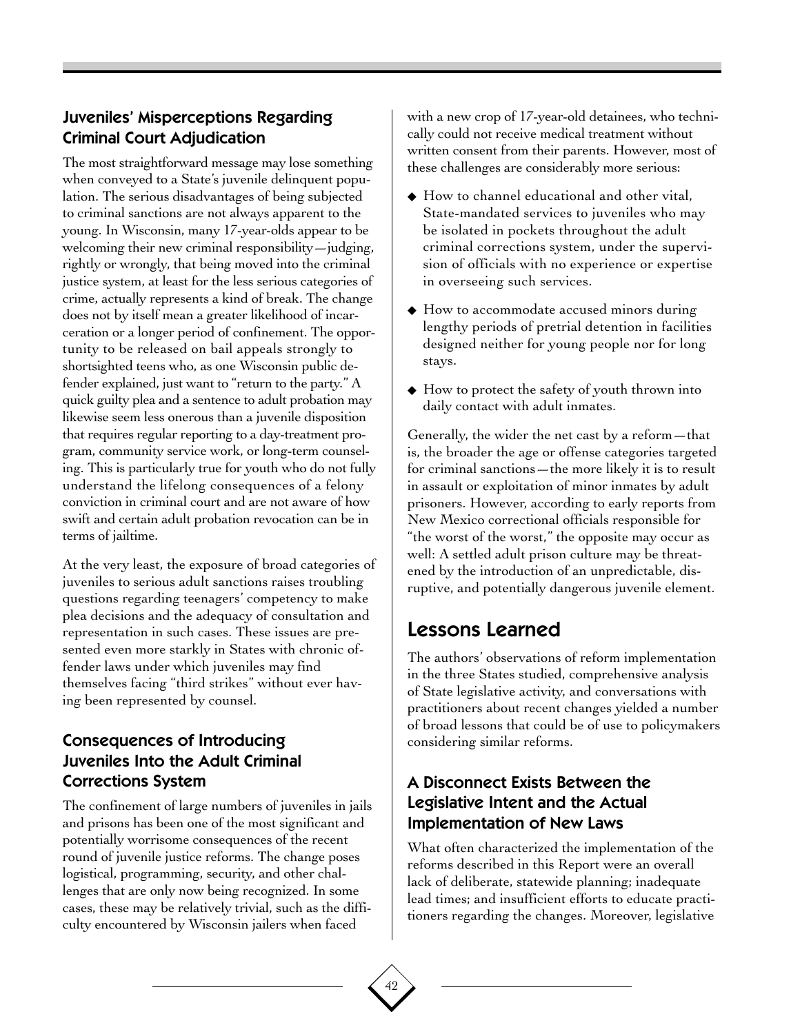### Juveniles' Misperceptions Regarding Criminal Court Adjudication

The most straightforward message may lose something when conveyed to a State's juvenile delinquent population. The serious disadvantages of being subjected to criminal sanctions are not always apparent to the young. In Wisconsin, many 17-year-olds appear to be welcoming their new criminal responsibility—judging, rightly or wrongly, that being moved into the criminal justice system, at least for the less serious categories of crime, actually represents a kind of break. The change does not by itself mean a greater likelihood of incarceration or a longer period of confinement. The opportunity to be released on bail appeals strongly to shortsighted teens who, as one Wisconsin public defender explained, just want to "return to the party." A quick guilty plea and a sentence to adult probation may likewise seem less onerous than a juvenile disposition that requires regular reporting to a day-treatment program, community service work, or long-term counseling. This is particularly true for youth who do not fully understand the lifelong consequences of a felony conviction in criminal court and are not aware of how swift and certain adult probation revocation can be in terms of jailtime.

At the very least, the exposure of broad categories of juveniles to serious adult sanctions raises troubling questions regarding teenagers' competency to make plea decisions and the adequacy of consultation and representation in such cases. These issues are presented even more starkly in States with chronic offender laws under which juveniles may find themselves facing "third strikes" without ever having been represented by counsel.

### Consequences of Introducing Juveniles Into the Adult Criminal Corrections System

The confinement of large numbers of juveniles in jails and prisons has been one of the most significant and potentially worrisome consequences of the recent round of juvenile justice reforms. The change poses logistical, programming, security, and other challenges that are only now being recognized. In some cases, these may be relatively trivial, such as the difficulty encountered by Wisconsin jailers when faced with a new crop of 17-year-old detainees, who technically could not receive medical treatment without written consent from their parents. However, most of these challenges are considerably more serious:

- How to channel educational and other vital, State-mandated services to juveniles who may be isolated in pockets throughout the adult criminal corrections system, under the supervision of officials with no experience or expertise in overseeing such services.
- How to accommodate accused minors during lengthy periods of pretrial detention in facilities designed neither for young people nor for long stays.
- How to protect the safety of youth thrown into daily contact with adult inmates.

Generally, the wider the net cast by a reform—that is, the broader the age or offense categories targeted for criminal sanctions—the more likely it is to result in assault or exploitation of minor inmates by adult prisoners. However, according to early reports from New Mexico correctional officials responsible for "the worst of the worst," the opposite may occur as well: A settled adult prison culture may be threatened by the introduction of an unpredictable, disruptive, and potentially dangerous juvenile element.

## Lessons Learned

The authors' observations of reform implementation in the three States studied, comprehensive analysis of State legislative activity, and conversations with practitioners about recent changes yielded a number of broad lessons that could be of use to policymakers considering similar reforms.

### A Disconnect Exists Between the Legislative Intent and the Actual Implementation of New Laws

What often characterized the implementation of the reforms described in this Report were an overall lack of deliberate, statewide planning; inadequate lead times; and insufficient efforts to educate practitioners regarding the changes. Moreover, legislative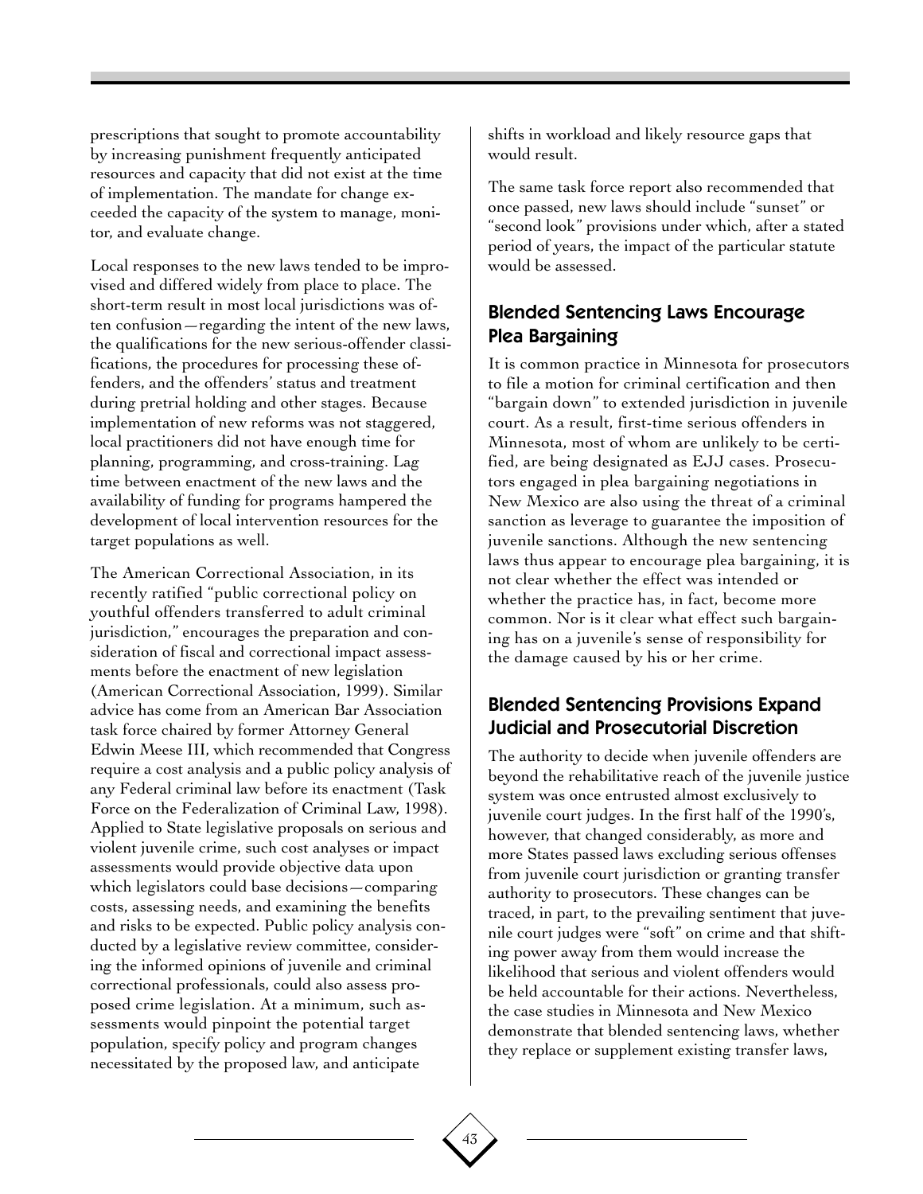prescriptions that sought to promote accountability by increasing punishment frequently anticipated resources and capacity that did not exist at the time of implementation. The mandate for change exceeded the capacity of the system to manage, monitor, and evaluate change.

Local responses to the new laws tended to be improvised and differed widely from place to place. The short-term result in most local jurisdictions was often confusion—regarding the intent of the new laws, the qualifications for the new serious-offender classifications, the procedures for processing these offenders, and the offenders' status and treatment during pretrial holding and other stages. Because implementation of new reforms was not staggered, local practitioners did not have enough time for planning, programming, and cross-training. Lag time between enactment of the new laws and the availability of funding for programs hampered the development of local intervention resources for the target populations as well.

The American Correctional Association, in its recently ratified "public correctional policy on youthful offenders transferred to adult criminal jurisdiction," encourages the preparation and consideration of fiscal and correctional impact assessments before the enactment of new legislation (American Correctional Association, 1999). Similar advice has come from an American Bar Association task force chaired by former Attorney General Edwin Meese III, which recommended that Congress require a cost analysis and a public policy analysis of any Federal criminal law before its enactment (Task Force on the Federalization of Criminal Law, 1998). Applied to State legislative proposals on serious and violent juvenile crime, such cost analyses or impact assessments would provide objective data upon which legislators could base decisions—comparing costs, assessing needs, and examining the benefits and risks to be expected. Public policy analysis conducted by a legislative review committee, considering the informed opinions of juvenile and criminal correctional professionals, could also assess proposed crime legislation. At a minimum, such assessments would pinpoint the potential target population, specify policy and program changes necessitated by the proposed law, and anticipate shifts in workload and likely resource gaps that would result.

The same task force report also recommended that once passed, new laws should include "sunset" or "second look" provisions under which, after a stated period of years, the impact of the particular statute would be assessed.

## Blended Sentencing Laws Encourage Plea Bargaining

It is common practice in Minnesota for prosecutors to file a motion for criminal certification and then "bargain down" to extended jurisdiction in juvenile court. As a result, first-time serious offenders in Minnesota, most of whom are unlikely to be certified, are being designated as EJJ cases. Prosecutors engaged in plea bargaining negotiations in New Mexico are also using the threat of a criminal sanction as leverage to guarantee the imposition of juvenile sanctions. Although the new sentencing laws thus appear to encourage plea bargaining, it is not clear whether the effect was intended or whether the practice has, in fact, become more common. Nor is it clear what effect such bargaining has on a juvenile's sense of responsibility for the damage caused by his or her crime.

## Blended Sentencing Provisions Expand Judicial and Prosecutorial Discretion

The authority to decide when juvenile offenders are beyond the rehabilitative reach of the juvenile justice system was once entrusted almost exclusively to juvenile court judges. In the first half of the 1990's, however, that changed considerably, as more and more States passed laws excluding serious offenses from juvenile court jurisdiction or granting transfer authority to prosecutors. These changes can be traced, in part, to the prevailing sentiment that juvenile court judges were "soft" on crime and that shifting power away from them would increase the likelihood that serious and violent offenders would be held accountable for their actions. Nevertheless, the case studies in Minnesota and New Mexico demonstrate that blended sentencing laws, whether they replace or supplement existing transfer laws,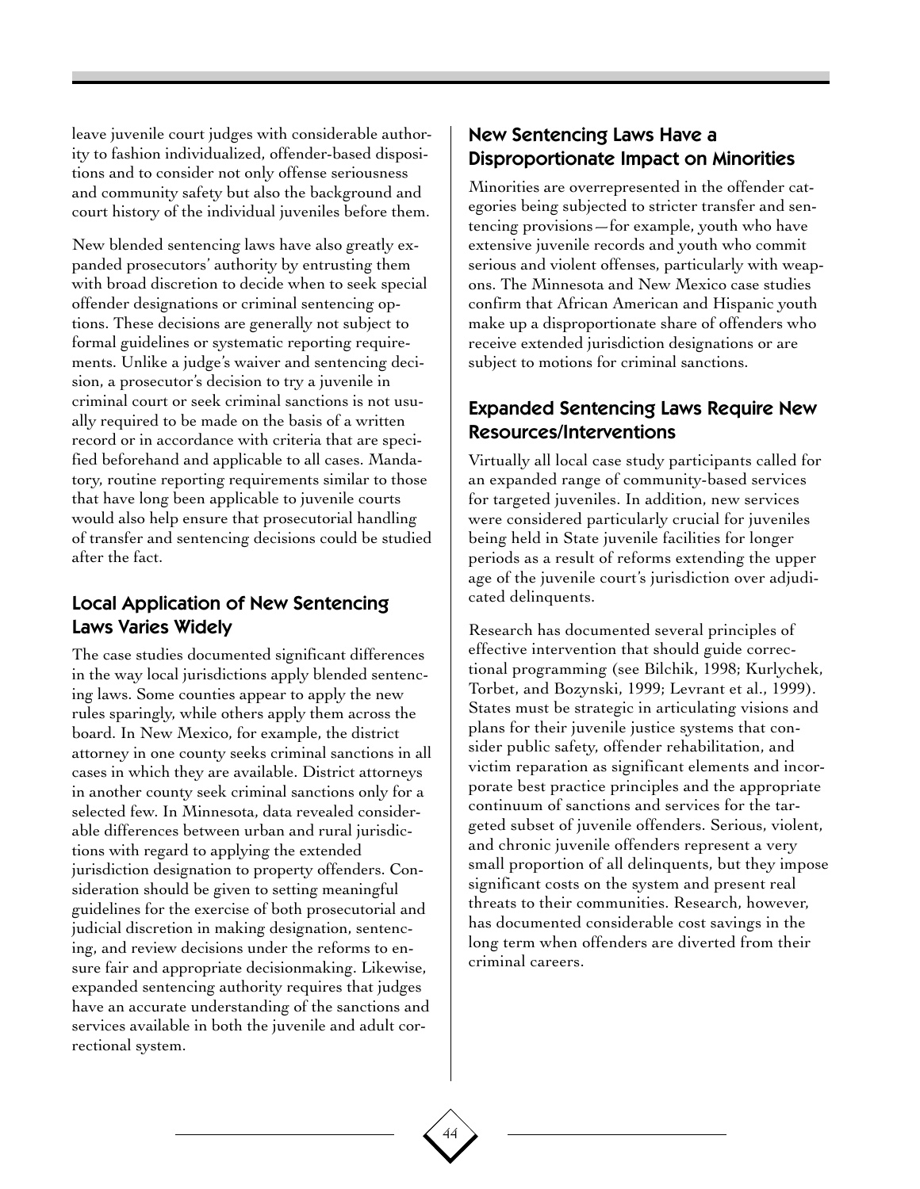leave juvenile court judges with considerable authority to fashion individualized, offender-based dispositions and to consider not only offense seriousness and community safety but also the background and court history of the individual juveniles before them.

New blended sentencing laws have also greatly expanded prosecutors' authority by entrusting them with broad discretion to decide when to seek special offender designations or criminal sentencing options. These decisions are generally not subject to formal guidelines or systematic reporting requirements. Unlike a judge's waiver and sentencing decision, a prosecutor's decision to try a juvenile in criminal court or seek criminal sanctions is not usually required to be made on the basis of a written record or in accordance with criteria that are specified beforehand and applicable to all cases. Mandatory, routine reporting requirements similar to those that have long been applicable to juvenile courts would also help ensure that prosecutorial handling of transfer and sentencing decisions could be studied after the fact.

## Local Application of New Sentencing Laws Varies Widely

The case studies documented significant differences in the way local jurisdictions apply blended sentencing laws. Some counties appear to apply the new rules sparingly, while others apply them across the board. In New Mexico, for example, the district attorney in one county seeks criminal sanctions in all cases in which they are available. District attorneys in another county seek criminal sanctions only for a selected few. In Minnesota, data revealed considerable differences between urban and rural jurisdictions with regard to applying the extended jurisdiction designation to property offenders. Consideration should be given to setting meaningful guidelines for the exercise of both prosecutorial and judicial discretion in making designation, sentencing, and review decisions under the reforms to ensure fair and appropriate decisionmaking. Likewise, expanded sentencing authority requires that judges have an accurate understanding of the sanctions and services available in both the juvenile and adult correctional system.

## New Sentencing Laws Have a Disproportionate Impact on Minorities

Minorities are overrepresented in the offender categories being subjected to stricter transfer and sentencing provisions—for example, youth who have extensive juvenile records and youth who commit serious and violent offenses, particularly with weapons. The Minnesota and New Mexico case studies confirm that African American and Hispanic youth make up a disproportionate share of offenders who receive extended jurisdiction designations or are subject to motions for criminal sanctions.

## Expanded Sentencing Laws Require New Resources/Interventions

Virtually all local case study participants called for an expanded range of community-based services for targeted juveniles. In addition, new services were considered particularly crucial for juveniles being held in State juvenile facilities for longer periods as a result of reforms extending the upper age of the juvenile court's jurisdiction over adjudicated delinquents.

Research has documented several principles of effective intervention that should guide correctional programming (see Bilchik, 1998; Kurlychek, Torbet, and Bozynski, 1999; Levrant et al., 1999). States must be strategic in articulating visions and plans for their juvenile justice systems that consider public safety, offender rehabilitation, and victim reparation as significant elements and incorporate best practice principles and the appropriate continuum of sanctions and services for the targeted subset of juvenile offenders. Serious, violent, and chronic juvenile offenders represent a very small proportion of all delinquents, but they impose significant costs on the system and present real threats to their communities. Research, however, has documented considerable cost savings in the long term when offenders are diverted from their criminal careers.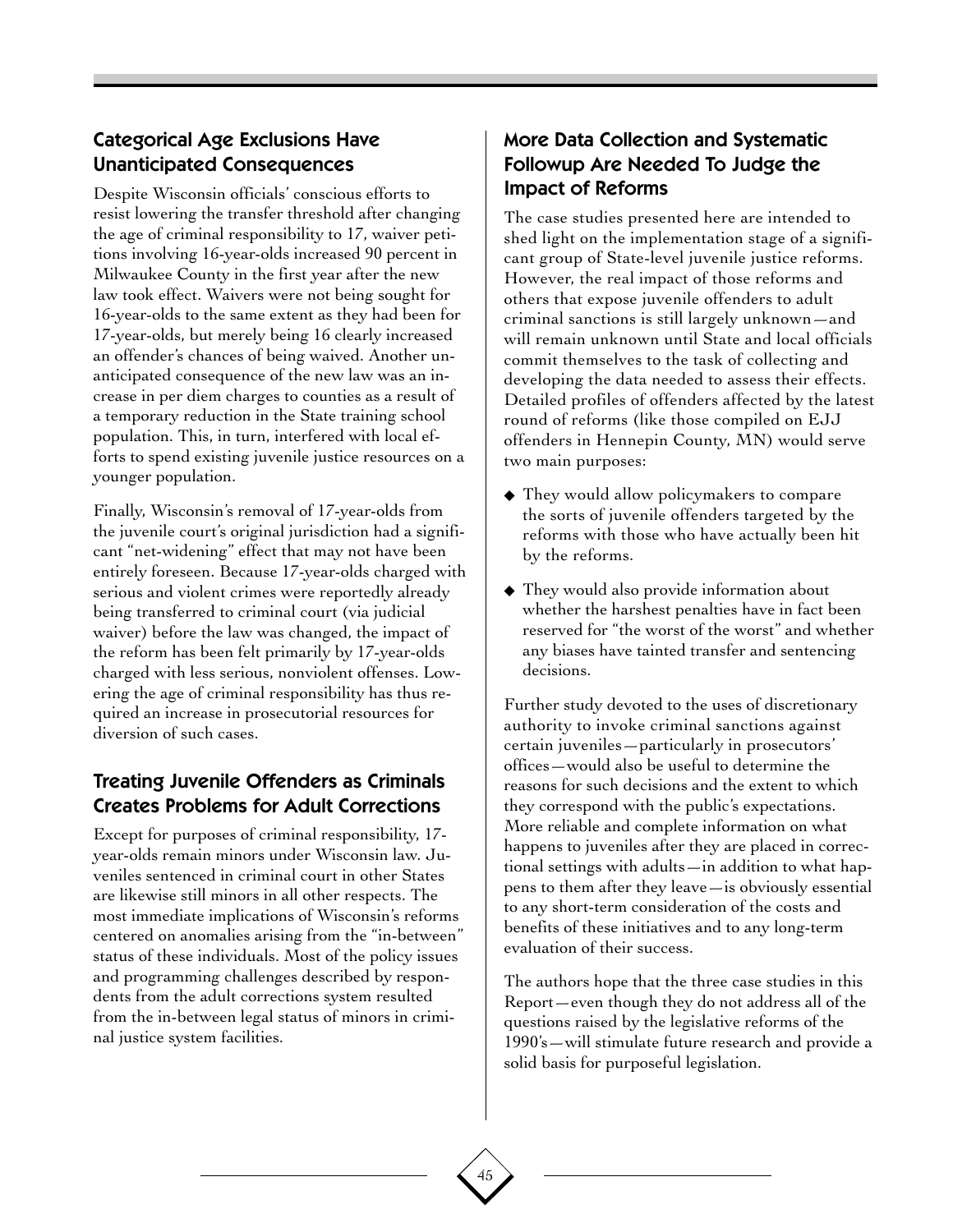## Categorical Age Exclusions Have Unanticipated Consequences

Despite Wisconsin officials' conscious efforts to resist lowering the transfer threshold after changing the age of criminal responsibility to 17, waiver petitions involving 16-year-olds increased 90 percent in Milwaukee County in the first year after the new law took effect. Waivers were not being sought for 16-year-olds to the same extent as they had been for 17-year-olds, but merely being 16 clearly increased an offender's chances of being waived. Another unanticipated consequence of the new law was an increase in per diem charges to counties as a result of a temporary reduction in the State training school population. This, in turn, interfered with local efforts to spend existing juvenile justice resources on a younger population.

Finally, Wisconsin's removal of 17-year-olds from the juvenile court's original jurisdiction had a significant "net-widening" effect that may not have been entirely foreseen. Because 17-year-olds charged with serious and violent crimes were reportedly already being transferred to criminal court (via judicial waiver) before the law was changed, the impact of the reform has been felt primarily by 17-year-olds charged with less serious, nonviolent offenses. Lowering the age of criminal responsibility has thus required an increase in prosecutorial resources for diversion of such cases.

## Treating Juvenile Offenders as Criminals Creates Problems for Adult Corrections

Except for purposes of criminal responsibility, 17-year-olds remain minors under Wisconsin law. Juveniles sentenced in criminal court in other States are likewise still minors in all other respects. The most immediate implications of Wisconsin's reforms centered on anomalies arising from the "in-between" status of these individuals. Most of the policy issues and programming challenges described by respondents from the adult corrections system resulted from the in-between legal status of minors in criminal justice system facilities.

## More Data Collection and Systematic Followup Are Needed To Judge the Impact of Reforms

The case studies presented here are intended to shed light on the implementation stage of a significant group of State-level juvenile justice reforms. However, the real impact of those reforms and others that expose juvenile offenders to adult criminal sanctions is still largely unknown—and will remain unknown until State and local officials commit themselves to the task of collecting and developing the data needed to assess their effects. Detailed profiles of offenders affected by the latest round of reforms (like those compiled on EJJ offenders in Hennepin County, MN) would serve two main purposes:

- They would allow policymakers to compare the sorts of juvenile offenders targeted by the reforms with those who have actually been hit by the reforms.
- They would also provide information about whether the harshest penalties have in fact been reserved for "the worst of the worst" and whether any biases have tainted transfer and sentencing decisions.

Further study devoted to the uses of discretionary authority to invoke criminal sanctions against certain juveniles—particularly in prosecutors' offices—would also be useful to determine the reasons for such decisions and the extent to which they correspond with the public's expectations. More reliable and complete information on what happens to juveniles after they are placed in correctional settings with adults—in addition to what happens to them after they leave—is obviously essential to any short-term consideration of the costs and benefits of these initiatives and to any long-term evaluation of their success.

The authors hope that the three case studies in this Report—even though they do not address all of the questions raised by the legislative reforms of the 1990's—will stimulate future research and provide a solid basis for purposeful legislation.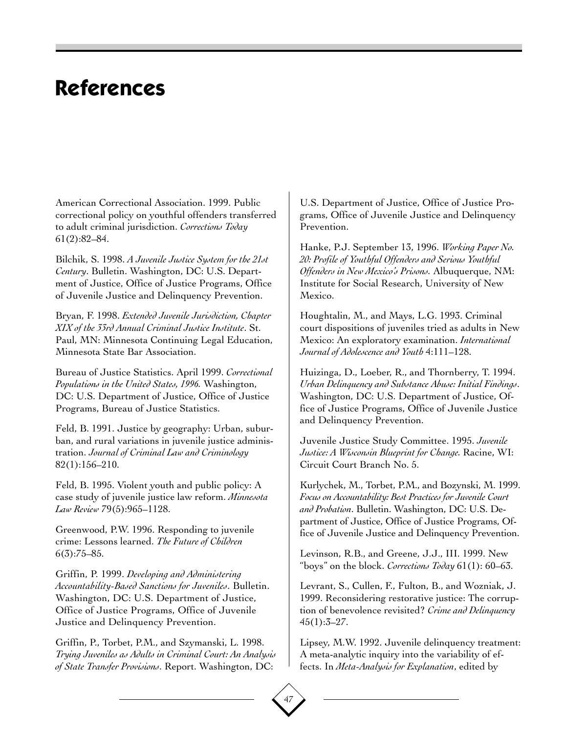# References

American Correctional Association. 1999. Public correctional policy on youthful offenders transferred to adult criminal jurisdiction. *Corrections Today* 61(2):82–84.

Bilchik, S. 1998. *A Juvenile Justice System for the 21st Century*. Bulletin. Washington, DC: U.S. Department of Justice, Office of Justice Programs, Office of Juvenile Justice and Delinquency Prevention.

Bryan, F. 1998. *Extended Juvenile Jurisdiction, Chapter XIX of the 33rd Annual Criminal Justice Institute*. St. Paul, MN: Minnesota Continuing Legal Education, Minnesota State Bar Association.

Bureau of Justice Statistics. April 1999. *Correctional Populations in the United States, 1996.* Washington, DC: U.S. Department of Justice, Office of Justice Programs, Bureau of Justice Statistics.

Feld, B. 1991. Justice by geography: Urban, suburban, and rural variations in juvenile justice administration. *Journal of Criminal Law and Criminology* 82(1):156–210.

Feld, B. 1995. Violent youth and public policy: A case study of juvenile justice law reform. *Minnesota Law Review* 79(5):965–1128.

Greenwood, P.W. 1996. Responding to juvenile crime: Lessons learned. *The Future of Children* 6(3):75–85.

Griffin, P. 1999. *Developing and Administering Accountability-Based Sanctions for Juveniles*. Bulletin. Washington, DC: U.S. Department of Justice, Office of Justice Programs, Office of Juvenile Justice and Delinquency Prevention.

Griffin, P., Torbet, P.M., and Szymanski, L. 1998. *Trying Juveniles as Adults in Criminal Court: An Analysis of State Transfer Provisions*. Report. Washington, DC: U.S. Department of Justice, Office of Justice Programs, Office of Juvenile Justice and Delinquency Prevention.

Hanke, P.J. September 13, 1996. *Working Paper No. 20: Profile of Youthful Offenders and Serious Youthful Offenders in New Mexico's Prisons*. Albuquerque, NM: Institute for Social Research, University of New Mexico.

Houghtalin, M., and Mays, L.G. 1993. Criminal court dispositions of juveniles tried as adults in New Mexico: An exploratory examination. *International Journal of Adolescence and Youth* 4:111–128.

Huizinga, D., Loeber, R., and Thornberry, T. 1994. *Urban Delinquency and Substance Abuse: Initial Findings*. Washington, DC: U.S. Department of Justice, Office of Justice Programs, Office of Juvenile Justice and Delinquency Prevention.

Juvenile Justice Study Committee. 1995. *Juvenile Justice: A Wisconsin Blueprint for Change.* Racine, WI: Circuit Court Branch No. 5.

Kurlychek, M., Torbet, P.M., and Bozynski, M. 1999. *Focus on Accountability: Best Practices for Juvenile Court and Probation*. Bulletin. Washington, DC: U.S. Department of Justice, Office of Justice Programs, Office of Juvenile Justice and Delinquency Prevention.

Levinson, R.B., and Greene, J.J., III. 1999. New "boys" on the block. *Corrections Today* 61(1): 60–63.

Levrant, S., Cullen, F., Fulton, B., and Wozniak, J. 1999. Reconsidering restorative justice: The corruption of benevolence revisited? *Crime and Delinquency* 45(1):3–27.

Lipsey, M.W. 1992. Juvenile delinquency treatment: A meta-analytic inquiry into the variability of effects. In *Meta-Analysis for Explanation*, edited by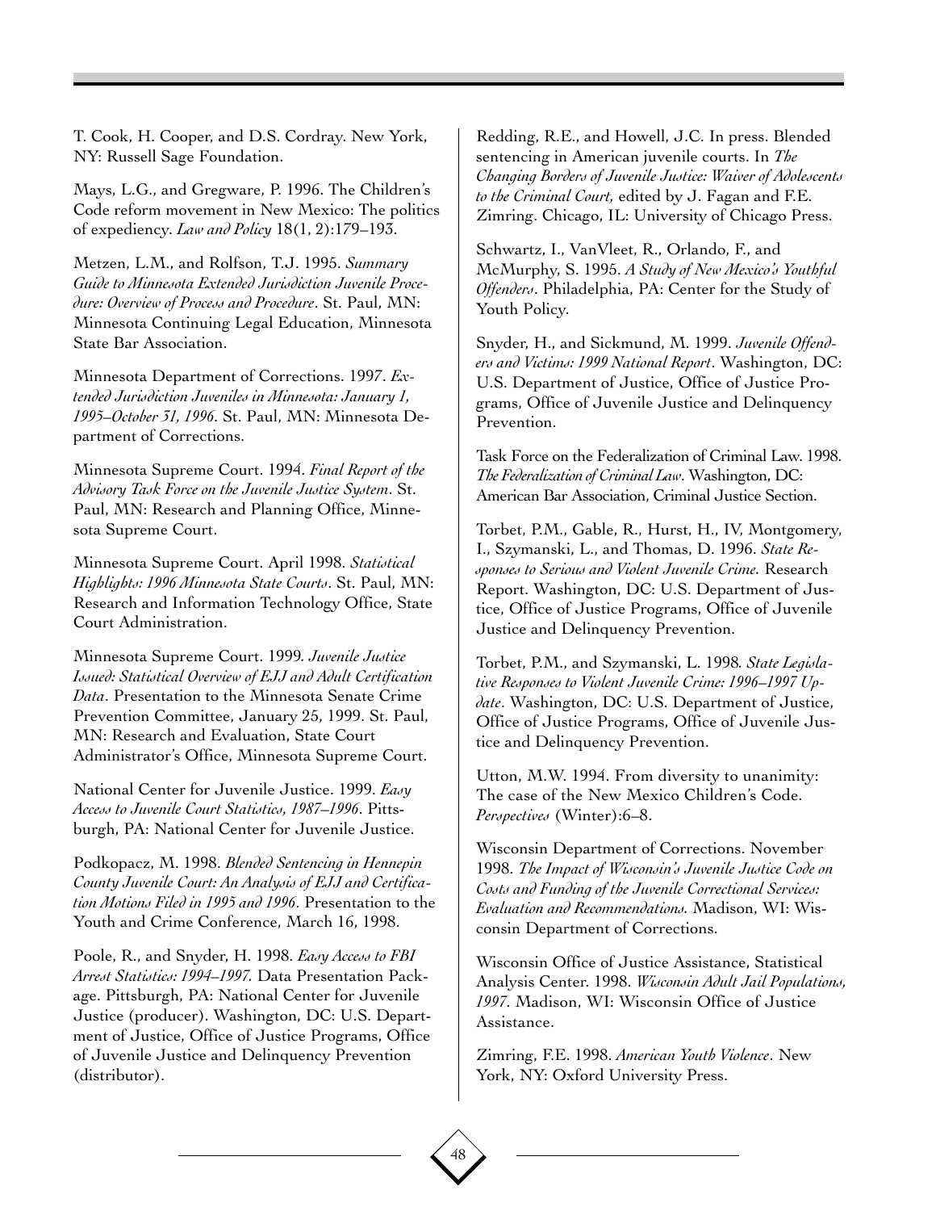T. Cook, H. Cooper, and D.S. Cordray. New York, NY: Russell Sage Foundation.

Mays, L.G., and Gregware, P. 1996. The Children's Code reform movement in New Mexico: The politics of expediency. *Law and Policy* 18(1, 2):179–193.

Metzen, L.M., and Rolfson, T.J. 1995. *Summary Guide to Minnesota Extended Jurisdiction Juvenile Procedure: Overview of Process and Procedure*. St. Paul, MN: Minnesota Continuing Legal Education, Minnesota State Bar Association.

Minnesota Department of Corrections. 1997. *Extended Jurisdiction Juveniles in Minnesota: January 1, 1995–October 31, 1996*. St. Paul, MN: Minnesota Department of Corrections.

Minnesota Supreme Court. 1994. *Final Report of the Advisory Task Force on the Juvenile Justice System*. St. Paul, MN: Research and Planning Office, Minnesota Supreme Court.

Minnesota Supreme Court. April 1998. *Statistical Highlights: 1996 Minnesota State Courts*. St. Paul, MN: Research and Information Technology Office, State Court Administration.

Minnesota Supreme Court. 1999. *Juvenile Justice Issued: Statistical Overview of EJJ and Adult Certification Data*. Presentation to the Minnesota Senate Crime Prevention Committee, January 25, 1999. St. Paul, MN: Research and Evaluation, State Court Administrator's Office, Minnesota Supreme Court.

National Center for Juvenile Justice. 1999. *Easy Access to Juvenile Court Statistics, 1987–1996*. Pittsburgh, PA: National Center for Juvenile Justice.

Podkopacz, M. 1998. *Blended Sentencing in Hennepin County Juvenile Court: An Analysis of EJJ and Certification Motions Filed in 1995 and 1996*. Presentation to the Youth and Crime Conference, March 16, 1998.

Poole, R., and Snyder, H. 1998. *Easy Access to FBI Arrest Statistics: 1994–1997.* Data Presentation Package. Pittsburgh, PA: National Center for Juvenile Justice (producer). Washington, DC: U.S. Department of Justice, Office of Justice Programs, Office of Juvenile Justice and Delinquency Prevention (distributor).

Redding, R.E., and Howell, J.C. In press. Blended sentencing in American juvenile courts. In *The Changing Borders of Juvenile Justice: Waiver of Adolescents to the Criminal Court,* edited by J. Fagan and F.E. Zimring. Chicago, IL: University of Chicago Press.

Schwartz, I., VanVleet, R., Orlando, F., and McMurphy, S. 1995. *A Study of New Mexico's Youthful Offenders*. Philadelphia, PA: Center for the Study of Youth Policy.

Snyder, H., and Sickmund, M. 1999. *Juvenile Offenders and Victims: 1999 National Report*. Washington, DC: U.S. Department of Justice, Office of Justice Programs, Office of Juvenile Justice and Delinquency Prevention.

Task Force on the Federalization of Criminal Law. 1998. *The Federalization of Criminal Law*. Washington, DC: American Bar Association, Criminal Justice Section.

Torbet, P.M., Gable, R., Hurst, H., IV, Montgomery, I., Szymanski, L., and Thomas, D. 1996. *State Responses to Serious and Violent Juvenile Crime.* Research Report. Washington, DC: U.S. Department of Justice, Office of Justice Programs, Office of Juvenile Justice and Delinquency Prevention.

Torbet, P.M., and Szymanski, L. 1998. *State Legislative Responses to Violent Juvenile Crime: 1996–1997 Update*. Washington, DC: U.S. Department of Justice, Office of Justice Programs, Office of Juvenile Justice and Delinquency Prevention.

Utton, M.W. 1994. From diversity to unanimity: The case of the New Mexico Children's Code. *Perspectives* (Winter):6–8.

Wisconsin Department of Corrections. November 1998. *The Impact of Wisconsin's Juvenile Justice Code on Costs and Funding of the Juvenile Correctional Services: Evaluation and Recommendations.* Madison, WI: Wisconsin Department of Corrections.

Wisconsin Office of Justice Assistance, Statistical Analysis Center. 1998. *Wisconsin Adult Jail Populations, 1997*. Madison, WI: Wisconsin Office of Justice Assistance.

Zimring, F.E. 1998. *American Youth Violence*. New York, NY: Oxford University Press.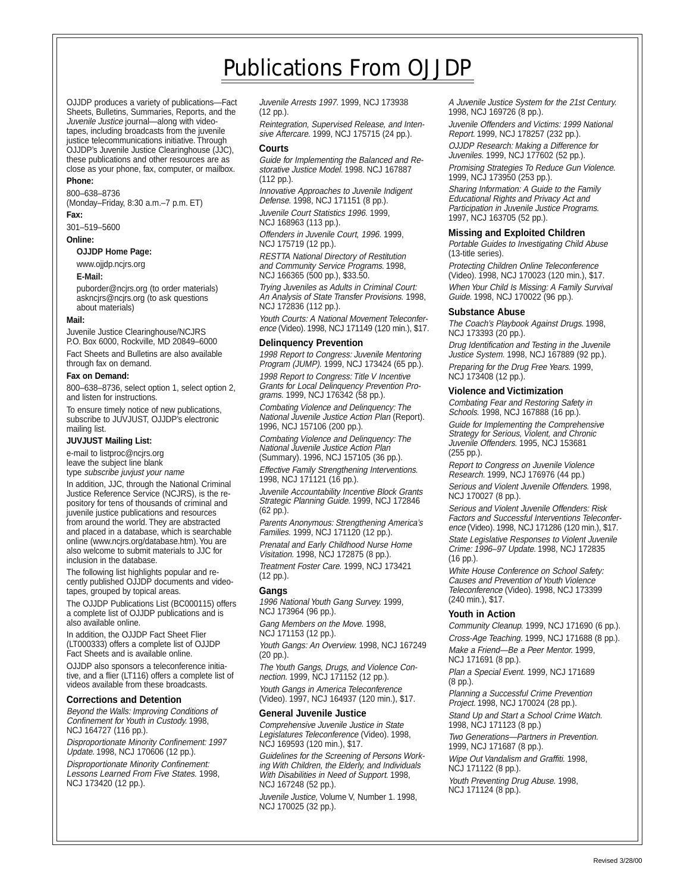# Publications From OJJDP

OJJDP produces a variety of publications—Fact Sheets, Bulletins, Summaries, Reports, and the *Juvenile Justice* journal—along with videotapes, including broadcasts from the juvenile justice telecommunications initiative. Through OJJDP's Juvenile Justice Clearinghouse (JJC), these publications and other resources are as close as your phone, fax, computer, or mailbox.

**Phone:**

800–638–8736
(Monday–Friday, 8:30 a.m.–7 p.m. ET)

**Fax:**

301–519–5600

**Online:**

**OJJDP Home Page:**

www.ojjdp.ncjrs.org

**E-Mail:**

puborder@ncjrs.org (to order materials)
askncjrs@ncjrs.org (to ask questions about materials)

**Mail:**

Juvenile Justice Clearinghouse/NCJRS
P.O. Box 6000, Rockville, MD 20849–6000

Fact Sheets and Bulletins are also available through fax on demand.

**Fax on Demand:**

800–638–8736, select option 1, select option 2, and listen for instructions.

To ensure timely notice of new publications, subscribe to JUVJUST, OJJDP's electronic mailing list.

**JUVJUST Mailing List:**

e-mail to listproc@ncjrs.org
leave the subject line blank
type *subscribe juvjust your name*

In addition, JJC, through the National Criminal Justice Reference Service (NCJRS), is the repository for tens of thousands of criminal and juvenile justice publications and resources from around the world. They are abstracted and placed in a database, which is searchable online (www.ncjrs.org/database.htm). You are also welcome to submit materials to JJC for inclusion in the database.

The following list highlights popular and recently published OJJDP documents and videotapes, grouped by topical areas.

The OJJDP Publications List (BC000115) offers a complete list of OJJDP publications and is also available online.

In addition, the OJJDP Fact Sheet Flier (LT000333) offers a complete list of OJJDP Fact Sheets and is available online.

OJJDP also sponsors a teleconference initiative, and a flier (LT116) offers a complete list of videos available from these broadcasts.

### Corrections and Detention

*Beyond the Walls: Improving Conditions of Confinement for Youth in Custody.* 1998, NCJ 164727 (116 pp.).

*Disproportionate Minority Confinement: 1997 Update.* 1998, NCJ 170606 (12 pp.).

*Disproportionate Minority Confinement: Lessons Learned From Five States.* 1998, NCJ 173420 (12 pp.).

*Juvenile Arrests 1997.* 1999, NCJ 173938 (12 pp.).

*Reintegration, Supervised Release, and Intensive Aftercare.* 1999, NCJ 175715 (24 pp.).

### Courts

*Guide for Implementing the Balanced and Restorative Justice Model.* 1998. NCJ 167887 (112 pp.).

*Innovative Approaches to Juvenile Indigent Defense.* 1998, NCJ 171151 (8 pp.).

*Juvenile Court Statistics 1996.* 1999, NCJ 168963 (113 pp.).

*Offenders in Juvenile Court, 1996.* 1999, NCJ 175719 (12 pp.).

*RESTTA National Directory of Restitution and Community Service Programs.* 1998, NCJ 166365 (500 pp.), $33.50.

*Trying Juveniles as Adults in Criminal Court: An Analysis of State Transfer Provisions.* 1998, NCJ 172836 (112 pp.).

*Youth Courts: A National Movement Teleconference* (Video). 1998, NCJ 171149 (120 min.), $17.

### Delinquency Prevention

*1998 Report to Congress: Juvenile Mentoring Program (JUMP).* 1999, NCJ 173424 (65 pp.).

*1998 Report to Congress: Title V Incentive Grants for Local Delinquency Prevention Programs.* 1999, NCJ 176342 (58 pp.).

*Combating Violence and Delinquency: The National Juvenile Justice Action Plan* (Report). 1996, NCJ 157106 (200 pp.).

*Combating Violence and Delinquency: The National Juvenile Justice Action Plan* (Summary). 1996, NCJ 157105 (36 pp.).

*Effective Family Strengthening Interventions.* 1998, NCJ 171121 (16 pp.).

*Juvenile Accountability Incentive Block Grants Strategic Planning Guide.* 1999, NCJ 172846 (62 pp.).

*Parents Anonymous: Strengthening America's Families.* 1999, NCJ 171120 (12 pp.).

*Prenatal and Early Childhood Nurse Home Visitation.* 1998, NCJ 172875 (8 pp.).

*Treatment Foster Care.* 1999, NCJ 173421 (12 pp.).

### Gangs

*1996 National Youth Gang Survey.* 1999, NCJ 173964 (96 pp.).

*Gang Members on the Move.* 1998, NCJ 171153 (12 pp.).

*Youth Gangs: An Overview.* 1998, NCJ 167249 (20 pp.).

*The Youth Gangs, Drugs, and Violence Connection.* 1999, NCJ 171152 (12 pp.).

*Youth Gangs in America Teleconference* (Video). 1997, NCJ 164937 (120 min.), $17.

### General Juvenile Justice

*Comprehensive Juvenile Justice in State Legislatures Teleconference* (Video). 1998, NCJ 169593 (120 min.), $17.

*Guidelines for the Screening of Persons Working With Children, the Elderly, and Individuals With Disabilities in Need of Support.* 1998, NCJ 167248 (52 pp.).

*Juvenile Justice,* Volume V, Number 1. 1998, NCJ 170025 (32 pp.).

*A Juvenile Justice System for the 21st Century.* 1998, NCJ 169726 (8 pp.).

*Juvenile Offenders and Victims: 1999 National Report.* 1999, NCJ 178257 (232 pp.).

*OJJDP Research: Making a Difference for Juveniles.* 1999, NCJ 177602 (52 pp.).

*Promising Strategies To Reduce Gun Violence.* 1999, NCJ 173950 (253 pp.).

*Sharing Information: A Guide to the Family Educational Rights and Privacy Act and Participation in Juvenile Justice Programs.* 1997, NCJ 163705 (52 pp.).

### Missing and Exploited Children

*Portable Guides to Investigating Child Abuse* (13-title series).

*Protecting Children Online Teleconference* (Video). 1998, NCJ 170023 (120 min.), $17.

*When Your Child Is Missing: A Family Survival Guide.* 1998, NCJ 170022 (96 pp.).

### Substance Abuse

*The Coach's Playbook Against Drugs.* 1998, NCJ 173393 (20 pp.).

*Drug Identification and Testing in the Juvenile Justice System.* 1998, NCJ 167889 (92 pp.).

*Preparing for the Drug Free Years.* 1999, NCJ 173408 (12 pp.).

### Violence and Victimization

*Combating Fear and Restoring Safety in Schools.* 1998, NCJ 167888 (16 pp.).

*Guide for Implementing the Comprehensive Strategy for Serious, Violent, and Chronic Juvenile Offenders.* 1995, NCJ 153681 (255 pp.).

*Report to Congress on Juvenile Violence Research.* 1999, NCJ 176976 (44 pp.)

*Serious and Violent Juvenile Offenders.* 1998, NCJ 170027 (8 pp.).

*Serious and Violent Juvenile Offenders: Risk Factors and Successful Interventions Teleconference* (Video). 1998, NCJ 171286 (120 min.), $17.

*State Legislative Responses to Violent Juvenile Crime: 1996–97 Update.* 1998, NCJ 172835 (16 pp.).

*White House Conference on School Safety: Causes and Prevention of Youth Violence Teleconference* (Video). 1998, NCJ 173399 (240 min.), $17.

### Youth in Action

*Community Cleanup.* 1999, NCJ 171690 (6 pp.).

*Cross-Age Teaching.* 1999, NCJ 171688 (8 pp.).

*Make a Friend—Be a Peer Mentor.* 1999, NCJ 171691 (8 pp.).

*Plan a Special Event.* 1999, NCJ 171689 (8 pp.).

*Planning a Successful Crime Prevention Project.* 1998, NCJ 170024 (28 pp.).

*Stand Up and Start a School Crime Watch.* 1998, NCJ 171123 (8 pp.)

*Two Generations—Partners in Prevention.* 1999, NCJ 171687 (8 pp.).

*Wipe Out Vandalism and Graffiti.* 1998, NCJ 171122 (8 pp.).

*Youth Preventing Drug Abuse.* 1998, NCJ 171124 (8 pp.).

Revised 3/28/00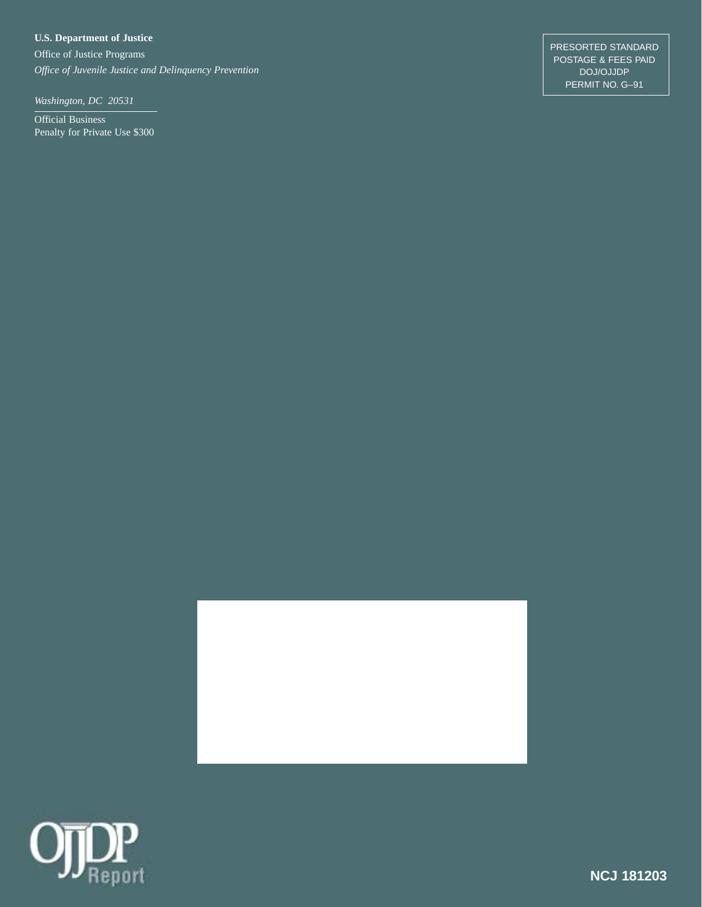**U.S. Department of Justice**

Office of Justice Programs

*Office of Juvenile Justice and Delinquency Prevention*

*Washington, DC 20531*

Official Business
Penalty for Private Use $300

PRESORTED STANDARD
POSTAGE & FEES PAID
DOJ/OJJDP
PERMIT NO. G–91

OJJDP Report

**NCJ 181203**